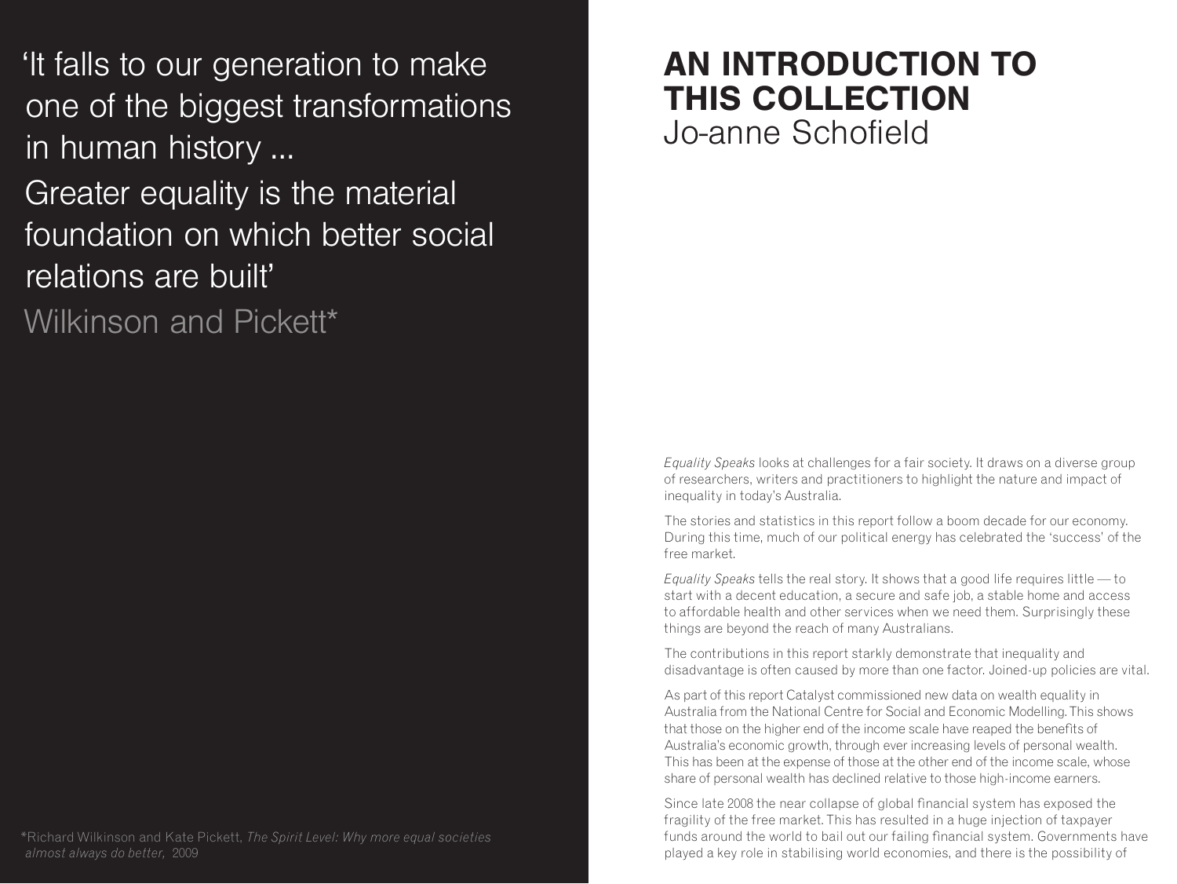'It falls to our generation to make one of the biggest transformations in human history ...

Greater equality is the material foundation on which better social relations are built'

Wilkinson and Pickett*

*Richard Wilkinson and Kate Pickett, *The Spirit Level: Why more equal societies almost always do better,* 2009

# AN INTRODUCTION TO THIS COLLECTION

Jo-anne Schofield

*Equality Speaks* looks at challenges for a fair society. It draws on a diverse group of researchers, writers and practitioners to highlight the nature and impact of inequality in today's Australia.

The stories and statistics in this report follow a boom decade for our economy. During this time, much of our political energy has celebrated the 'success' of the free market.

*Equality Speaks* tells the real story. It shows that a good life requires little — to start with a decent education, a secure and safe job, a stable home and access to affordable health and other services when we need them. Surprisingly these things are beyond the reach of many Australians.

The contributions in this report starkly demonstrate that inequality and disadvantage is often caused by more than one factor. Joined-up policies are vital.

As part of this report Catalyst commissioned new data on wealth equality in Australia from the National Centre for Social and Economic Modelling. This shows that those on the higher end of the income scale have reaped the benefits of Australia's economic growth, through ever increasing levels of personal wealth. This has been at the expense of those at the other end of the income scale, whose share of personal wealth has declined relative to those high-income earners.

Since late 2008 the near collapse of global financial system has exposed the fragility of the free market. This has resulted in a huge injection of taxpayer funds around the world to bail out our failing financial system. Governments have played a key role in stabilising world economies, and there is the possibility of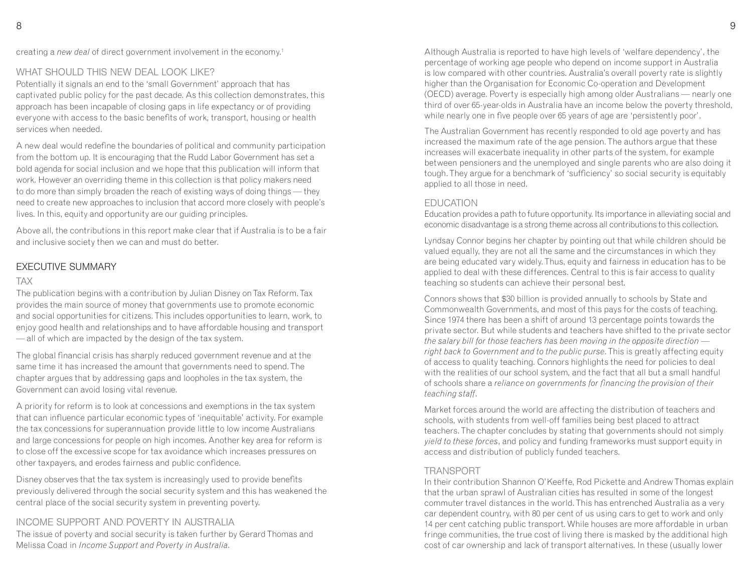creating a *new deal* of direct government involvement in the economy.[1]

## WHAT SHOULD THIS NEW DEAL LOOK LIKE?

Potentially it signals an end to the 'small Government' approach that has captivated public policy for the past decade. As this collection demonstrates, this approach has been incapable of closing gaps in life expectancy or of providing everyone with access to the basic benefits of work, transport, housing or health services when needed.

A new deal would redefine the boundaries of political and community participation from the bottom up. It is encouraging that the Rudd Labor Government has set a bold agenda for social inclusion and we hope that this publication will inform that work. However an overriding theme in this collection is that policy makers need to do more than simply broaden the reach of existing ways of doing things — they need to create new approaches to inclusion that accord more closely with people's lives. In this, equity and opportunity are our guiding principles.

Above all, the contributions in this report make clear that if Australia is to be a fair and inclusive society then we can and must do better.

# EXECUTIVE SUMMARY

## TAX

The publication begins with a contribution by Julian Disney on Tax Reform. Tax provides the main source of money that governments use to promote economic and social opportunities for citizens. This includes opportunities to learn, work, to enjoy good health and relationships and to have affordable housing and transport — all of which are impacted by the design of the tax system.

The global financial crisis has sharply reduced government revenue and at the same time it has increased the amount that governments need to spend. The chapter argues that by addressing gaps and loopholes in the tax system, the Government can avoid losing vital revenue.

A priority for reform is to look at concessions and exemptions in the tax system that can influence particular economic types of 'inequitable' activity. For example the tax concessions for superannuation provide little to low income Australians and large concessions for people on high incomes. Another key area for reform is to close off the excessive scope for tax avoidance which increases pressures on other taxpayers, and erodes fairness and public confidence.

Disney observes that the tax system is increasingly used to provide benefits previously delivered through the social security system and this has weakened the central place of the social security system in preventing poverty.

## INCOME SUPPORT AND POVERTY IN AUSTRALIA

The issue of poverty and social security is taken further by Gerard Thomas and Melissa Coad in *Income Support and Poverty in Australia*.

Although Australia is reported to have high levels of 'welfare dependency', the percentage of working age people who depend on income support in Australia is low compared with other countries. Australia's overall poverty rate is slightly higher than the Organisation for Economic Co-operation and Development (OECD) average. Poverty is especially high among older Australians — nearly one third of over 65-year-olds in Australia have an income below the poverty threshold, while nearly one in five people over 65 years of age are 'persistently poor'.

The Australian Government has recently responded to old age poverty and has increased the maximum rate of the age pension. The authors argue that these increases will exacerbate inequality in other parts of the system, for example between pensioners and the unemployed and single parents who are also doing it tough. They argue for a benchmark of 'sufficiency' so social security is equitably applied to all those in need.

## EDUCATION

Education provides a path to future opportunity. Its importance in alleviating social and economic disadvantage is a strong theme across all contributions to this collection.

Lyndsay Connor begins her chapter by pointing out that while children should be valued equally, they are not all the same and the circumstances in which they are being educated vary widely. Thus, equity and fairness in education has to be applied to deal with these differences. Central to this is fair access to quality teaching so students can achieve their personal best.

Connors shows that $30 billion is provided annually to schools by State and Commonwealth Governments, and most of this pays for the costs of teaching. Since 1974 there has been a shift of around 13 percentage points towards the private sector. But while students and teachers have shifted to the private sector *the salary bill for those teachers has been moving in the opposite direction — right back to Government and to the public purse*. This is greatly affecting equity of access to quality teaching. Connors highlights the need for policies to deal with the realities of our school system, and the fact that all but a small handful of schools share a *reliance on governments for financing the provision of their teaching staff*.

Market forces around the world are affecting the distribution of teachers and schools, with students from well-off families being best placed to attract teachers. The chapter concludes by stating that governments should not simply *yield to these forces*, and policy and funding frameworks must support equity in access and distribution of publicly funded teachers.

## TRANSPORT

In their contribution Shannon O'Keeffe, Rod Pickette and Andrew Thomas explain that the urban sprawl of Australian cities has resulted in some of the longest commuter travel distances in the world. This has entrenched Australia as a very car dependent country, with 80 per cent of us using cars to get to work and only 14 per cent catching public transport. While houses are more affordable in urban fringe communities, the true cost of living there is masked by the additional high cost of car ownership and lack of transport alternatives. In these (usually lower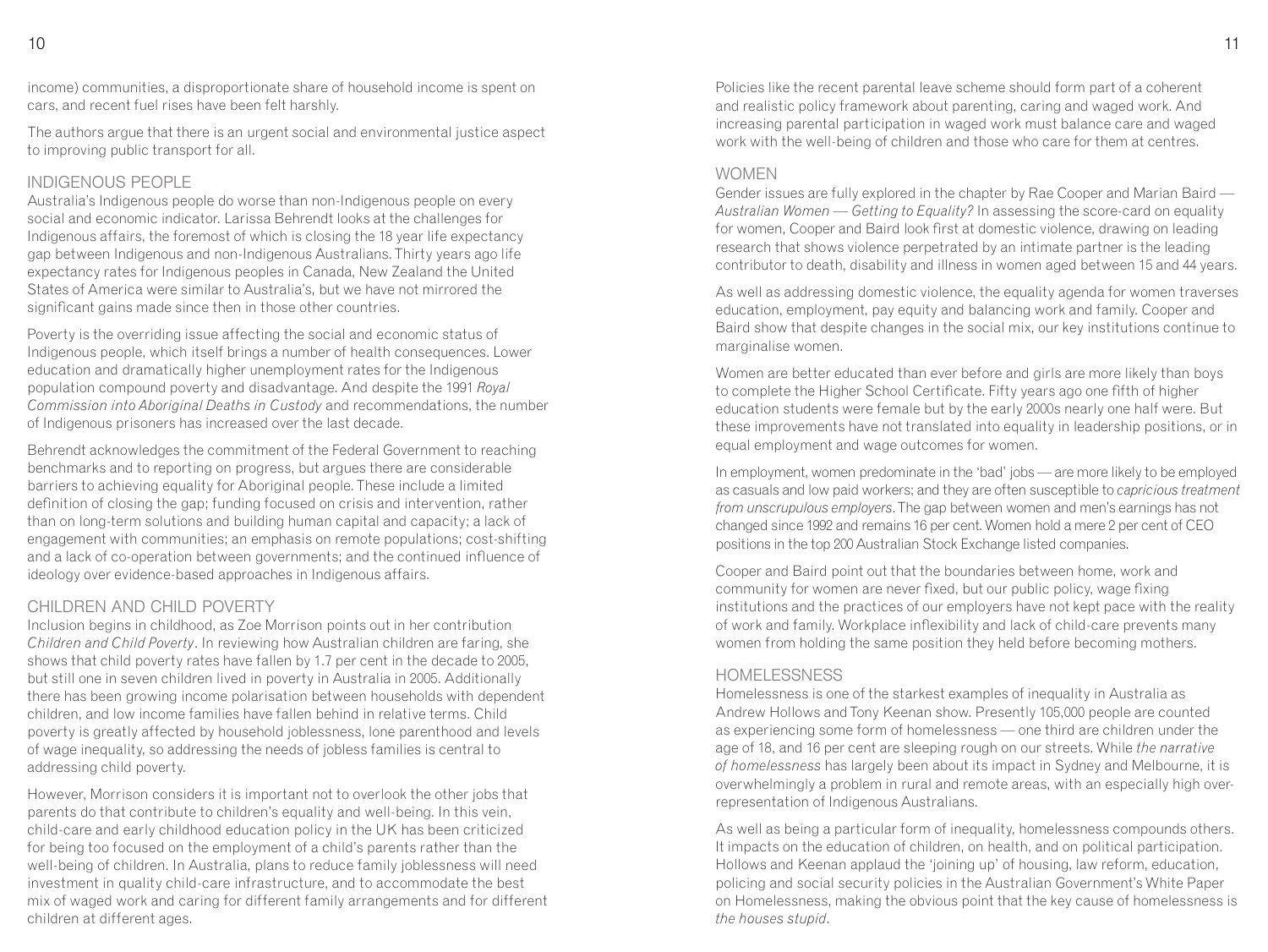income) communities, a disproportionate share of household income is spent on cars, and recent fuel rises have been felt harshly.

The authors argue that there is an urgent social and environmental justice aspect to improving public transport for all.

## INDIGENOUS PEOPLE

Australia's Indigenous people do worse than non-Indigenous people on every social and economic indicator. Larissa Behrendt looks at the challenges for Indigenous affairs, the foremost of which is closing the 18 year life expectancy gap between Indigenous and non-Indigenous Australians. Thirty years ago life expectancy rates for Indigenous peoples in Canada, New Zealand the United States of America were similar to Australia's, but we have not mirrored the significant gains made since then in those other countries.

Poverty is the overriding issue affecting the social and economic status of Indigenous people, which itself brings a number of health consequences. Lower education and dramatically higher unemployment rates for the Indigenous population compound poverty and disadvantage. And despite the 1991 *Royal Commission into Aboriginal Deaths in Custody* and recommendations, the number of Indigenous prisoners has increased over the last decade.

Behrendt acknowledges the commitment of the Federal Government to reaching benchmarks and to reporting on progress, but argues there are considerable barriers to achieving equality for Aboriginal people. These include a limited definition of closing the gap; funding focused on crisis and intervention, rather than on long-term solutions and building human capital and capacity; a lack of engagement with communities; an emphasis on remote populations; cost-shifting and a lack of co-operation between governments; and the continued influence of ideology over evidence-based approaches in Indigenous affairs.

## CHILDREN AND CHILD POVERTY

Inclusion begins in childhood, as Zoe Morrison points out in her contribution *Children and Child Poverty*. In reviewing how Australian children are faring, she shows that child poverty rates have fallen by 1.7 per cent in the decade to 2005, but still one in seven children lived in poverty in Australia in 2005. Additionally there has been growing income polarisation between households with dependent children, and low income families have fallen behind in relative terms. Child poverty is greatly affected by household joblessness, lone parenthood and levels of wage inequality, so addressing the needs of jobless families is central to addressing child poverty.

However, Morrison considers it is important not to overlook the other jobs that parents do that contribute to children's equality and well-being. In this vein, child-care and early childhood education policy in the UK has been criticized for being too focused on the employment of a child's parents rather than the well-being of children. In Australia, plans to reduce family joblessness will need investment in quality child-care infrastructure, and to accommodate the best mix of waged work and caring for different family arrangements and for different children at different ages.

Policies like the recent parental leave scheme should form part of a coherent and realistic policy framework about parenting, caring and waged work. And increasing parental participation in waged work must balance care and waged work with the well-being of children and those who care for them at centres.

## WOMEN

Gender issues are fully explored in the chapter by Rae Cooper and Marian Baird — *Australian Women — Getting to Equality?* In assessing the score-card on equality for women, Cooper and Baird look first at domestic violence, drawing on leading research that shows violence perpetrated by an intimate partner is the leading contributor to death, disability and illness in women aged between 15 and 44 years.

As well as addressing domestic violence, the equality agenda for women traverses education, employment, pay equity and balancing work and family. Cooper and Baird show that despite changes in the social mix, our key institutions continue to marginalise women.

Women are better educated than ever before and girls are more likely than boys to complete the Higher School Certificate. Fifty years ago one fifth of higher education students were female but by the early 2000s nearly one half were. But these improvements have not translated into equality in leadership positions, or in equal employment and wage outcomes for women.

In employment, women predominate in the 'bad' jobs — are more likely to be employed as casuals and low paid workers; and they are often susceptible to *capricious treatment from unscrupulous employers*. The gap between women and men's earnings has not changed since 1992 and remains 16 per cent. Women hold a mere 2 per cent of CEO positions in the top 200 Australian Stock Exchange listed companies.

Cooper and Baird point out that the boundaries between home, work and community for women are never fixed, but our public policy, wage fixing institutions and the practices of our employers have not kept pace with the reality of work and family. Workplace inflexibility and lack of child-care prevents many women from holding the same position they held before becoming mothers.

## HOMELESSNESS

Homelessness is one of the starkest examples of inequality in Australia as Andrew Hollows and Tony Keenan show. Presently 105,000 people are counted as experiencing some form of homelessness — one third are children under the age of 18, and 16 per cent are sleeping rough on our streets. While *the narrative of homelessness* has largely been about its impact in Sydney and Melbourne, it is overwhelmingly a problem in rural and remote areas, with an especially high over-representation of Indigenous Australians.

As well as being a particular form of inequality, homelessness compounds others. It impacts on the education of children, on health, and on political participation. Hollows and Keenan applaud the 'joining up' of housing, law reform, education, policing and social security policies in the Australian Government's White Paper on Homelessness, making the obvious point that the key cause of homelessness is *the houses stupid*.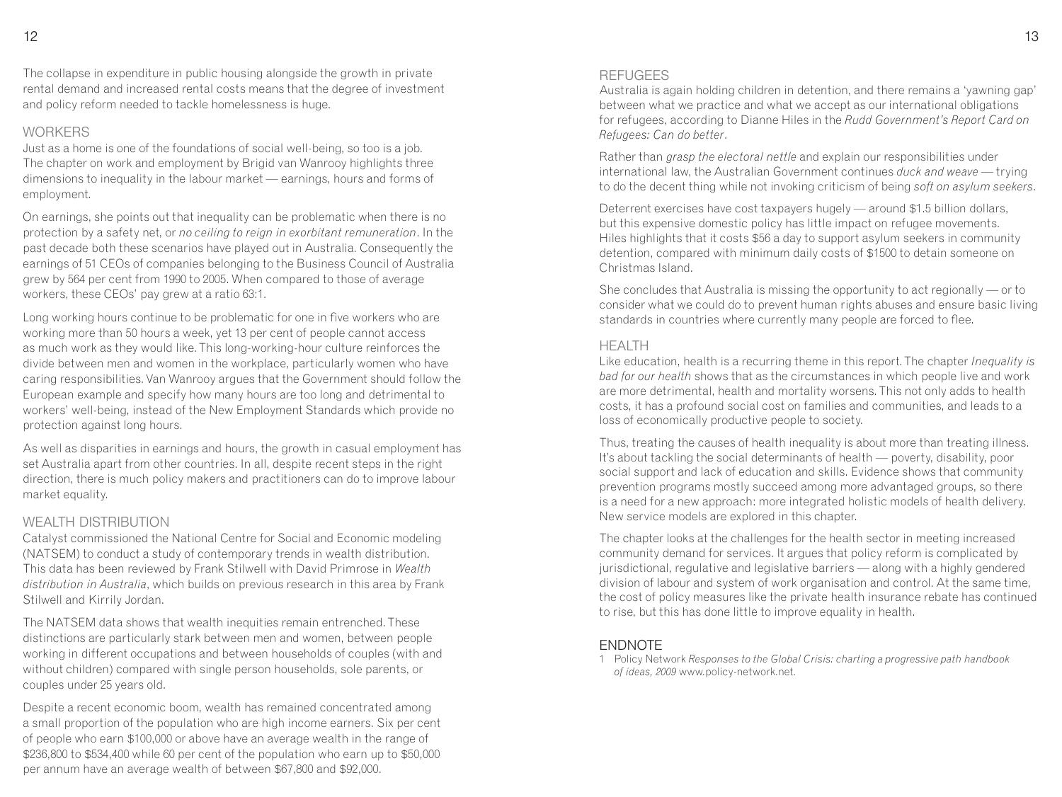The collapse in expenditure in public housing alongside the growth in private rental demand and increased rental costs means that the degree of investment and policy reform needed to tackle homelessness is huge.

## WORKERS

Just as a home is one of the foundations of social well-being, so too is a job. The chapter on work and employment by Brigid van Wanrooy highlights three dimensions to inequality in the labour market — earnings, hours and forms of employment.

On earnings, she points out that inequality can be problematic when there is no protection by a safety net, or *no ceiling to reign in exorbitant remuneration*. In the past decade both these scenarios have played out in Australia. Consequently the earnings of 51 CEOs of companies belonging to the Business Council of Australia grew by 564 per cent from 1990 to 2005. When compared to those of average workers, these CEOs' pay grew at a ratio 63:1.

Long working hours continue to be problematic for one in five workers who are working more than 50 hours a week, yet 13 per cent of people cannot access as much work as they would like. This long-working-hour culture reinforces the divide between men and women in the workplace, particularly women who have caring responsibilities. Van Wanrooy argues that the Government should follow the European example and specify how many hours are too long and detrimental to workers' well-being, instead of the New Employment Standards which provide no protection against long hours.

As well as disparities in earnings and hours, the growth in casual employment has set Australia apart from other countries. In all, despite recent steps in the right direction, there is much policy makers and practitioners can do to improve labour market equality.

## WEALTH DISTRIBUTION

Catalyst commissioned the National Centre for Social and Economic modeling (NATSEM) to conduct a study of contemporary trends in wealth distribution. This data has been reviewed by Frank Stilwell with David Primrose in *Wealth distribution in Australia*, which builds on previous research in this area by Frank Stilwell and Kirrily Jordan.

The NATSEM data shows that wealth inequities remain entrenched. These distinctions are particularly stark between men and women, between people working in different occupations and between households of couples (with and without children) compared with single person households, sole parents, or couples under 25 years old.

Despite a recent economic boom, wealth has remained concentrated among a small proportion of the population who are high income earners. Six per cent of people who earn $100,000 or above have an average wealth in the range of $236,800 to $534,400 while 60 per cent of the population who earn up to $50,000 per annum have an average wealth of between $67,800 and $92,000.

## REFUGEES

Australia is again holding children in detention, and there remains a 'yawning gap' between what we practice and what we accept as our international obligations for refugees, according to Dianne Hiles in the *Rudd Government's Report Card on Refugees: Can do better*.

Rather than *grasp the electoral nettle* and explain our responsibilities under international law, the Australian Government continues *duck and weave* — trying to do the decent thing while not invoking criticism of being *soft on asylum seekers*.

Deterrent exercises have cost taxpayers hugely — around $1.5 billion dollars, but this expensive domestic policy has little impact on refugee movements. Hiles highlights that it costs $56 a day to support asylum seekers in community detention, compared with minimum daily costs of $1500 to detain someone on Christmas Island.

She concludes that Australia is missing the opportunity to act regionally — or to consider what we could do to prevent human rights abuses and ensure basic living standards in countries where currently many people are forced to flee.

## HEALTH

Like education, health is a recurring theme in this report. The chapter *Inequality is bad for our health* shows that as the circumstances in which people live and work are more detrimental, health and mortality worsens. This not only adds to health costs, it has a profound social cost on families and communities, and leads to a loss of economically productive people to society.

Thus, treating the causes of health inequality is about more than treating illness. It's about tackling the social determinants of health — poverty, disability, poor social support and lack of education and skills. Evidence shows that community prevention programs mostly succeed among more advantaged groups, so there is a need for a new approach: more integrated holistic models of health delivery. New service models are explored in this chapter.

The chapter looks at the challenges for the health sector in meeting increased community demand for services. It argues that policy reform is complicated by jurisdictional, regulative and legislative barriers — along with a highly gendered division of labour and system of work organisation and control. At the same time, the cost of policy measures like the private health insurance rebate has continued to rise, but this has done little to improve equality in health.

## ENDNOTE

1 Policy Network *Responses to the Global Crisis: charting a progressive path handbook of ideas, 2009* www.policy-network.net.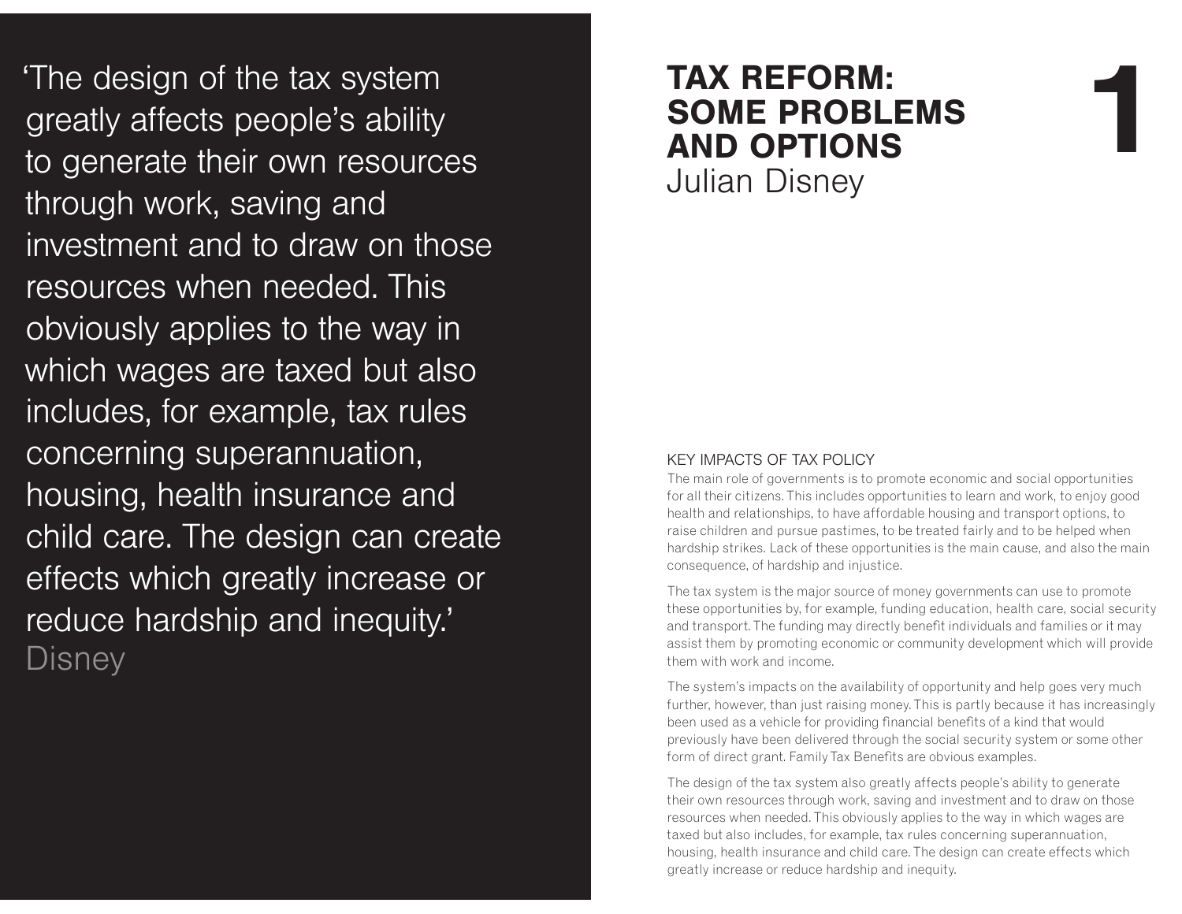‘The design of the tax system greatly affects people’s ability to generate their own resources through work, saving and investment and to draw on those resources when needed. This obviously applies to the way in which wages are taxed but also includes, for example, tax rules concerning superannuation, housing, health insurance and child care. The design can create effects which greatly increase or reduce hardship and inequity.’
Disney

# 1 TAX REFORM: SOME PROBLEMS AND OPTIONS

Julian Disney

## KEY IMPACTS OF TAX POLICY

The main role of governments is to promote economic and social opportunities for all their citizens. This includes opportunities to learn and work, to enjoy good health and relationships, to have affordable housing and transport options, to raise children and pursue pastimes, to be treated fairly and to be helped when hardship strikes. Lack of these opportunities is the main cause, and also the main consequence, of hardship and injustice.

The tax system is the major source of money governments can use to promote these opportunities by, for example, funding education, health care, social security and transport. The funding may directly benefit individuals and families or it may assist them by promoting economic or community development which will provide them with work and income.

The system’s impacts on the availability of opportunity and help goes very much further, however, than just raising money. This is partly because it has increasingly been used as a vehicle for providing financial benefits of a kind that would previously have been delivered through the social security system or some other form of direct grant. Family Tax Benefits are obvious examples.

The design of the tax system also greatly affects people’s ability to generate their own resources through work, saving and investment and to draw on those resources when needed. This obviously applies to the way in which wages are taxed but also includes, for example, tax rules concerning superannuation, housing, health insurance and child care. The design can create effects which greatly increase or reduce hardship and inequity.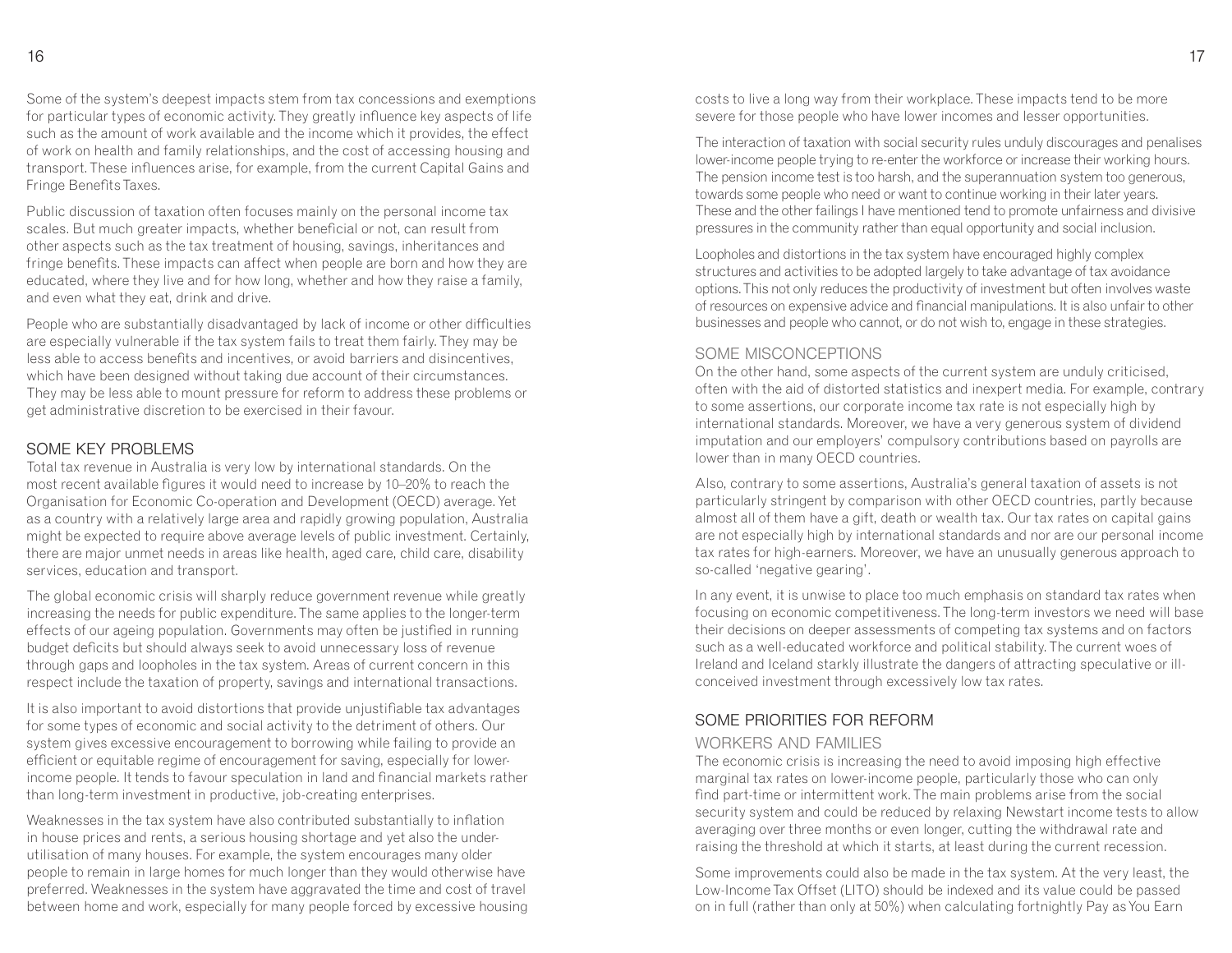Some of the system's deepest impacts stem from tax concessions and exemptions for particular types of economic activity. They greatly influence key aspects of life such as the amount of work available and the income which it provides, the effect of work on health and family relationships, and the cost of accessing housing and transport. These influences arise, for example, from the current Capital Gains and Fringe Benefits Taxes.

Public discussion of taxation often focuses mainly on the personal income tax scales. But much greater impacts, whether beneficial or not, can result from other aspects such as the tax treatment of housing, savings, inheritances and fringe benefits. These impacts can affect when people are born and how they are educated, where they live and for how long, whether and how they raise a family, and even what they eat, drink and drive.

People who are substantially disadvantaged by lack of income or other difficulties are especially vulnerable if the tax system fails to treat them fairly. They may be less able to access benefits and incentives, or avoid barriers and disincentives, which have been designed without taking due account of their circumstances. They may be less able to mount pressure for reform to address these problems or get administrative discretion to be exercised in their favour.

## SOME KEY PROBLEMS

Total tax revenue in Australia is very low by international standards. On the most recent available figures it would need to increase by 10–20% to reach the Organisation for Economic Co-operation and Development (OECD) average. Yet as a country with a relatively large area and rapidly growing population, Australia might be expected to require above average levels of public investment. Certainly, there are major unmet needs in areas like health, aged care, child care, disability services, education and transport.

The global economic crisis will sharply reduce government revenue while greatly increasing the needs for public expenditure. The same applies to the longer-term effects of our ageing population. Governments may often be justified in running budget deficits but should always seek to avoid unnecessary loss of revenue through gaps and loopholes in the tax system. Areas of current concern in this respect include the taxation of property, savings and international transactions.

It is also important to avoid distortions that provide unjustifiable tax advantages for some types of economic and social activity to the detriment of others. Our system gives excessive encouragement to borrowing while failing to provide an efficient or equitable regime of encouragement for saving, especially for lower-income people. It tends to favour speculation in land and financial markets rather than long-term investment in productive, job-creating enterprises.

Weaknesses in the tax system have also contributed substantially to inflation in house prices and rents, a serious housing shortage and yet also the under-utilisation of many houses. For example, the system encourages many older people to remain in large homes for much longer than they would otherwise have preferred. Weaknesses in the system have aggravated the time and cost of travel between home and work, especially for many people forced by excessive housing costs to live a long way from their workplace. These impacts tend to be more severe for those people who have lower incomes and lesser opportunities.

The interaction of taxation with social security rules unduly discourages and penalises lower-income people trying to re-enter the workforce or increase their working hours. The pension income test is too harsh, and the superannuation system too generous, towards some people who need or want to continue working in their later years. These and the other failings I have mentioned tend to promote unfairness and divisive pressures in the community rather than equal opportunity and social inclusion.

Loopholes and distortions in the tax system have encouraged highly complex structures and activities to be adopted largely to take advantage of tax avoidance options. This not only reduces the productivity of investment but often involves waste of resources on expensive advice and financial manipulations. It is also unfair to other businesses and people who cannot, or do not wish to, engage in these strategies.

### SOME MISCONCEPTIONS

On the other hand, some aspects of the current system are unduly criticised, often with the aid of distorted statistics and inexpert media. For example, contrary to some assertions, our corporate income tax rate is not especially high by international standards. Moreover, we have a very generous system of dividend imputation and our employers' compulsory contributions based on payrolls are lower than in many OECD countries.

Also, contrary to some assertions, Australia's general taxation of assets is not particularly stringent by comparison with other OECD countries, partly because almost all of them have a gift, death or wealth tax. Our tax rates on capital gains are not especially high by international standards and nor are our personal income tax rates for high-earners. Moreover, we have an unusually generous approach to so-called 'negative gearing'.

In any event, it is unwise to place too much emphasis on standard tax rates when focusing on economic competitiveness. The long-term investors we need will base their decisions on deeper assessments of competing tax systems and on factors such as a well-educated workforce and political stability. The current woes of Ireland and Iceland starkly illustrate the dangers of attracting speculative or ill-conceived investment through excessively low tax rates.

## SOME PRIORITIES FOR REFORM

### WORKERS AND FAMILIES

The economic crisis is increasing the need to avoid imposing high effective marginal tax rates on lower-income people, particularly those who can only find part-time or intermittent work. The main problems arise from the social security system and could be reduced by relaxing Newstart income tests to allow averaging over three months or even longer, cutting the withdrawal rate and raising the threshold at which it starts, at least during the current recession.

Some improvements could also be made in the tax system. At the very least, the Low-Income Tax Offset (LITO) should be indexed and its value could be passed on in full (rather than only at 50%) when calculating fortnightly Pay as You Earn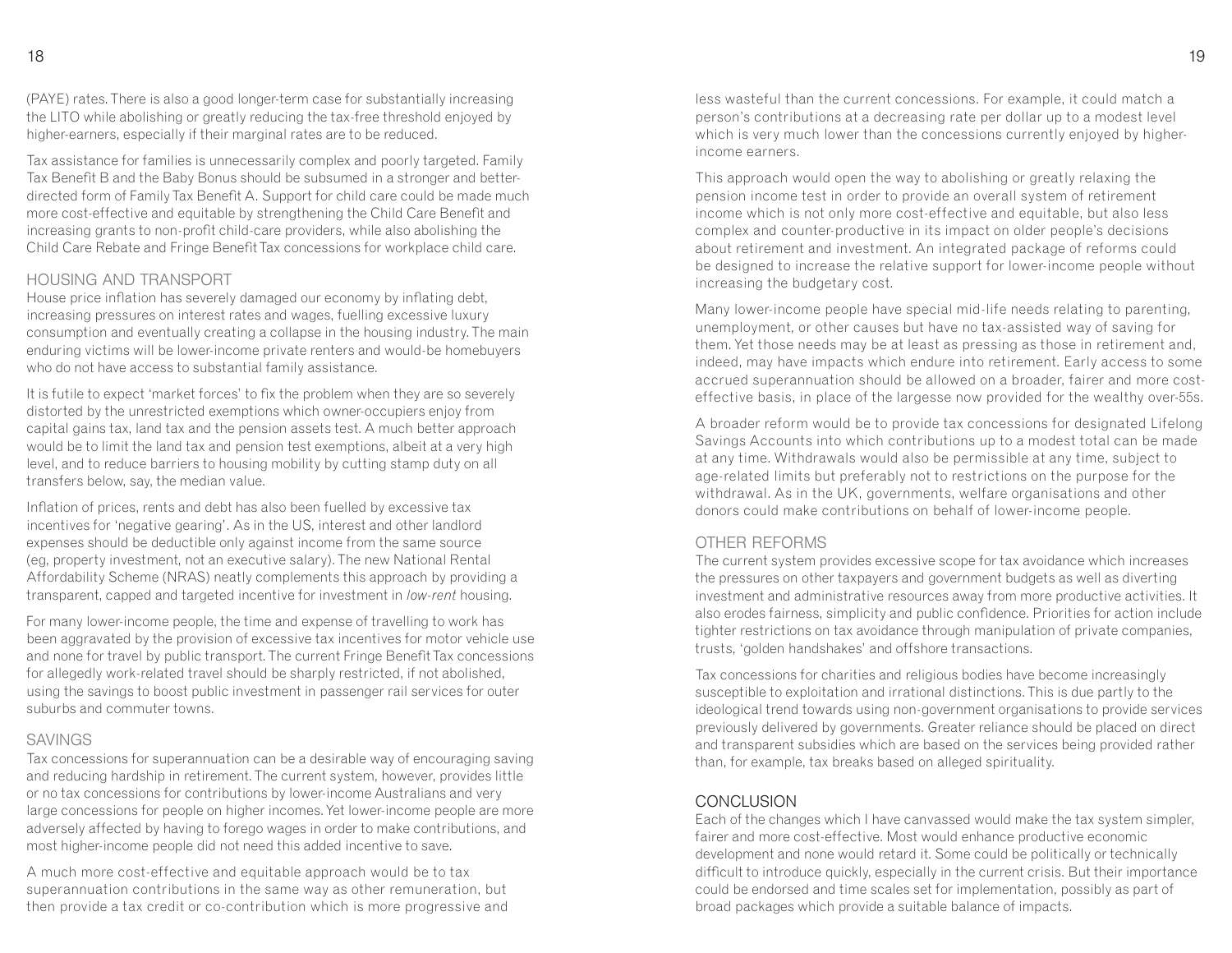(PAYE) rates. There is also a good longer-term case for substantially increasing the LITO while abolishing or greatly reducing the tax-free threshold enjoyed by higher-earners, especially if their marginal rates are to be reduced.

Tax assistance for families is unnecessarily complex and poorly targeted. Family Tax Benefit B and the Baby Bonus should be subsumed in a stronger and better-directed form of Family Tax Benefit A. Support for child care could be made much more cost-effective and equitable by strengthening the Child Care Benefit and increasing grants to non-profit child-care providers, while also abolishing the Child Care Rebate and Fringe Benefit Tax concessions for workplace child care.

## HOUSING AND TRANSPORT

House price inflation has severely damaged our economy by inflating debt, increasing pressures on interest rates and wages, fuelling excessive luxury consumption and eventually creating a collapse in the housing industry. The main enduring victims will be lower-income private renters and would-be homebuyers who do not have access to substantial family assistance.

It is futile to expect 'market forces' to fix the problem when they are so severely distorted by the unrestricted exemptions which owner-occupiers enjoy from capital gains tax, land tax and the pension assets test. A much better approach would be to limit the land tax and pension test exemptions, albeit at a very high level, and to reduce barriers to housing mobility by cutting stamp duty on all transfers below, say, the median value.

Inflation of prices, rents and debt has also been fuelled by excessive tax incentives for 'negative gearing'. As in the US, interest and other landlord expenses should be deductible only against income from the same source (eg, property investment, not an executive salary). The new National Rental Affordability Scheme (NRAS) neatly complements this approach by providing a transparent, capped and targeted incentive for investment in *low-rent* housing.

For many lower-income people, the time and expense of travelling to work has been aggravated by the provision of excessive tax incentives for motor vehicle use and none for travel by public transport. The current Fringe Benefit Tax concessions for allegedly work-related travel should be sharply restricted, if not abolished, using the savings to boost public investment in passenger rail services for outer suburbs and commuter towns.

## SAVINGS

Tax concessions for superannuation can be a desirable way of encouraging saving and reducing hardship in retirement. The current system, however, provides little or no tax concessions for contributions by lower-income Australians and very large concessions for people on higher incomes. Yet lower-income people are more adversely affected by having to forego wages in order to make contributions, and most higher-income people did not need this added incentive to save.

A much more cost-effective and equitable approach would be to tax superannuation contributions in the same way as other remuneration, but then provide a tax credit or co-contribution which is more progressive and less wasteful than the current concessions. For example, it could match a person's contributions at a decreasing rate per dollar up to a modest level which is very much lower than the concessions currently enjoyed by higher-income earners.

This approach would open the way to abolishing or greatly relaxing the pension income test in order to provide an overall system of retirement income which is not only more cost-effective and equitable, but also less complex and counter-productive in its impact on older people's decisions about retirement and investment. An integrated package of reforms could be designed to increase the relative support for lower-income people without increasing the budgetary cost.

Many lower-income people have special mid-life needs relating to parenting, unemployment, or other causes but have no tax-assisted way of saving for them. Yet those needs may be at least as pressing as those in retirement and, indeed, may have impacts which endure into retirement. Early access to some accrued superannuation should be allowed on a broader, fairer and more cost-effective basis, in place of the largesse now provided for the wealthy over-55s.

A broader reform would be to provide tax concessions for designated Lifelong Savings Accounts into which contributions up to a modest total can be made at any time. Withdrawals would also be permissible at any time, subject to age-related limits but preferably not to restrictions on the purpose for the withdrawal. As in the UK, governments, welfare organisations and other donors could make contributions on behalf of lower-income people.

## OTHER REFORMS

The current system provides excessive scope for tax avoidance which increases the pressures on other taxpayers and government budgets as well as diverting investment and administrative resources away from more productive activities. It also erodes fairness, simplicity and public confidence. Priorities for action include tighter restrictions on tax avoidance through manipulation of private companies, trusts, 'golden handshakes' and offshore transactions.

Tax concessions for charities and religious bodies have become increasingly susceptible to exploitation and irrational distinctions. This is due partly to the ideological trend towards using non-government organisations to provide services previously delivered by governments. Greater reliance should be placed on direct and transparent subsidies which are based on the services being provided rather than, for example, tax breaks based on alleged spirituality.

## CONCLUSION

Each of the changes which I have canvassed would make the tax system simpler, fairer and more cost-effective. Most would enhance productive economic development and none would retard it. Some could be politically or technically difficult to introduce quickly, especially in the current crisis. But their importance could be endorsed and time scales set for implementation, possibly as part of broad packages which provide a suitable balance of impacts.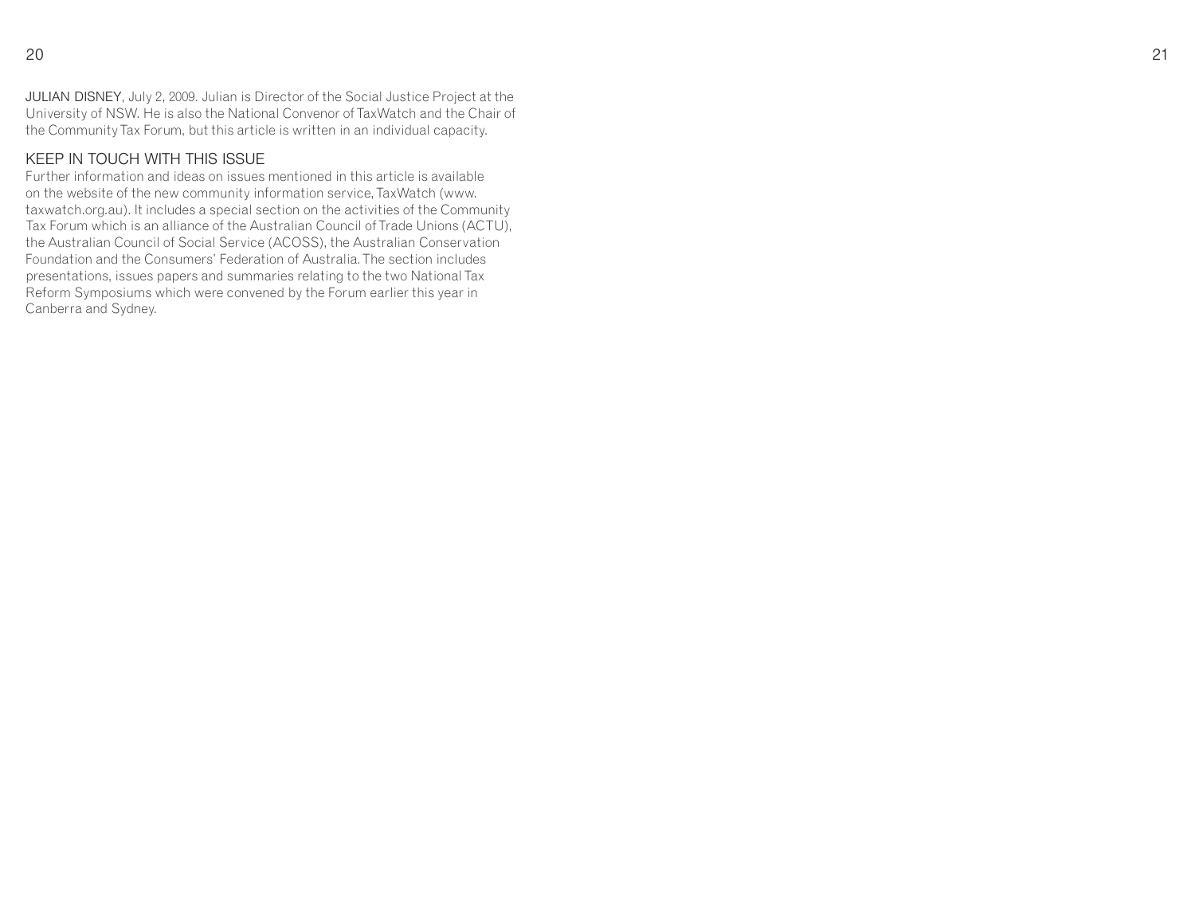**JULIAN DISNEY**, July 2, 2009. Julian is Director of the Social Justice Project at the University of NSW. He is also the National Convenor of TaxWatch and the Chair of the Community Tax Forum, but this article is written in an individual capacity.

## KEEP IN TOUCH WITH THIS ISSUE

Further information and ideas on issues mentioned in this article is available on the website of the new community information service, TaxWatch (www.taxwatch.org.au). It includes a special section on the activities of the Community Tax Forum which is an alliance of the Australian Council of Trade Unions (ACTU), the Australian Council of Social Service (ACOSS), the Australian Conservation Foundation and the Consumers' Federation of Australia. The section includes presentations, issues papers and summaries relating to the two National Tax Reform Symposiums which were convened by the Forum earlier this year in Canberra and Sydney.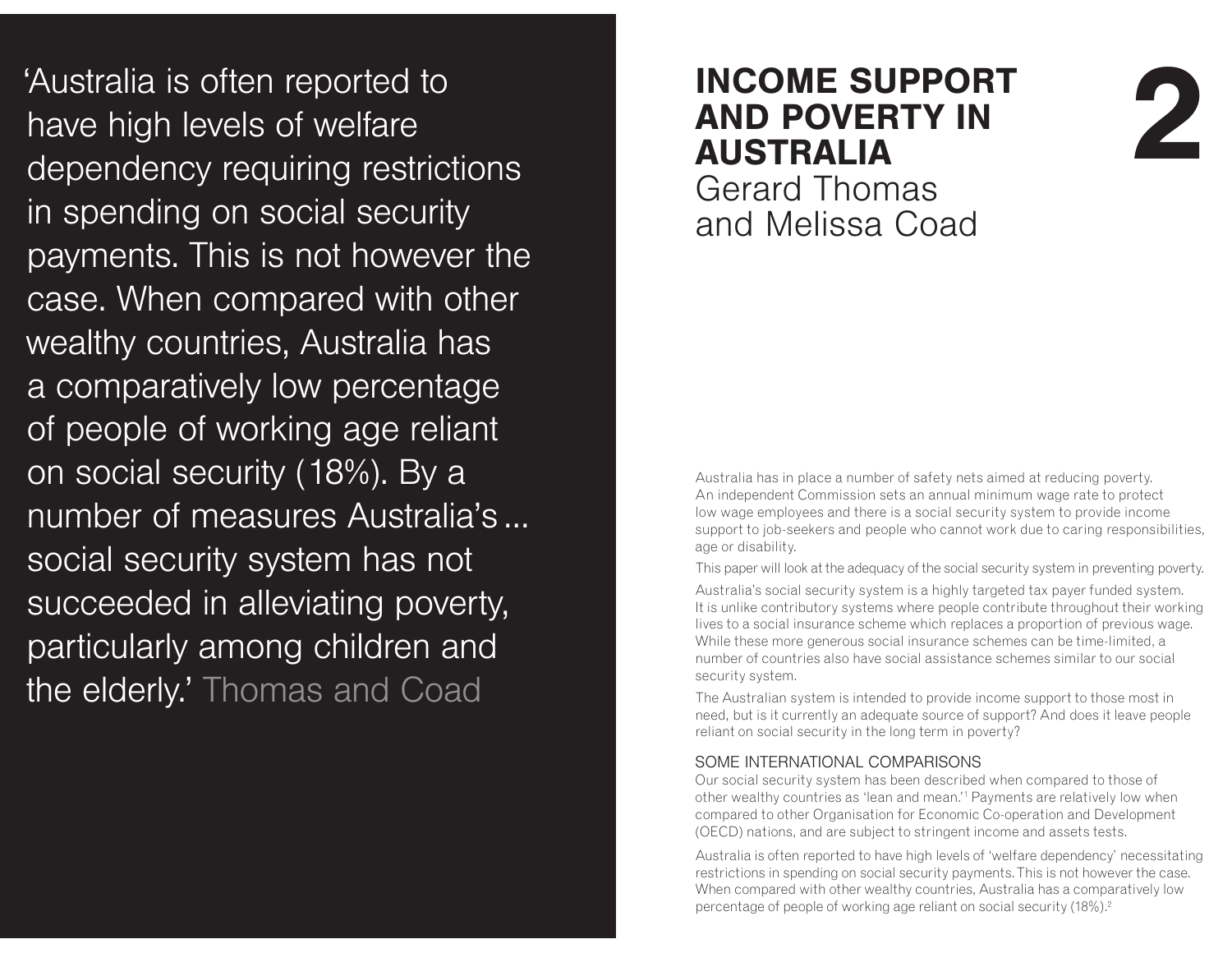'Australia is often reported to have high levels of welfare dependency requiring restrictions in spending on social security payments. This is not however the case. When compared with other wealthy countries, Australia has a comparatively low percentage of people of working age reliant on social security (18%). By a number of measures Australia's ... social security system has not succeeded in alleviating poverty, particularly among children and the elderly.' Thomas and Coad

# INCOME SUPPORT AND POVERTY IN AUSTRALIA

## 2

Gerard Thomas and Melissa Coad

Australia has in place a number of safety nets aimed at reducing poverty. An independent Commission sets an annual minimum wage rate to protect low wage employees and there is a social security system to provide income support to job-seekers and people who cannot work due to caring responsibilities, age or disability.

This paper will look at the adequacy of the social security system in preventing poverty.

Australia's social security system is a highly targeted tax payer funded system. It is unlike contributory systems where people contribute throughout their working lives to a social insurance scheme which replaces a proportion of previous wage. While these more generous social insurance schemes can be time-limited, a number of countries also have social assistance schemes similar to our social security system.

The Australian system is intended to provide income support to those most in need, but is it currently an adequate source of support? And does it leave people reliant on social security in the long term in poverty?

### SOME INTERNATIONAL COMPARISONS

Our social security system has been described when compared to those of other wealthy countries as 'lean and mean.'[1] Payments are relatively low when compared to other Organisation for Economic Co-operation and Development (OECD) nations, and are subject to stringent income and assets tests.

Australia is often reported to have high levels of 'welfare dependency' necessitating restrictions in spending on social security payments. This is not however the case. When compared with other wealthy countries, Australia has a comparatively low percentage of people of working age reliant on social security (18%).[2]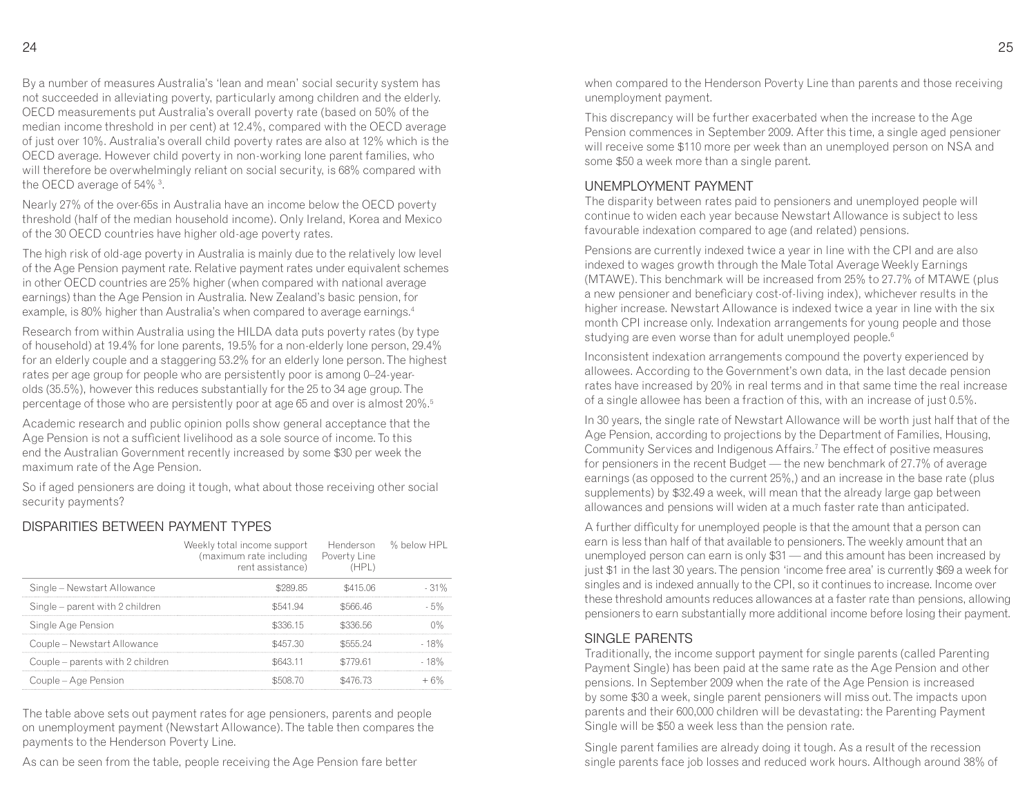By a number of measures Australia's 'lean and mean' social security system has not succeeded in alleviating poverty, particularly among children and the elderly. OECD measurements put Australia's overall poverty rate (based on 50% of the median income threshold in per cent) at 12.4%, compared with the OECD average of just over 10%. Australia's overall child poverty rates are also at 12% which is the OECD average. However child poverty in non-working lone parent families, who will therefore be overwhelmingly reliant on social security, is 68% compared with the OECD average of 54% [3].

Nearly 27% of the over-65s in Australia have an income below the OECD poverty threshold (half of the median household income). Only Ireland, Korea and Mexico of the 30 OECD countries have higher old-age poverty rates.

The high risk of old-age poverty in Australia is mainly due to the relatively low level of the Age Pension payment rate. Relative payment rates under equivalent schemes in other OECD countries are 25% higher (when compared with national average earnings) than the Age Pension in Australia. New Zealand's basic pension, for example, is 80% higher than Australia's when compared to average earnings.[4]

Research from within Australia using the HILDA data puts poverty rates (by type of household) at 19.4% for lone parents, 19.5% for a non-elderly lone person, 29.4% for an elderly couple and a staggering 53.2% for an elderly lone person. The highest rates per age group for people who are persistently poor is among 0–24-year-olds (35.5%), however this reduces substantially for the 25 to 34 age group. The percentage of those who are persistently poor at age 65 and over is almost 20%.[5]

Academic research and public opinion polls show general acceptance that the Age Pension is not a sufficient livelihood as a sole source of income. To this end the Australian Government recently increased by some $30 per week the maximum rate of the Age Pension.

So if aged pensioners are doing it tough, what about those receiving other social security payments?

## DISPARITIES BETWEEN PAYMENT TYPES

| | Weekly total income support (maximum rate including rent assistance) | Henderson Poverty Line (HPL) | % below HPL |
|---|---|---|---|
| Single – Newstart Allowance | $289.85 | $415.06 | - 31% |
| Single – parent with 2 children | $541.94 | $566.46 | - 5% |
| Single Age Pension | $336.15 | $336.56 | 0% |
| Couple – Newstart Allowance | $457.30 | $555.24 | - 18% |
| Couple – parents with 2 children | $643.11 | $779.61 | - 18% |
| Couple – Age Pension | $508.70 | $476.73 | + 6% |

The table above sets out payment rates for age pensioners, parents and people on unemployment payment (Newstart Allowance). The table then compares the payments to the Henderson Poverty Line.

As can be seen from the table, people receiving the Age Pension fare better when compared to the Henderson Poverty Line than parents and those receiving unemployment payment.

This discrepancy will be further exacerbated when the increase to the Age Pension commences in September 2009. After this time, a single aged pensioner will receive some $110 more per week than an unemployed person on NSA and some $50 a week more than a single parent.

## UNEMPLOYMENT PAYMENT

The disparity between rates paid to pensioners and unemployed people will continue to widen each year because Newstart Allowance is subject to less favourable indexation compared to age (and related) pensions.

Pensions are currently indexed twice a year in line with the CPI and are also indexed to wages growth through the Male Total Average Weekly Earnings (MTAWE). This benchmark will be increased from 25% to 27.7% of MTAWE (plus a new pensioner and beneficiary cost-of-living index), whichever results in the higher increase. Newstart Allowance is indexed twice a year in line with the six month CPI increase only. Indexation arrangements for young people and those studying are even worse than for adult unemployed people.[6]

Inconsistent indexation arrangements compound the poverty experienced by allowees. According to the Government's own data, in the last decade pension rates have increased by 20% in real terms and in that same time the real increase of a single allowee has been a fraction of this, with an increase of just 0.5%.

In 30 years, the single rate of Newstart Allowance will be worth just half that of the Age Pension, according to projections by the Department of Families, Housing, Community Services and Indigenous Affairs.[7] The effect of positive measures for pensioners in the recent Budget — the new benchmark of 27.7% of average earnings (as opposed to the current 25%,) and an increase in the base rate (plus supplements) by $32.49 a week, will mean that the already large gap between allowances and pensions will widen at a much faster rate than anticipated.

A further difficulty for unemployed people is that the amount that a person can earn is less than half of that available to pensioners. The weekly amount that an unemployed person can earn is only $31 — and this amount has been increased by just $1 in the last 30 years. The pension 'income free area' is currently $69 a week for singles and is indexed annually to the CPI, so it continues to increase. Income over these threshold amounts reduces allowances at a faster rate than pensions, allowing pensioners to earn substantially more additional income before losing their payment.

## SINGLE PARENTS

Traditionally, the income support payment for single parents (called Parenting Payment Single) has been paid at the same rate as the Age Pension and other pensions. In September 2009 when the rate of the Age Pension is increased by some $30 a week, single parent pensioners will miss out. The impacts upon parents and their 600,000 children will be devastating: the Parenting Payment Single will be $50 a week less than the pension rate.

Single parent families are already doing it tough. As a result of the recession single parents face job losses and reduced work hours. Although around 38% of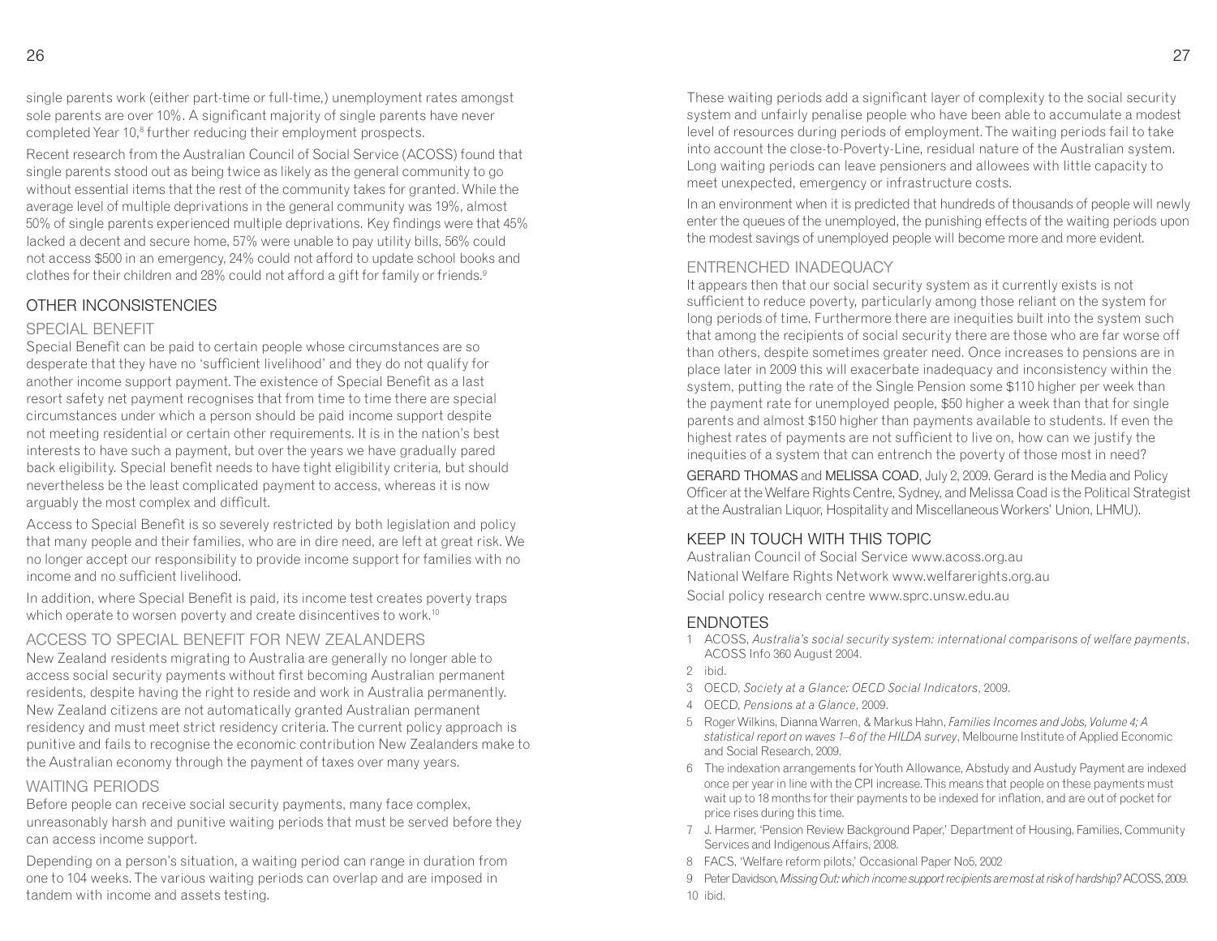single parents work (either part-time or full-time,) unemployment rates amongst sole parents are over 10%. A significant majority of single parents have never completed Year 10,[8] further reducing their employment prospects.

Recent research from the Australian Council of Social Service (ACOSS) found that single parents stood out as being twice as likely as the general community to go without essential items that the rest of the community takes for granted. While the average level of multiple deprivations in the general community was 19%, almost 50% of single parents experienced multiple deprivations. Key findings were that 45% lacked a decent and secure home, 57% were unable to pay utility bills, 56% could not access $500 in an emergency, 24% could not afford to update school books and clothes for their children and 28% could not afford a gift for family or friends.[9]

## OTHER INCONSISTENCIES

### SPECIAL BENEFIT

Special Benefit can be paid to certain people whose circumstances are so desperate that they have no 'sufficient livelihood' and they do not qualify for another income support payment. The existence of Special Benefit as a last resort safety net payment recognises that from time to time there are special circumstances under which a person should be paid income support despite not meeting residential or certain other requirements. It is in the nation's best interests to have such a payment, but over the years we have gradually pared back eligibility. Special benefit needs to have tight eligibility criteria, but should nevertheless be the least complicated payment to access, whereas it is now arguably the most complex and difficult.

Access to Special Benefit is so severely restricted by both legislation and policy that many people and their families, who are in dire need, are left at great risk. We no longer accept our responsibility to provide income support for families with no income and no sufficient livelihood.

In addition, where Special Benefit is paid, its income test creates poverty traps which operate to worsen poverty and create disincentives to work.[10]

### ACCESS TO SPECIAL BENEFIT FOR NEW ZEALANDERS

New Zealand residents migrating to Australia are generally no longer able to access social security payments without first becoming Australian permanent residents, despite having the right to reside and work in Australia permanently. New Zealand citizens are not automatically granted Australian permanent residency and must meet strict residency criteria. The current policy approach is punitive and fails to recognise the economic contribution New Zealanders make to the Australian economy through the payment of taxes over many years.

### WAITING PERIODS

Before people can receive social security payments, many face complex, unreasonably harsh and punitive waiting periods that must be served before they can access income support.

Depending on a person's situation, a waiting period can range in duration from one to 104 weeks. The various waiting periods can overlap and are imposed in tandem with income and assets testing.

These waiting periods add a significant layer of complexity to the social security system and unfairly penalise people who have been able to accumulate a modest level of resources during periods of employment. The waiting periods fail to take into account the close-to-Poverty-Line, residual nature of the Australian system. Long waiting periods can leave pensioners and allowees with little capacity to meet unexpected, emergency or infrastructure costs.

In an environment when it is predicted that hundreds of thousands of people will newly enter the queues of the unemployed, the punishing effects of the waiting periods upon the modest savings of unemployed people will become more and more evident.

### ENTRENCHED INADEQUACY

It appears then that our social security system as it currently exists is not sufficient to reduce poverty, particularly among those reliant on the system for long periods of time. Furthermore there are inequities built into the system such that among the recipients of social security there are those who are far worse off than others, despite sometimes greater need. Once increases to pensions are in place later in 2009 this will exacerbate inadequacy and inconsistency within the system, putting the rate of the Single Pension some $110 higher per week than the payment rate for unemployed people, $50 higher a week than that for single parents and almost $150 higher than payments available to students. If even the highest rates of payments are not sufficient to live on, how can we justify the inequities of a system that can entrench the poverty of those most in need?

GERARD THOMAS and MELISSA COAD, July 2, 2009. Gerard is the Media and Policy Officer at the Welfare Rights Centre, Sydney, and Melissa Coad is the Political Strategist at the Australian Liquor, Hospitality and Miscellaneous Workers' Union, LHMU).

## KEEP IN TOUCH WITH THIS TOPIC

Australian Council of Social Service www.acoss.org.au

National Welfare Rights Network www.welfarerights.org.au

Social policy research centre www.sprc.unsw.edu.au

## ENDNOTES

1. ACOSS, *Australia's social security system: international comparisons of welfare payments*, ACOSS Info 360 August 2004.
2. ibid.
3. OECD, *Society at a Glance: OECD Social Indicators*, 2009.
4. OECD, *Pensions at a Glance*, 2009.
5. Roger Wilkins, Dianna Warren, & Markus Hahn, *Families Incomes and Jobs, Volume 4; A statistical report on waves 1–6 of the HILDA survey*, Melbourne Institute of Applied Economic and Social Research, 2009.
6. The indexation arrangements for Youth Allowance, Abstudy and Austudy Payment are indexed once per year in line with the CPI increase. This means that people on these payments must wait up to 18 months for their payments to be indexed for inflation, and are out of pocket for price rises during this time.
7. J. Harmer, 'Pension Review Background Paper,' Department of Housing, Families, Community Services and Indigenous Affairs, 2008.
8. FACS, 'Welfare reform pilots,' Occasional Paper No5, 2002
9. Peter Davidson, *Missing Out: which income support recipients are most at risk of hardship?* ACOSS, 2009.
10. ibid.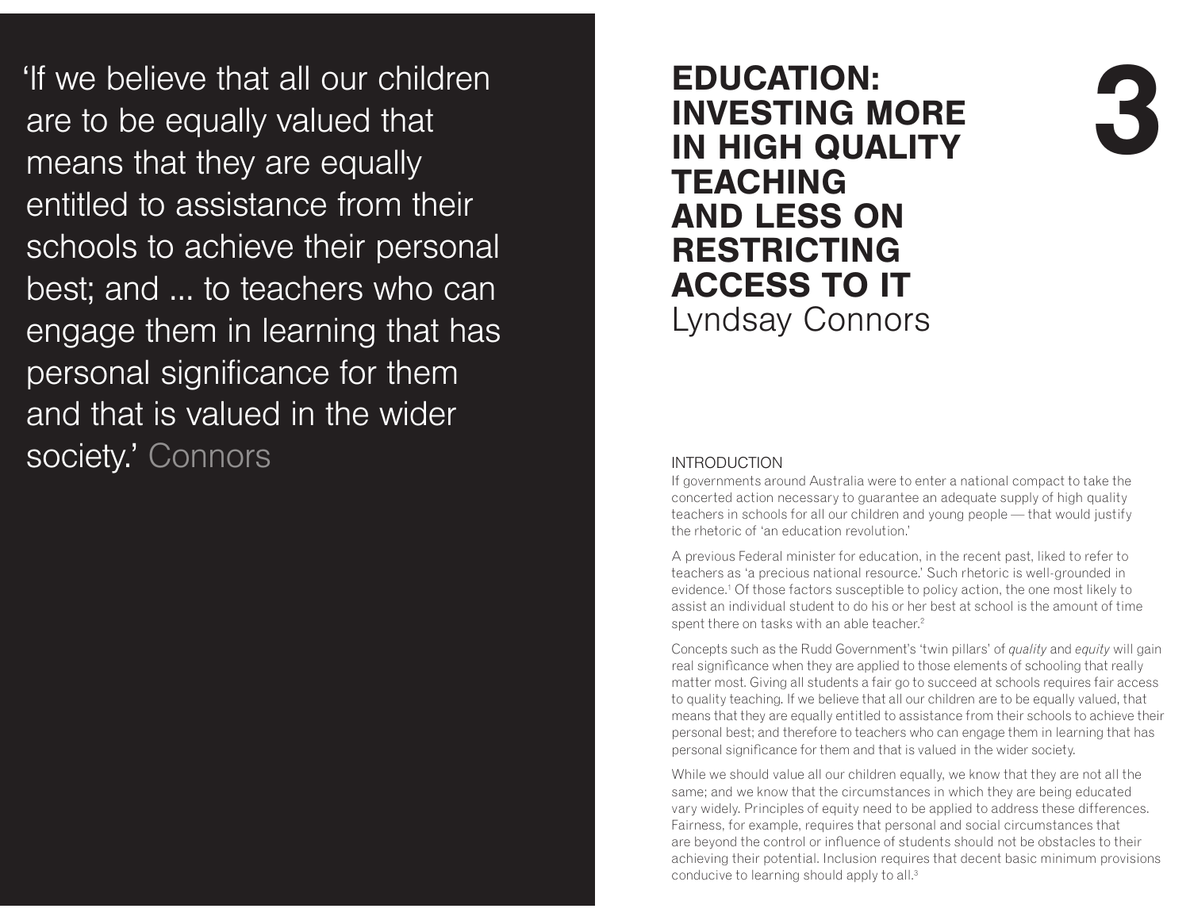'If we believe that all our children are to be equally valued that means that they are equally entitled to assistance from their schools to achieve their personal best; and ... to teachers who can engage them in learning that has personal significance for them and that is valued in the wider society.' Connors

# 3 EDUCATION: INVESTING MORE IN HIGH QUALITY TEACHING AND LESS ON RESTRICTING ACCESS TO IT

Lyndsay Connors

## INTRODUCTION

If governments around Australia were to enter a national compact to take the concerted action necessary to guarantee an adequate supply of high quality teachers in schools for all our children and young people — that would justify the rhetoric of 'an education revolution.'

A previous Federal minister for education, in the recent past, liked to refer to teachers as 'a precious national resource.' Such rhetoric is well-grounded in evidence.[1] Of those factors susceptible to policy action, the one most likely to assist an individual student to do his or her best at school is the amount of time spent there on tasks with an able teacher.[2]

Concepts such as the Rudd Government's 'twin pillars' of *quality* and *equity* will gain real significance when they are applied to those elements of schooling that really matter most. Giving all students a fair go to succeed at schools requires fair access to quality teaching. If we believe that all our children are to be equally valued, that means that they are equally entitled to assistance from their schools to achieve their personal best; and therefore to teachers who can engage them in learning that has personal significance for them and that is valued in the wider society.

While we should value all our children equally, we know that they are not all the same; and we know that the circumstances in which they are being educated vary widely. Principles of equity need to be applied to address these differences. Fairness, for example, requires that personal and social circumstances that are beyond the control or influence of students should not be obstacles to their achieving their potential. Inclusion requires that decent basic minimum provisions conducive to learning should apply to all.[3]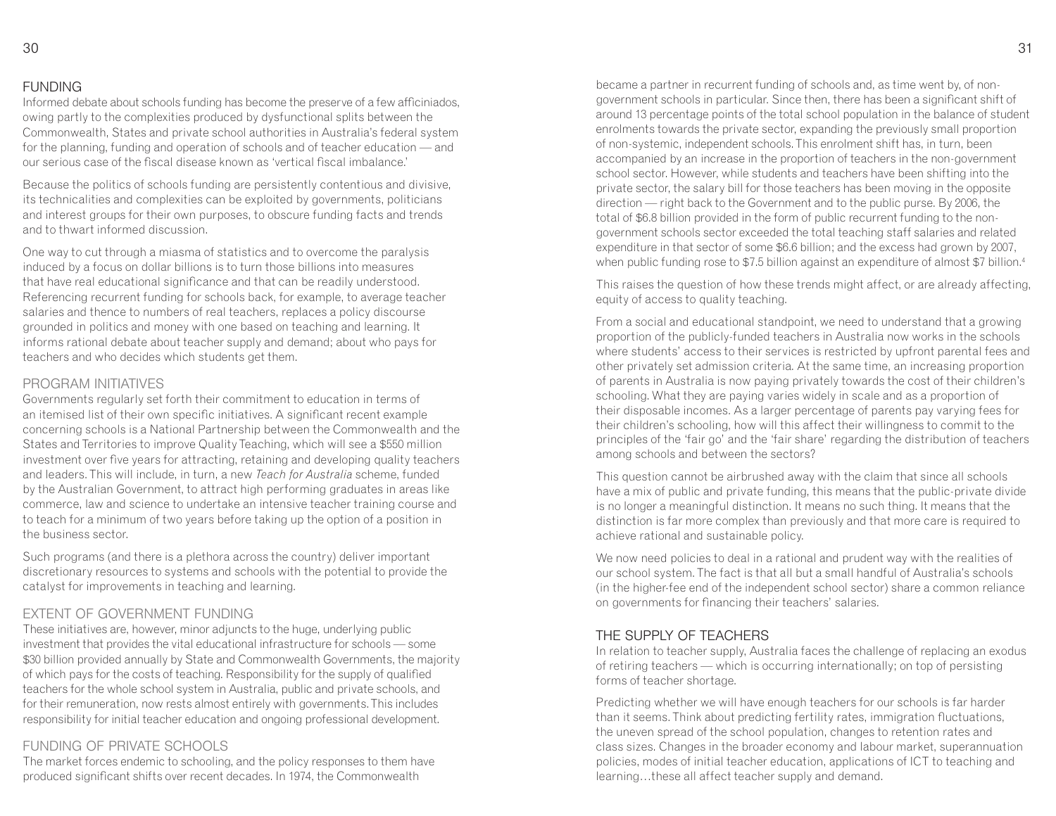## FUNDING

Informed debate about schools funding has become the preserve of a few afficiniados, owing partly to the complexities produced by dysfunctional splits between the Commonwealth, States and private school authorities in Australia's federal system for the planning, funding and operation of schools and of teacher education — and our serious case of the fiscal disease known as 'vertical fiscal imbalance.'

Because the politics of schools funding are persistently contentious and divisive, its technicalities and complexities can be exploited by governments, politicians and interest groups for their own purposes, to obscure funding facts and trends and to thwart informed discussion.

One way to cut through a miasma of statistics and to overcome the paralysis induced by a focus on dollar billions is to turn those billions into measures that have real educational significance and that can be readily understood. Referencing recurrent funding for schools back, for example, to average teacher salaries and thence to numbers of real teachers, replaces a policy discourse grounded in politics and money with one based on teaching and learning. It informs rational debate about teacher supply and demand; about who pays for teachers and who decides which students get them.

## PROGRAM INITIATIVES

Governments regularly set forth their commitment to education in terms of an itemised list of their own specific initiatives. A significant recent example concerning schools is a National Partnership between the Commonwealth and the States and Territories to improve Quality Teaching, which will see a $550 million investment over five years for attracting, retaining and developing quality teachers and leaders. This will include, in turn, a new *Teach for Australia* scheme, funded by the Australian Government, to attract high performing graduates in areas like commerce, law and science to undertake an intensive teacher training course and to teach for a minimum of two years before taking up the option of a position in the business sector.

Such programs (and there is a plethora across the country) deliver important discretionary resources to systems and schools with the potential to provide the catalyst for improvements in teaching and learning.

## EXTENT OF GOVERNMENT FUNDING

These initiatives are, however, minor adjuncts to the huge, underlying public investment that provides the vital educational infrastructure for schools — some $30 billion provided annually by State and Commonwealth Governments, the majority of which pays for the costs of teaching. Responsibility for the supply of qualified teachers for the whole school system in Australia, public and private schools, and for their remuneration, now rests almost entirely with governments. This includes responsibility for initial teacher education and ongoing professional development.

## FUNDING OF PRIVATE SCHOOLS

The market forces endemic to schooling, and the policy responses to them have produced significant shifts over recent decades. In 1974, the Commonwealth became a partner in recurrent funding of schools and, as time went by, of non-government schools in particular. Since then, there has been a significant shift of around 13 percentage points of the total school population in the balance of student enrolments towards the private sector, expanding the previously small proportion of non-systemic, independent schools. This enrolment shift has, in turn, been accompanied by an increase in the proportion of teachers in the non-government school sector. However, while students and teachers have been shifting into the private sector, the salary bill for those teachers has been moving in the opposite direction — right back to the Government and to the public purse. By 2006, the total of $6.8 billion provided in the form of public recurrent funding to the non-government schools sector exceeded the total teaching staff salaries and related expenditure in that sector of some $6.6 billion; and the excess had grown by 2007, when public funding rose to $7.5 billion against an expenditure of almost $7 billion.[4]

This raises the question of how these trends might affect, or are already affecting, equity of access to quality teaching.

From a social and educational standpoint, we need to understand that a growing proportion of the publicly-funded teachers in Australia now works in the schools where students' access to their services is restricted by upfront parental fees and other privately set admission criteria. At the same time, an increasing proportion of parents in Australia is now paying privately towards the cost of their children's schooling. What they are paying varies widely in scale and as a proportion of their disposable incomes. As a larger percentage of parents pay varying fees for their children's schooling, how will this affect their willingness to commit to the principles of the 'fair go' and the 'fair share' regarding the distribution of teachers among schools and between the sectors?

This question cannot be airbrushed away with the claim that since all schools have a mix of public and private funding, this means that the public-private divide is no longer a meaningful distinction. It means no such thing. It means that the distinction is far more complex than previously and that more care is required to achieve rational and sustainable policy.

We now need policies to deal in a rational and prudent way with the realities of our school system. The fact is that all but a small handful of Australia's schools (in the higher-fee end of the independent school sector) share a common reliance on governments for financing their teachers' salaries.

## THE SUPPLY OF TEACHERS

In relation to teacher supply, Australia faces the challenge of replacing an exodus of retiring teachers — which is occurring internationally; on top of persisting forms of teacher shortage.

Predicting whether we will have enough teachers for our schools is far harder than it seems. Think about predicting fertility rates, immigration fluctuations, the uneven spread of the school population, changes to retention rates and class sizes. Changes in the broader economy and labour market, superannuation policies, modes of initial teacher education, applications of ICT to teaching and learning…these all affect teacher supply and demand.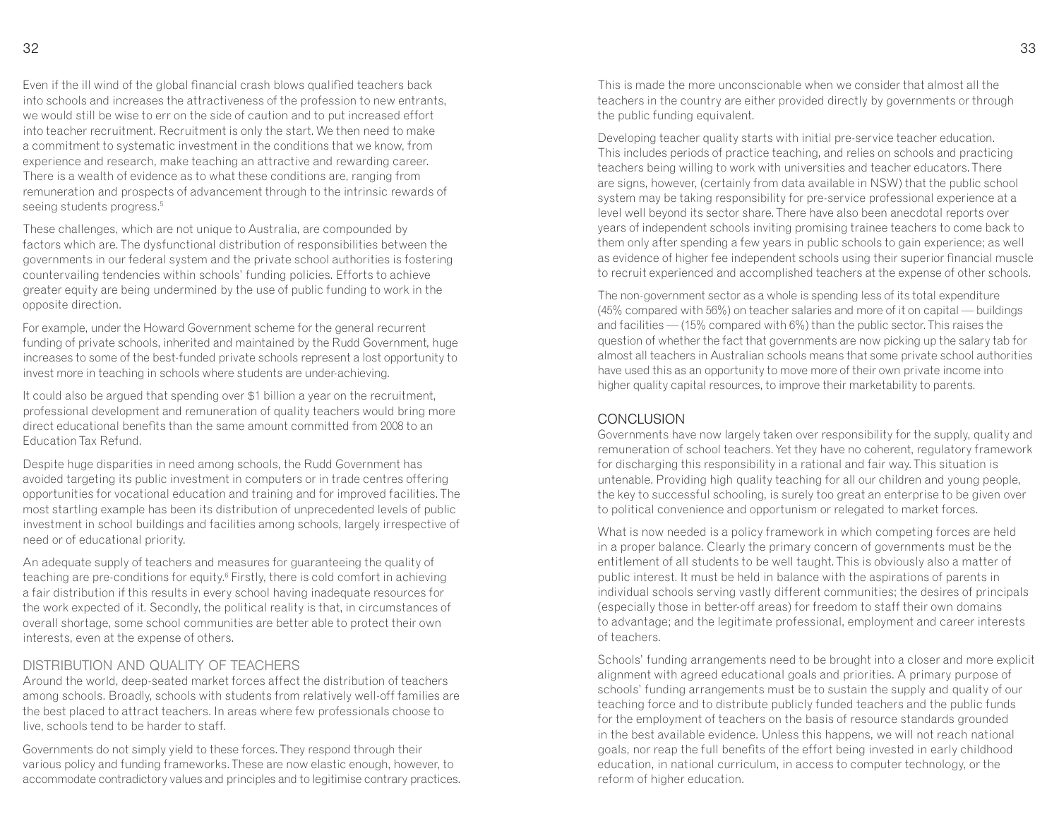Even if the ill wind of the global financial crash blows qualified teachers back into schools and increases the attractiveness of the profession to new entrants, we would still be wise to err on the side of caution and to put increased effort into teacher recruitment. Recruitment is only the start. We then need to make a commitment to systematic investment in the conditions that we know, from experience and research, make teaching an attractive and rewarding career. There is a wealth of evidence as to what these conditions are, ranging from remuneration and prospects of advancement through to the intrinsic rewards of seeing students progress.[5]

These challenges, which are not unique to Australia, are compounded by factors which are. The dysfunctional distribution of responsibilities between the governments in our federal system and the private school authorities is fostering countervailing tendencies within schools' funding policies. Efforts to achieve greater equity are being undermined by the use of public funding to work in the opposite direction.

For example, under the Howard Government scheme for the general recurrent funding of private schools, inherited and maintained by the Rudd Government, huge increases to some of the best-funded private schools represent a lost opportunity to invest more in teaching in schools where students are under-achieving.

It could also be argued that spending over $1 billion a year on the recruitment, professional development and remuneration of quality teachers would bring more direct educational benefits than the same amount committed from 2008 to an Education Tax Refund.

Despite huge disparities in need among schools, the Rudd Government has avoided targeting its public investment in computers or in trade centres offering opportunities for vocational education and training and for improved facilities. The most startling example has been its distribution of unprecedented levels of public investment in school buildings and facilities among schools, largely irrespective of need or of educational priority.

An adequate supply of teachers and measures for guaranteeing the quality of teaching are pre-conditions for equity.[6] Firstly, there is cold comfort in achieving a fair distribution if this results in every school having inadequate resources for the work expected of it. Secondly, the political reality is that, in circumstances of overall shortage, some school communities are better able to protect their own interests, even at the expense of others.

## DISTRIBUTION AND QUALITY OF TEACHERS

Around the world, deep-seated market forces affect the distribution of teachers among schools. Broadly, schools with students from relatively well-off families are the best placed to attract teachers. In areas where few professionals choose to live, schools tend to be harder to staff.

Governments do not simply yield to these forces. They respond through their various policy and funding frameworks. These are now elastic enough, however, to accommodate contradictory values and principles and to legitimise contrary practices. This is made the more unconscionable when we consider that almost all the teachers in the country are either provided directly by governments or through the public funding equivalent.

Developing teacher quality starts with initial pre-service teacher education. This includes periods of practice teaching, and relies on schools and practicing teachers being willing to work with universities and teacher educators. There are signs, however, (certainly from data available in NSW) that the public school system may be taking responsibility for pre-service professional experience at a level well beyond its sector share. There have also been anecdotal reports over years of independent schools inviting promising trainee teachers to come back to them only after spending a few years in public schools to gain experience; as well as evidence of higher fee independent schools using their superior financial muscle to recruit experienced and accomplished teachers at the expense of other schools.

The non-government sector as a whole is spending less of its total expenditure (45% compared with 56%) on teacher salaries and more of it on capital — buildings and facilities — (15% compared with 6%) than the public sector. This raises the question of whether the fact that governments are now picking up the salary tab for almost all teachers in Australian schools means that some private school authorities have used this as an opportunity to move more of their own private income into higher quality capital resources, to improve their marketability to parents.

## CONCLUSION

Governments have now largely taken over responsibility for the supply, quality and remuneration of school teachers. Yet they have no coherent, regulatory framework for discharging this responsibility in a rational and fair way. This situation is untenable. Providing high quality teaching for all our children and young people, the key to successful schooling, is surely too great an enterprise to be given over to political convenience and opportunism or relegated to market forces.

What is now needed is a policy framework in which competing forces are held in a proper balance. Clearly the primary concern of governments must be the entitlement of all students to be well taught. This is obviously also a matter of public interest. It must be held in balance with the aspirations of parents in individual schools serving vastly different communities; the desires of principals (especially those in better-off areas) for freedom to staff their own domains to advantage; and the legitimate professional, employment and career interests of teachers.

Schools' funding arrangements need to be brought into a closer and more explicit alignment with agreed educational goals and priorities. A primary purpose of schools' funding arrangements must be to sustain the supply and quality of our teaching force and to distribute publicly funded teachers and the public funds for the employment of teachers on the basis of resource standards grounded in the best available evidence. Unless this happens, we will not reach national goals, nor reap the full benefits of the effort being invested in early childhood education, in national curriculum, in access to computer technology, or the reform of higher education.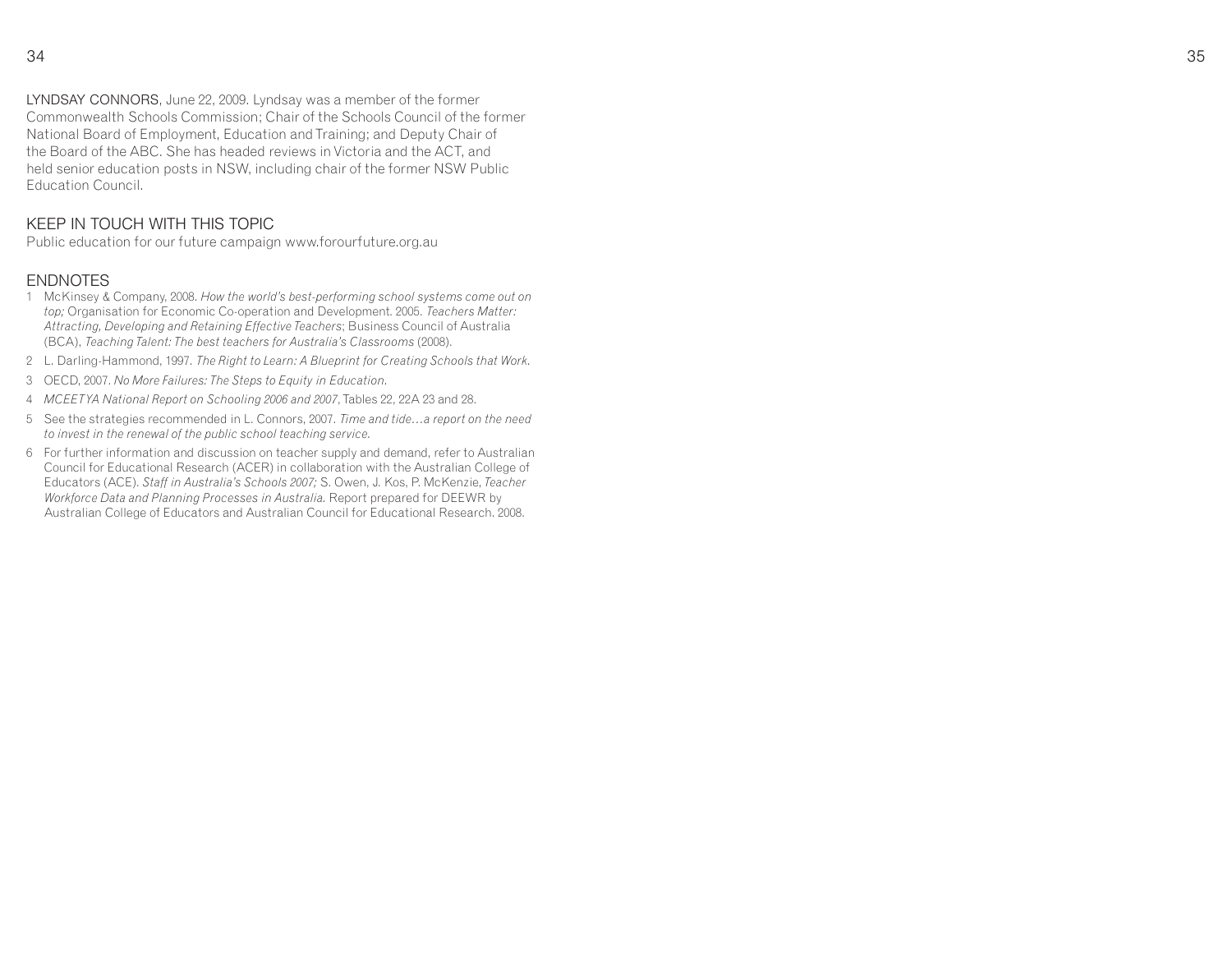**LYNDSAY CONNORS**, June 22, 2009. Lyndsay was a member of the former Commonwealth Schools Commission; Chair of the Schools Council of the former National Board of Employment, Education and Training; and Deputy Chair of the Board of the ABC. She has headed reviews in Victoria and the ACT, and held senior education posts in NSW, including chair of the former NSW Public Education Council.

## KEEP IN TOUCH WITH THIS TOPIC

Public education for our future campaign www.forourfuture.org.au

## ENDNOTES

1. McKinsey & Company, 2008. *How the world's best-performing school systems come out on top;* Organisation for Economic Co-operation and Development. 2005. *Teachers Matter: Attracting, Developing and Retaining Effective Teachers*; Business Council of Australia (BCA), *Teaching Talent: The best teachers for Australia's Classrooms* (2008).
2. L. Darling-Hammond, 1997. *The Right to Learn: A Blueprint for Creating Schools that Work.*
3. OECD, 2007. *No More Failures: The Steps to Equity in Education.*
4. *MCEETYA National Report on Schooling 2006 and 2007*, Tables 22, 22A 23 and 28.
5. See the strategies recommended in L. Connors, 2007. *Time and tide…a report on the need to invest in the renewal of the public school teaching service.*
6. For further information and discussion on teacher supply and demand, refer to Australian Council for Educational Research (ACER) in collaboration with the Australian College of Educators (ACE). *Staff in Australia's Schools 2007;* S. Owen, J. Kos, P. McKenzie, *Teacher Workforce Data and Planning Processes in Australia.* Report prepared for DEEWR by Australian College of Educators and Australian Council for Educational Research. 2008.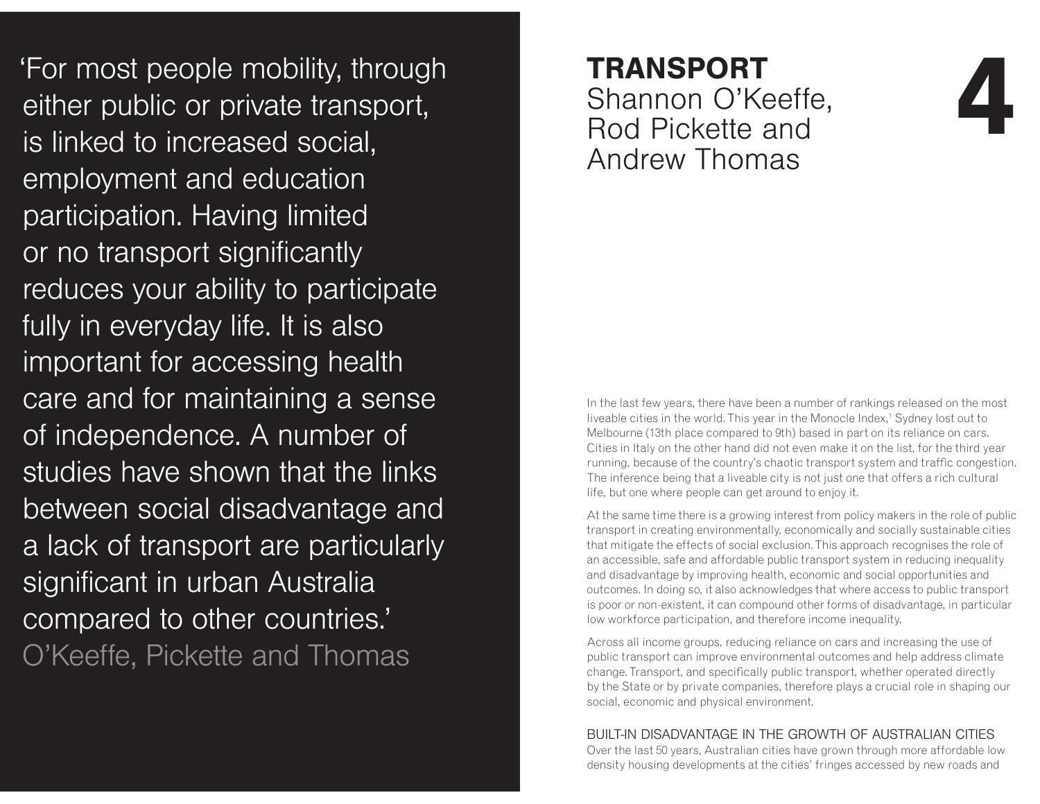'For most people mobility, through either public or private transport, is linked to increased social, employment and education participation. Having limited or no transport significantly reduces your ability to participate fully in everyday life. It is also important for accessing health care and for maintaining a sense of independence. A number of studies have shown that the links between social disadvantage and a lack of transport are particularly significant in urban Australia compared to other countries.'

O'Keeffe, Pickette and Thomas

# 4 TRANSPORT

## Shannon O'Keeffe, Rod Pickette and Andrew Thomas

In the last few years, there have been a number of rankings released on the most liveable cities in the world. This year in the Monocle Index,[1] Sydney lost out to Melbourne (13th place compared to 9th) based in part on its reliance on cars. Cities in Italy on the other hand did not even make it on the list, for the third year running, because of the country's chaotic transport system and traffic congestion. The inference being that a liveable city is not just one that offers a rich cultural life, but one where people can get around to enjoy it.

At the same time there is a growing interest from policy makers in the role of public transport in creating environmentally, economically and socially sustainable cities that mitigate the effects of social exclusion. This approach recognises the role of an accessible, safe and affordable public transport system in reducing inequality and disadvantage by improving health, economic and social opportunities and outcomes. In doing so, it also acknowledges that where access to public transport is poor or non-existent, it can compound other forms of disadvantage, in particular low workforce participation, and therefore income inequality.

Across all income groups, reducing reliance on cars and increasing the use of public transport can improve environmental outcomes and help address climate change. Transport, and specifically public transport, whether operated directly by the State or by private companies, therefore plays a crucial role in shaping our social, economic and physical environment.

### BUILT-IN DISADVANTAGE IN THE GROWTH OF AUSTRALIAN CITIES

Over the last 50 years, Australian cities have grown through more affordable low density housing developments at the cities' fringes accessed by new roads and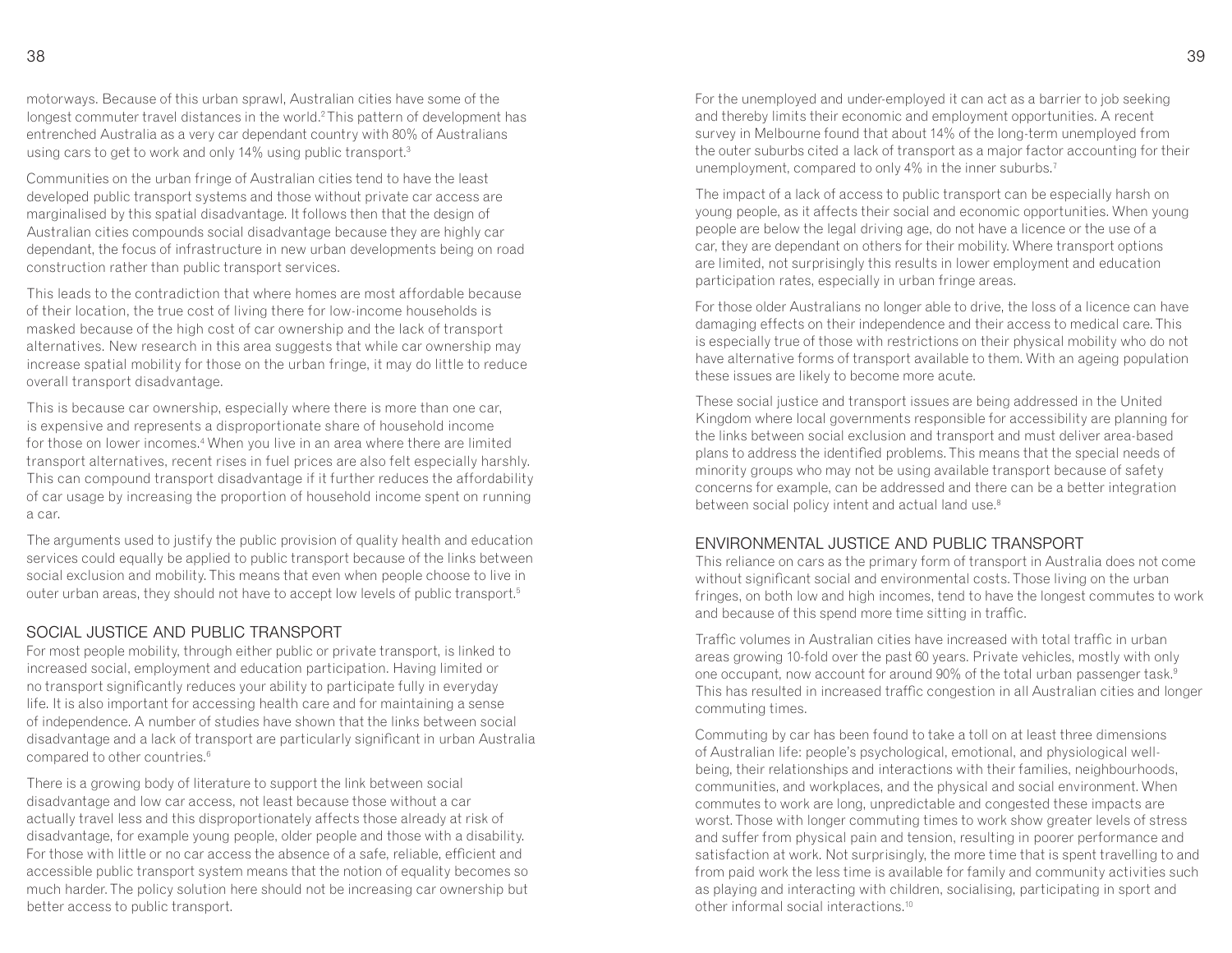motorways. Because of this urban sprawl, Australian cities have some of the longest commuter travel distances in the world.[2] This pattern of development has entrenched Australia as a very car dependant country with 80% of Australians using cars to get to work and only 14% using public transport.[3]

Communities on the urban fringe of Australian cities tend to have the least developed public transport systems and those without private car access are marginalised by this spatial disadvantage. It follows then that the design of Australian cities compounds social disadvantage because they are highly car dependant, the focus of infrastructure in new urban developments being on road construction rather than public transport services.

This leads to the contradiction that where homes are most affordable because of their location, the true cost of living there for low-income households is masked because of the high cost of car ownership and the lack of transport alternatives. New research in this area suggests that while car ownership may increase spatial mobility for those on the urban fringe, it may do little to reduce overall transport disadvantage.

This is because car ownership, especially where there is more than one car, is expensive and represents a disproportionate share of household income for those on lower incomes.[4] When you live in an area where there are limited transport alternatives, recent rises in fuel prices are also felt especially harshly. This can compound transport disadvantage if it further reduces the affordability of car usage by increasing the proportion of household income spent on running a car.

The arguments used to justify the public provision of quality health and education services could equally be applied to public transport because of the links between social exclusion and mobility. This means that even when people choose to live in outer urban areas, they should not have to accept low levels of public transport.[5]

## SOCIAL JUSTICE AND PUBLIC TRANSPORT

For most people mobility, through either public or private transport, is linked to increased social, employment and education participation. Having limited or no transport significantly reduces your ability to participate fully in everyday life. It is also important for accessing health care and for maintaining a sense of independence. A number of studies have shown that the links between social disadvantage and a lack of transport are particularly significant in urban Australia compared to other countries.[6]

There is a growing body of literature to support the link between social disadvantage and low car access, not least because those without a car actually travel less and this disproportionately affects those already at risk of disadvantage, for example young people, older people and those with a disability. For those with little or no car access the absence of a safe, reliable, efficient and accessible public transport system means that the notion of equality becomes so much harder. The policy solution here should not be increasing car ownership but better access to public transport.

For the unemployed and under-employed it can act as a barrier to job seeking and thereby limits their economic and employment opportunities. A recent survey in Melbourne found that about 14% of the long-term unemployed from the outer suburbs cited a lack of transport as a major factor accounting for their unemployment, compared to only 4% in the inner suburbs.[7]

The impact of a lack of access to public transport can be especially harsh on young people, as it affects their social and economic opportunities. When young people are below the legal driving age, do not have a licence or the use of a car, they are dependant on others for their mobility. Where transport options are limited, not surprisingly this results in lower employment and education participation rates, especially in urban fringe areas.

For those older Australians no longer able to drive, the loss of a licence can have damaging effects on their independence and their access to medical care. This is especially true of those with restrictions on their physical mobility who do not have alternative forms of transport available to them. With an ageing population these issues are likely to become more acute.

These social justice and transport issues are being addressed in the United Kingdom where local governments responsible for accessibility are planning for the links between social exclusion and transport and must deliver area-based plans to address the identified problems. This means that the special needs of minority groups who may not be using available transport because of safety concerns for example, can be addressed and there can be a better integration between social policy intent and actual land use.[8]

## ENVIRONMENTAL JUSTICE AND PUBLIC TRANSPORT

This reliance on cars as the primary form of transport in Australia does not come without significant social and environmental costs. Those living on the urban fringes, on both low and high incomes, tend to have the longest commutes to work and because of this spend more time sitting in traffic.

Traffic volumes in Australian cities have increased with total traffic in urban areas growing 10-fold over the past 60 years. Private vehicles, mostly with only one occupant, now account for around 90% of the total urban passenger task.[9] This has resulted in increased traffic congestion in all Australian cities and longer commuting times.

Commuting by car has been found to take a toll on at least three dimensions of Australian life: people's psychological, emotional, and physiological well-being, their relationships and interactions with their families, neighbourhoods, communities, and workplaces, and the physical and social environment. When commutes to work are long, unpredictable and congested these impacts are worst. Those with longer commuting times to work show greater levels of stress and suffer from physical pain and tension, resulting in poorer performance and satisfaction at work. Not surprisingly, the more time that is spent travelling to and from paid work the less time is available for family and community activities such as playing and interacting with children, socialising, participating in sport and other informal social interactions.[10]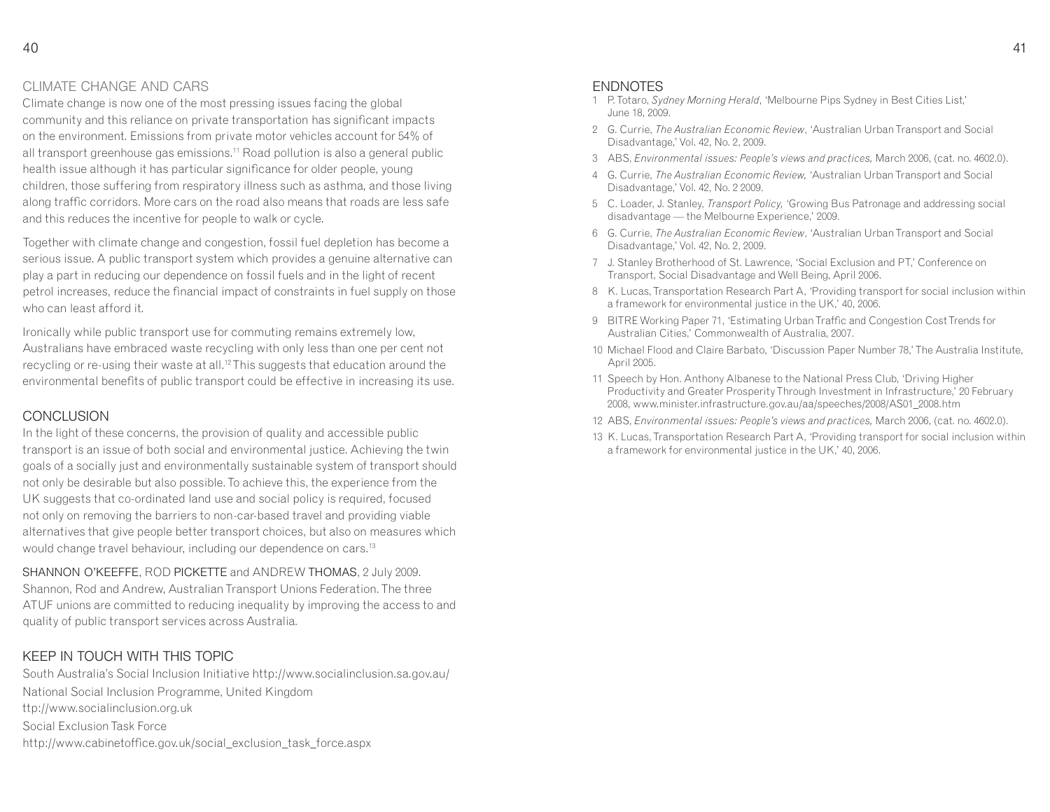## CLIMATE CHANGE AND CARS

Climate change is now one of the most pressing issues facing the global community and this reliance on private transportation has significant impacts on the environment. Emissions from private motor vehicles account for 54% of all transport greenhouse gas emissions.[11] Road pollution is also a general public health issue although it has particular significance for older people, young children, those suffering from respiratory illness such as asthma, and those living along traffic corridors. More cars on the road also means that roads are less safe and this reduces the incentive for people to walk or cycle.

Together with climate change and congestion, fossil fuel depletion has become a serious issue. A public transport system which provides a genuine alternative can play a part in reducing our dependence on fossil fuels and in the light of recent petrol increases, reduce the financial impact of constraints in fuel supply on those who can least afford it.

Ironically while public transport use for commuting remains extremely low, Australians have embraced waste recycling with only less than one per cent not recycling or re-using their waste at all.[12] This suggests that education around the environmental benefits of public transport could be effective in increasing its use.

## CONCLUSION

In the light of these concerns, the provision of quality and accessible public transport is an issue of both social and environmental justice. Achieving the twin goals of a socially just and environmentally sustainable system of transport should not only be desirable but also possible. To achieve this, the experience from the UK suggests that co-ordinated land use and social policy is required, focused not only on removing the barriers to non-car-based travel and providing viable alternatives that give people better transport choices, but also on measures which would change travel behaviour, including our dependence on cars.[13]

SHANNON O'KEEFFE, ROD PICKETTE and ANDREW THOMAS, 2 July 2009.
Shannon, Rod and Andrew, Australian Transport Unions Federation. The three ATUF unions are committed to reducing inequality by improving the access to and quality of public transport services across Australia.

## KEEP IN TOUCH WITH THIS TOPIC

South Australia's Social Inclusion Initiative http://www.socialinclusion.sa.gov.au/

National Social Inclusion Programme, United Kingdom
ttp://www.socialinclusion.org.uk

Social Exclusion Task Force
http://www.cabinetoffice.gov.uk/social_exclusion_task_force.aspx

## ENDNOTES

1. P. Totaro, *Sydney Morning Herald*, 'Melbourne Pips Sydney in Best Cities List,' June 18, 2009.
2. G. Currie, *The Australian Economic Review*, 'Australian Urban Transport and Social Disadvantage,' Vol. 42, No. 2, 2009.
3. ABS, *Environmental issues: People's views and practices,* March 2006, (cat. no. 4602.0).
4. G. Currie, *The Australian Economic Review,* 'Australian Urban Transport and Social Disadvantage,' Vol. 42, No. 2 2009.
5. C. Loader, J. Stanley, *Transport Policy,* 'Growing Bus Patronage and addressing social disadvantage — the Melbourne Experience,' 2009.
6. G. Currie, *The Australian Economic Review*, 'Australian Urban Transport and Social Disadvantage,' Vol. 42, No. 2, 2009.
7. J. Stanley Brotherhood of St. Lawrence, 'Social Exclusion and PT,' Conference on Transport, Social Disadvantage and Well Being, April 2006.
8. K. Lucas, Transportation Research Part A, 'Providing transport for social inclusion within a framework for environmental justice in the UK,' 40, 2006.
9. BITRE Working Paper 71, 'Estimating Urban Traffic and Congestion Cost Trends for Australian Cities,' Commonwealth of Australia, 2007.
10. Michael Flood and Claire Barbato, 'Discussion Paper Number 78,' The Australia Institute, April 2005.
11. Speech by Hon. Anthony Albanese to the National Press Club, 'Driving Higher Productivity and Greater Prosperity Through Investment in Infrastructure,' 20 February 2008, www.minister.infrastructure.gov.au/aa/speeches/2008/AS01_2008.htm
12. ABS, *Environmental issues: People's views and practices,* March 2006, (cat. no. 4602.0).
13. K. Lucas, Transportation Research Part A, 'Providing transport for social inclusion within a framework for environmental justice in the UK,' 40, 2006.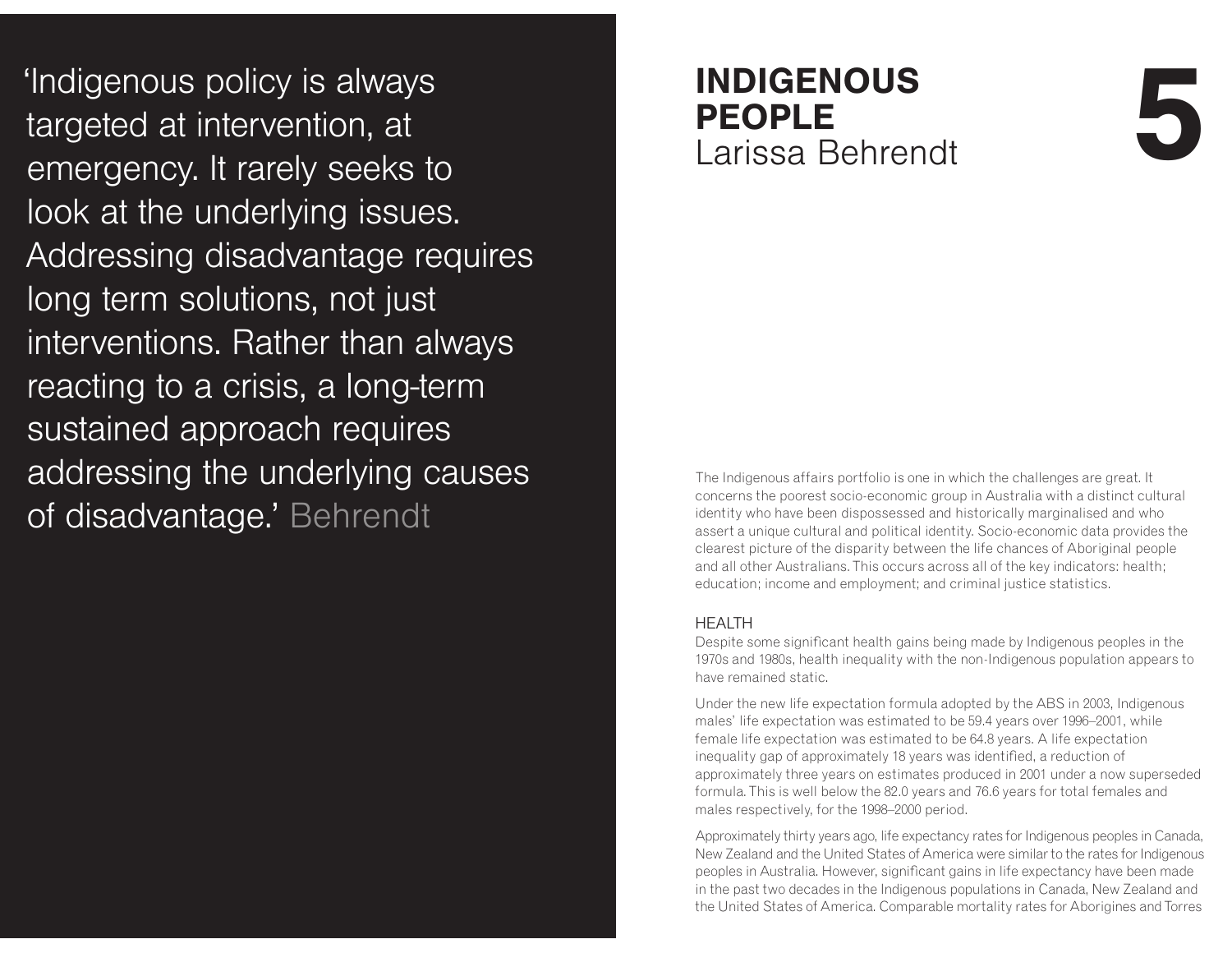> 'Indigenous policy is always targeted at intervention, at emergency. It rarely seeks to look at the underlying issues. Addressing disadvantage requires long term solutions, not just interventions. Rather than always reacting to a crisis, a long-term sustained approach requires addressing the underlying causes of disadvantage.' Behrendt

# 5 INDIGENOUS PEOPLE

Larissa Behrendt

The Indigenous affairs portfolio is one in which the challenges are great. It concerns the poorest socio-economic group in Australia with a distinct cultural identity who have been dispossessed and historically marginalised and who assert a unique cultural and political identity. Socio-economic data provides the clearest picture of the disparity between the life chances of Aboriginal people and all other Australians. This occurs across all of the key indicators: health; education; income and employment; and criminal justice statistics.

## HEALTH

Despite some significant health gains being made by Indigenous peoples in the 1970s and 1980s, health inequality with the non-Indigenous population appears to have remained static.

Under the new life expectation formula adopted by the ABS in 2003, Indigenous males' life expectation was estimated to be 59.4 years over 1996–2001, while female life expectation was estimated to be 64.8 years. A life expectation inequality gap of approximately 18 years was identified, a reduction of approximately three years on estimates produced in 2001 under a now superseded formula. This is well below the 82.0 years and 76.6 years for total females and males respectively, for the 1998–2000 period.

Approximately thirty years ago, life expectancy rates for Indigenous peoples in Canada, New Zealand and the United States of America were similar to the rates for Indigenous peoples in Australia. However, significant gains in life expectancy have been made in the past two decades in the Indigenous populations in Canada, New Zealand and the United States of America. Comparable mortality rates for Aborigines and Torres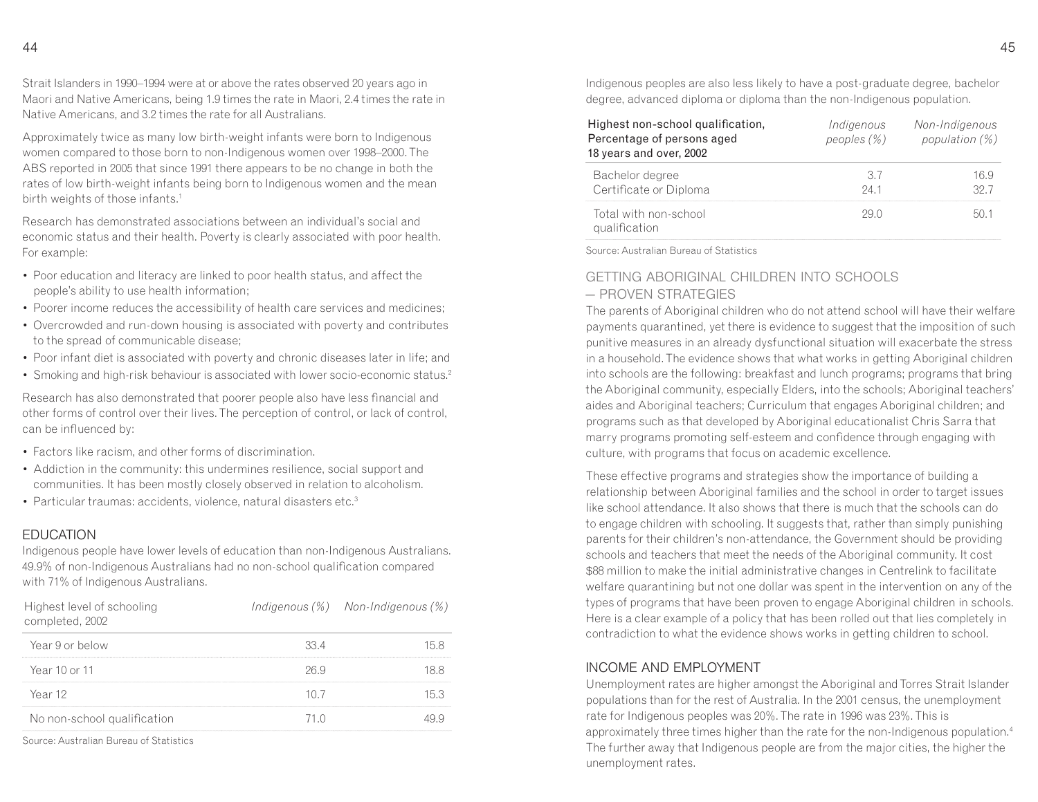Strait Islanders in 1990–1994 were at or above the rates observed 20 years ago in Maori and Native Americans, being 1.9 times the rate in Maori, 2.4 times the rate in Native Americans, and 3.2 times the rate for all Australians.

Approximately twice as many low birth-weight infants were born to Indigenous women compared to those born to non-Indigenous women over 1998–2000. The ABS reported in 2005 that since 1991 there appears to be no change in both the rates of low birth-weight infants being born to Indigenous women and the mean birth weights of those infants.[1]

Research has demonstrated associations between an individual's social and economic status and their health. Poverty is clearly associated with poor health. For example:

- Poor education and literacy are linked to poor health status, and affect the people's ability to use health information;
- Poorer income reduces the accessibility of health care services and medicines;
- Overcrowded and run-down housing is associated with poverty and contributes to the spread of communicable disease;
- Poor infant diet is associated with poverty and chronic diseases later in life; and
- Smoking and high-risk behaviour is associated with lower socio-economic status.[2]

Research has also demonstrated that poorer people also have less financial and other forms of control over their lives. The perception of control, or lack of control, can be influenced by:

- Factors like racism, and other forms of discrimination.
- Addiction in the community: this undermines resilience, social support and communities. It has been mostly closely observed in relation to alcoholism.
- Particular traumas: accidents, violence, natural disasters etc.[3]

## EDUCATION

Indigenous people have lower levels of education than non-Indigenous Australians. 49.9% of non-Indigenous Australians had no non-school qualification compared with 71% of Indigenous Australians.

| Highest level of schooling completed, 2002 | *Indigenous (%)* | *Non-Indigenous (%)* |
|---|---|---|
| Year 9 or below | 33.4 | 15.8 |
| Year 10 or 11 | 26.9 | 18.8 |
| Year 12 | 10.7 | 15.3 |
| No non-school qualification | 71.0 | 49.9 |

Source: Australian Bureau of Statistics

Indigenous peoples are also less likely to have a post-graduate degree, bachelor degree, advanced diploma or diploma than the non-Indigenous population.

| Highest non-school qualification, Percentage of persons aged 18 years and over, 2002 | *Indigenous peoples (%)* | *Non-Indigenous population (%)* |
|---|---|---|
| Bachelor degree | 3.7 | 16.9 |
| Certificate or Diploma | 24.1 | 32.7 |
| Total with non-school qualification | 29.0 | 50.1 |

Source: Australian Bureau of Statistics

## GETTING ABORIGINAL CHILDREN INTO SCHOOLS — PROVEN STRATEGIES

The parents of Aboriginal children who do not attend school will have their welfare payments quarantined, yet there is evidence to suggest that the imposition of such punitive measures in an already dysfunctional situation will exacerbate the stress in a household. The evidence shows that what works in getting Aboriginal children into schools are the following: breakfast and lunch programs; programs that bring the Aboriginal community, especially Elders, into the schools; Aboriginal teachers' aides and Aboriginal teachers; Curriculum that engages Aboriginal children; and programs such as that developed by Aboriginal educationalist Chris Sarra that marry programs promoting self-esteem and confidence through engaging with culture, with programs that focus on academic excellence.

These effective programs and strategies show the importance of building a relationship between Aboriginal families and the school in order to target issues like school attendance. It also shows that there is much that the schools can do to engage children with schooling. It suggests that, rather than simply punishing parents for their children's non-attendance, the Government should be providing schools and teachers that meet the needs of the Aboriginal community. It cost $88 million to make the initial administrative changes in Centrelink to facilitate welfare quarantining but not one dollar was spent in the intervention on any of the types of programs that have been proven to engage Aboriginal children in schools. Here is a clear example of a policy that has been rolled out that lies completely in contradiction to what the evidence shows works in getting children to school.

## INCOME AND EMPLOYMENT

Unemployment rates are higher amongst the Aboriginal and Torres Strait Islander populations than for the rest of Australia. In the 2001 census, the unemployment rate for Indigenous peoples was 20%. The rate in 1996 was 23%. This is approximately three times higher than the rate for the non-Indigenous population.[4] The further away that Indigenous people are from the major cities, the higher the unemployment rates.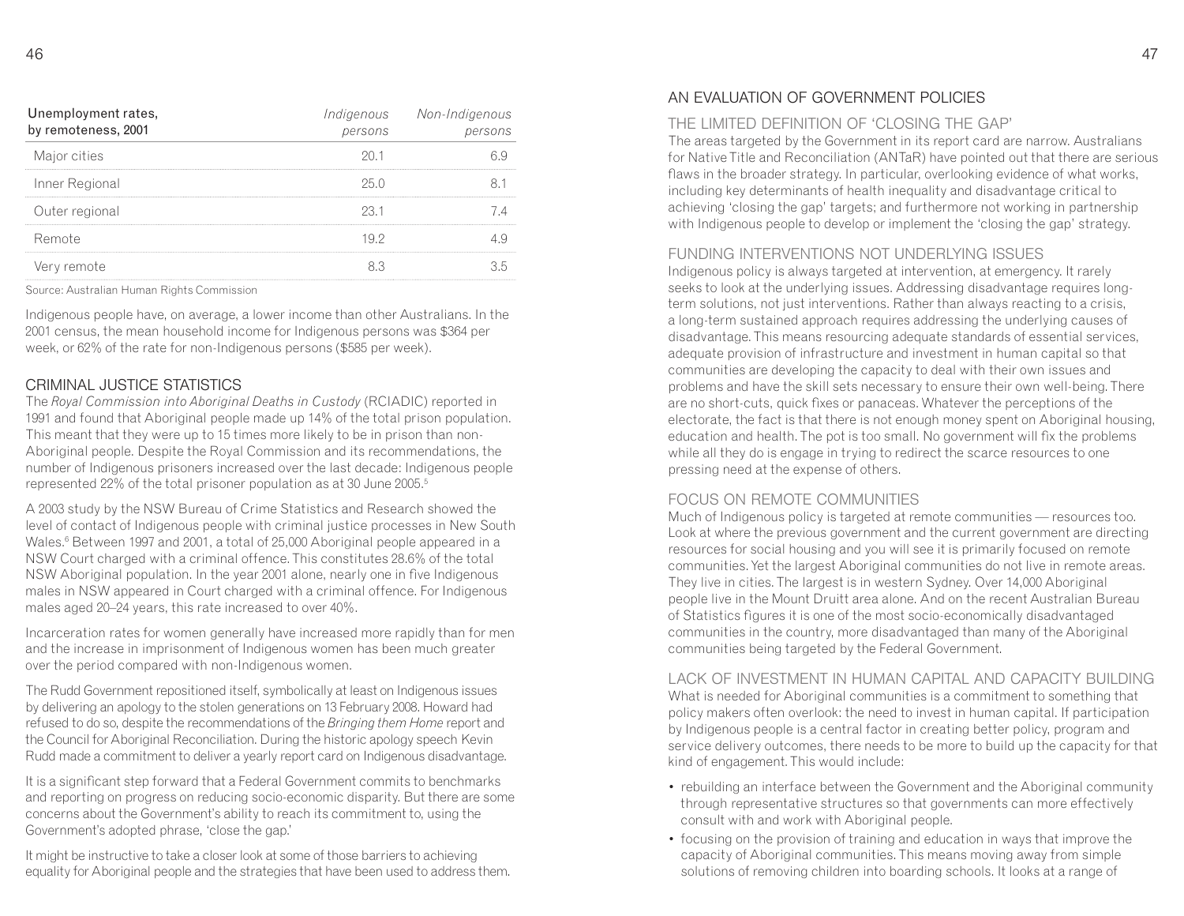| Unemployment rates, by remoteness, 2001 | *Indigenous persons* | *Non-Indigenous persons* |
|---|---|---|
| Major cities | 20.1 | 6.9 |
| Inner Regional | 25.0 | 8.1 |
| Outer regional | 23.1 | 7.4 |
| Remote | 19.2 | 4.9 |
| Very remote | 8.3 | 3.5 |

Source: Australian Human Rights Commission

Indigenous people have, on average, a lower income than other Australians. In the 2001 census, the mean household income for Indigenous persons was $364 per week, or 62% of the rate for non-Indigenous persons ($585 per week).

## CRIMINAL JUSTICE STATISTICS

The *Royal Commission into Aboriginal Deaths in Custody* (RCIADIC) reported in 1991 and found that Aboriginal people made up 14% of the total prison population. This meant that they were up to 15 times more likely to be in prison than non-Aboriginal people. Despite the Royal Commission and its recommendations, the number of Indigenous prisoners increased over the last decade: Indigenous people represented 22% of the total prisoner population as at 30 June 2005.[5]

A 2003 study by the NSW Bureau of Crime Statistics and Research showed the level of contact of Indigenous people with criminal justice processes in New South Wales.[6] Between 1997 and 2001, a total of 25,000 Aboriginal people appeared in a NSW Court charged with a criminal offence. This constitutes 28.6% of the total NSW Aboriginal population. In the year 2001 alone, nearly one in five Indigenous males in NSW appeared in Court charged with a criminal offence. For Indigenous males aged 20–24 years, this rate increased to over 40%.

Incarceration rates for women generally have increased more rapidly than for men and the increase in imprisonment of Indigenous women has been much greater over the period compared with non-Indigenous women.

The Rudd Government repositioned itself, symbolically at least on Indigenous issues by delivering an apology to the stolen generations on 13 February 2008. Howard had refused to do so, despite the recommendations of the *Bringing them Home* report and the Council for Aboriginal Reconciliation. During the historic apology speech Kevin Rudd made a commitment to deliver a yearly report card on Indigenous disadvantage.

It is a significant step forward that a Federal Government commits to benchmarks and reporting on progress on reducing socio-economic disparity. But there are some concerns about the Government's ability to reach its commitment to, using the Government's adopted phrase, 'close the gap.'

It might be instructive to take a closer look at some of those barriers to achieving equality for Aboriginal people and the strategies that have been used to address them.

## AN EVALUATION OF GOVERNMENT POLICIES

### THE LIMITED DEFINITION OF 'CLOSING THE GAP'

The areas targeted by the Government in its report card are narrow. Australians for Native Title and Reconciliation (ANTaR) have pointed out that there are serious flaws in the broader strategy. In particular, overlooking evidence of what works, including key determinants of health inequality and disadvantage critical to achieving 'closing the gap' targets; and furthermore not working in partnership with Indigenous people to develop or implement the 'closing the gap' strategy.

### FUNDING INTERVENTIONS NOT UNDERLYING ISSUES

Indigenous policy is always targeted at intervention, at emergency. It rarely seeks to look at the underlying issues. Addressing disadvantage requires long-term solutions, not just interventions. Rather than always reacting to a crisis, a long-term sustained approach requires addressing the underlying causes of disadvantage. This means resourcing adequate standards of essential services, adequate provision of infrastructure and investment in human capital so that communities are developing the capacity to deal with their own issues and problems and have the skill sets necessary to ensure their own well-being. There are no short-cuts, quick fixes or panaceas. Whatever the perceptions of the electorate, the fact is that there is not enough money spent on Aboriginal housing, education and health. The pot is too small. No government will fix the problems while all they do is engage in trying to redirect the scarce resources to one pressing need at the expense of others.

### FOCUS ON REMOTE COMMUNITIES

Much of Indigenous policy is targeted at remote communities — resources too. Look at where the previous government and the current government are directing resources for social housing and you will see it is primarily focused on remote communities. Yet the largest Aboriginal communities do not live in remote areas. They live in cities. The largest is in western Sydney. Over 14,000 Aboriginal people live in the Mount Druitt area alone. And on the recent Australian Bureau of Statistics figures it is one of the most socio-economically disadvantaged communities in the country, more disadvantaged than many of the Aboriginal communities being targeted by the Federal Government.

### LACK OF INVESTMENT IN HUMAN CAPITAL AND CAPACITY BUILDING

What is needed for Aboriginal communities is a commitment to something that policy makers often overlook: the need to invest in human capital. If participation by Indigenous people is a central factor in creating better policy, program and service delivery outcomes, there needs to be more to build up the capacity for that kind of engagement. This would include:

- rebuilding an interface between the Government and the Aboriginal community through representative structures so that governments can more effectively consult with and work with Aboriginal people.
- focusing on the provision of training and education in ways that improve the capacity of Aboriginal communities. This means moving away from simple solutions of removing children into boarding schools. It looks at a range of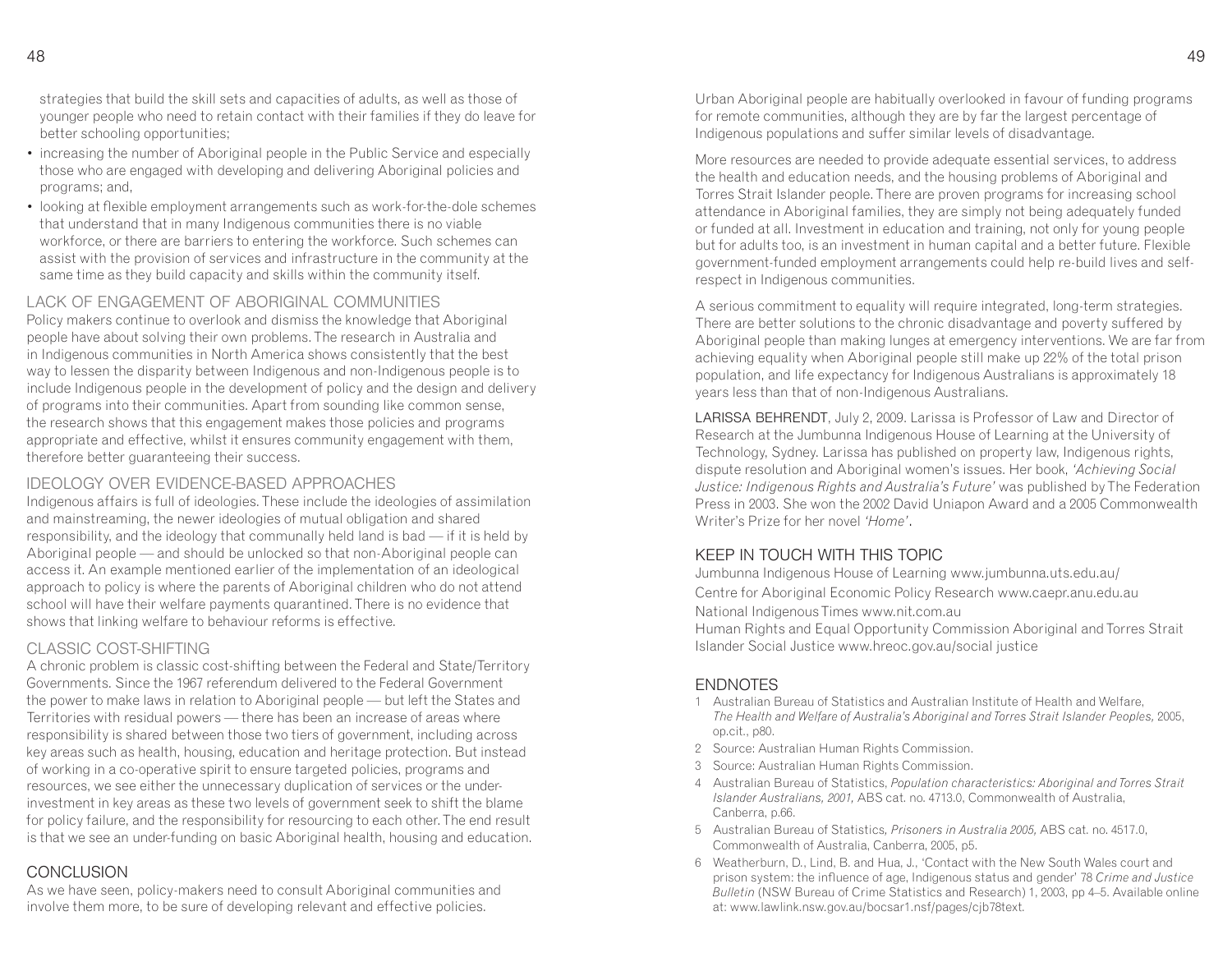strategies that build the skill sets and capacities of adults, as well as those of younger people who need to retain contact with their families if they do leave for better schooling opportunities;

- increasing the number of Aboriginal people in the Public Service and especially those who are engaged with developing and delivering Aboriginal policies and programs; and,
- looking at flexible employment arrangements such as work-for-the-dole schemes that understand that in many Indigenous communities there is no viable workforce, or there are barriers to entering the workforce. Such schemes can assist with the provision of services and infrastructure in the community at the same time as they build capacity and skills within the community itself.

## LACK OF ENGAGEMENT OF ABORIGINAL COMMUNITIES

Policy makers continue to overlook and dismiss the knowledge that Aboriginal people have about solving their own problems. The research in Australia and in Indigenous communities in North America shows consistently that the best way to lessen the disparity between Indigenous and non-Indigenous people is to include Indigenous people in the development of policy and the design and delivery of programs into their communities. Apart from sounding like common sense, the research shows that this engagement makes those policies and programs appropriate and effective, whilst it ensures community engagement with them, therefore better guaranteeing their success.

## IDEOLOGY OVER EVIDENCE-BASED APPROACHES

Indigenous affairs is full of ideologies. These include the ideologies of assimilation and mainstreaming, the newer ideologies of mutual obligation and shared responsibility, and the ideology that communally held land is bad — if it is held by Aboriginal people — and should be unlocked so that non-Aboriginal people can access it. An example mentioned earlier of the implementation of an ideological approach to policy is where the parents of Aboriginal children who do not attend school will have their welfare payments quarantined. There is no evidence that shows that linking welfare to behaviour reforms is effective.

## CLASSIC COST-SHIFTING

A chronic problem is classic cost-shifting between the Federal and State/Territory Governments. Since the 1967 referendum delivered to the Federal Government the power to make laws in relation to Aboriginal people — but left the States and Territories with residual powers — there has been an increase of areas where responsibility is shared between those two tiers of government, including across key areas such as health, housing, education and heritage protection. But instead of working in a co-operative spirit to ensure targeted policies, programs and resources, we see either the unnecessary duplication of services or the under-investment in key areas as these two levels of government seek to shift the blame for policy failure, and the responsibility for resourcing to each other. The end result is that we see an under-funding on basic Aboriginal health, housing and education.

## CONCLUSION

As we have seen, policy-makers need to consult Aboriginal communities and involve them more, to be sure of developing relevant and effective policies.

Urban Aboriginal people are habitually overlooked in favour of funding programs for remote communities, although they are by far the largest percentage of Indigenous populations and suffer similar levels of disadvantage.

More resources are needed to provide adequate essential services, to address the health and education needs, and the housing problems of Aboriginal and Torres Strait Islander people. There are proven programs for increasing school attendance in Aboriginal families, they are simply not being adequately funded or funded at all. Investment in education and training, not only for young people but for adults too, is an investment in human capital and a better future. Flexible government-funded employment arrangements could help re-build lives and self-respect in Indigenous communities.

A serious commitment to equality will require integrated, long-term strategies. There are better solutions to the chronic disadvantage and poverty suffered by Aboriginal people than making lunges at emergency interventions. We are far from achieving equality when Aboriginal people still make up 22% of the total prison population, and life expectancy for Indigenous Australians is approximately 18 years less than that of non-Indigenous Australians.

LARISSA BEHRENDT, July 2, 2009. Larissa is Professor of Law and Director of Research at the Jumbunna Indigenous House of Learning at the University of Technology, Sydney. Larissa has published on property law, Indigenous rights, dispute resolution and Aboriginal women's issues. Her book, *'Achieving Social Justice: Indigenous Rights and Australia's Future'* was published by The Federation Press in 2003. She won the 2002 David Uniapon Award and a 2005 Commonwealth Writer's Prize for her novel *'Home'*.

## KEEP IN TOUCH WITH THIS TOPIC

Jumbunna Indigenous House of Learning www.jumbunna.uts.edu.au/

Centre for Aboriginal Economic Policy Research www.caepr.anu.edu.au

National Indigenous Times www.nit.com.au

Human Rights and Equal Opportunity Commission Aboriginal and Torres Strait Islander Social Justice www.hreoc.gov.au/social justice

## ENDNOTES

1. Australian Bureau of Statistics and Australian Institute of Health and Welfare, *The Health and Welfare of Australia's Aboriginal and Torres Strait Islander Peoples,* 2005, op.cit., p80.
2. Source: Australian Human Rights Commission.
3. Source: Australian Human Rights Commission.
4. Australian Bureau of Statistics, *Population characteristics: Aboriginal and Torres Strait Islander Australians, 2001,* ABS cat. no. 4713.0, Commonwealth of Australia, Canberra, p.66.
5. Australian Bureau of Statistics, *Prisoners in Australia 2005,* ABS cat. no. 4517.0, Commonwealth of Australia, Canberra, 2005, p5.
6. Weatherburn, D., Lind, B. and Hua, J., 'Contact with the New South Wales court and prison system: the influence of age, Indigenous status and gender' 78 *Crime and Justice Bulletin* (NSW Bureau of Crime Statistics and Research) 1, 2003, pp 4–5. Available online at: www.lawlink.nsw.gov.au/bocsar1.nsf/pages/cjb78text.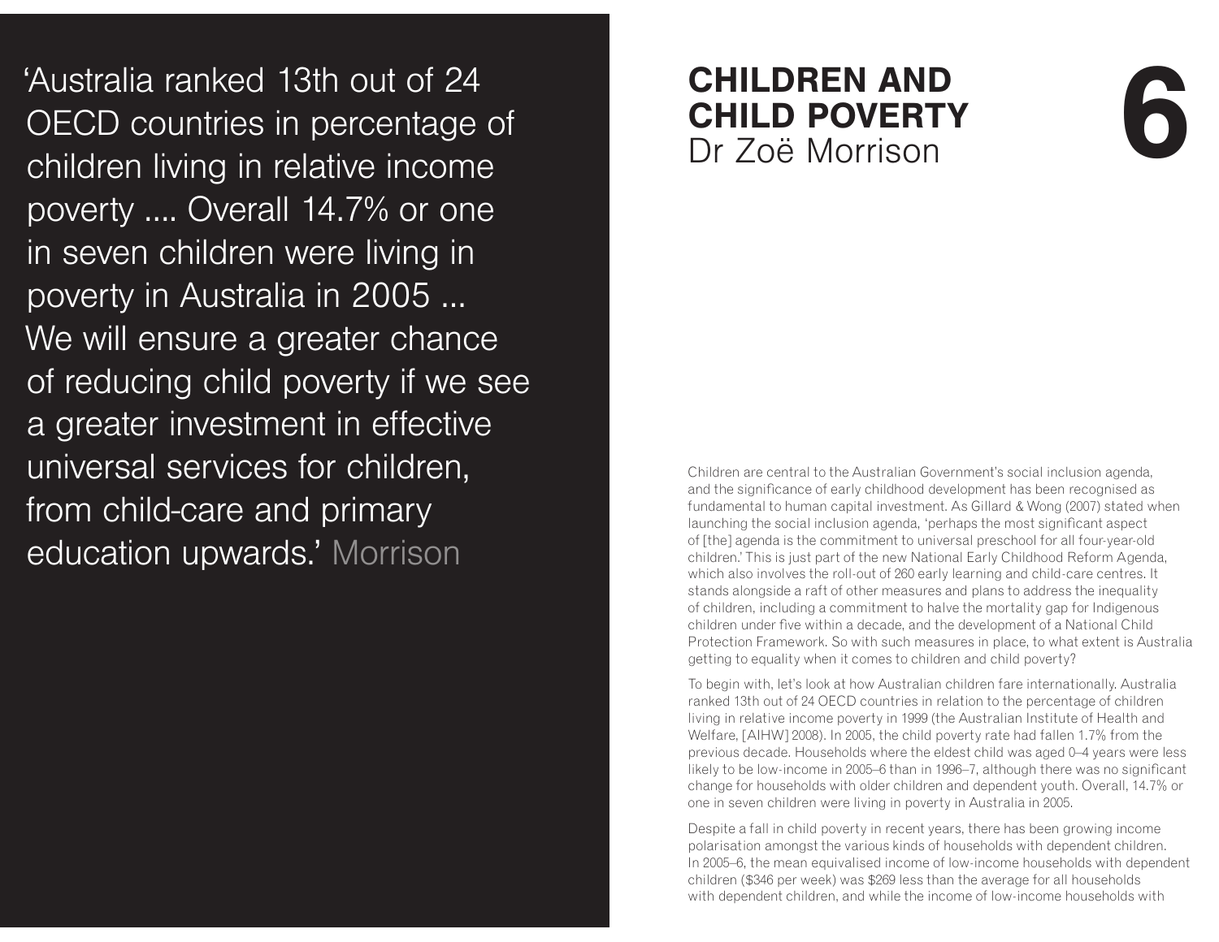'Australia ranked 13th out of 24 OECD countries in percentage of children living in relative income poverty .... Overall 14.7% or one in seven children were living in poverty in Australia in 2005 ... We will ensure a greater chance of reducing child poverty if we see a greater investment in effective universal services for children, from child-care and primary education upwards.' Morrison

# 6 CHILDREN AND CHILD POVERTY

Dr Zoë Morrison

Children are central to the Australian Government's social inclusion agenda, and the significance of early childhood development has been recognised as fundamental to human capital investment. As Gillard & Wong (2007) stated when launching the social inclusion agenda, 'perhaps the most significant aspect of [the] agenda is the commitment to universal preschool for all four-year-old children.' This is just part of the new National Early Childhood Reform Agenda, which also involves the roll-out of 260 early learning and child-care centres. It stands alongside a raft of other measures and plans to address the inequality of children, including a commitment to halve the mortality gap for Indigenous children under five within a decade, and the development of a National Child Protection Framework. So with such measures in place, to what extent is Australia getting to equality when it comes to children and child poverty?

To begin with, let's look at how Australian children fare internationally. Australia ranked 13th out of 24 OECD countries in relation to the percentage of children living in relative income poverty in 1999 (the Australian Institute of Health and Welfare, [AIHW] 2008). In 2005, the child poverty rate had fallen 1.7% from the previous decade. Households where the eldest child was aged 0–4 years were less likely to be low-income in 2005–6 than in 1996–7, although there was no significant change for households with older children and dependent youth. Overall, 14.7% or one in seven children were living in poverty in Australia in 2005.

Despite a fall in child poverty in recent years, there has been growing income polarisation amongst the various kinds of households with dependent children. In 2005–6, the mean equivalised income of low-income households with dependent children ($346 per week) was $269 less than the average for all households with dependent children, and while the income of low-income households with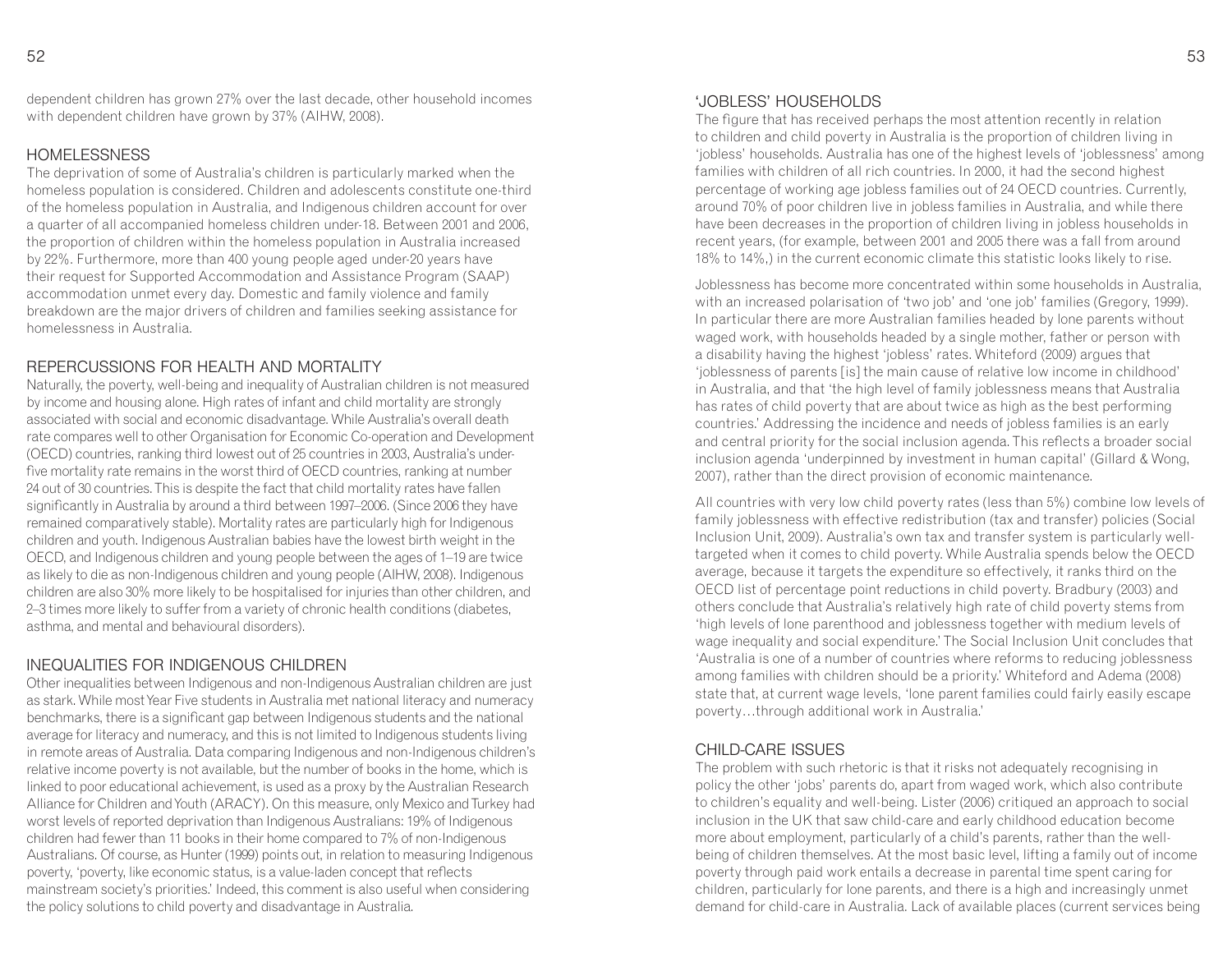dependent children has grown 27% over the last decade, other household incomes with dependent children have grown by 37% (AIHW, 2008).

## HOMELESSNESS

The deprivation of some of Australia's children is particularly marked when the homeless population is considered. Children and adolescents constitute one-third of the homeless population in Australia, and Indigenous children account for over a quarter of all accompanied homeless children under-18. Between 2001 and 2006, the proportion of children within the homeless population in Australia increased by 22%. Furthermore, more than 400 young people aged under-20 years have their request for Supported Accommodation and Assistance Program (SAAP) accommodation unmet every day. Domestic and family violence and family breakdown are the major drivers of children and families seeking assistance for homelessness in Australia.

## REPERCUSSIONS FOR HEALTH AND MORTALITY

Naturally, the poverty, well-being and inequality of Australian children is not measured by income and housing alone. High rates of infant and child mortality are strongly associated with social and economic disadvantage. While Australia's overall death rate compares well to other Organisation for Economic Co-operation and Development (OECD) countries, ranking third lowest out of 25 countries in 2003, Australia's under-five mortality rate remains in the worst third of OECD countries, ranking at number 24 out of 30 countries. This is despite the fact that child mortality rates have fallen significantly in Australia by around a third between 1997–2006. (Since 2006 they have remained comparatively stable). Mortality rates are particularly high for Indigenous children and youth. Indigenous Australian babies have the lowest birth weight in the OECD, and Indigenous children and young people between the ages of 1–19 are twice as likely to die as non-Indigenous children and young people (AIHW, 2008). Indigenous children are also 30% more likely to be hospitalised for injuries than other children, and 2–3 times more likely to suffer from a variety of chronic health conditions (diabetes, asthma, and mental and behavioural disorders).

## INEQUALITIES FOR INDIGENOUS CHILDREN

Other inequalities between Indigenous and non-Indigenous Australian children are just as stark. While most Year Five students in Australia met national literacy and numeracy benchmarks, there is a significant gap between Indigenous students and the national average for literacy and numeracy, and this is not limited to Indigenous students living in remote areas of Australia. Data comparing Indigenous and non-Indigenous children's relative income poverty is not available, but the number of books in the home, which is linked to poor educational achievement, is used as a proxy by the Australian Research Alliance for Children and Youth (ARACY). On this measure, only Mexico and Turkey had worst levels of reported deprivation than Indigenous Australians: 19% of Indigenous children had fewer than 11 books in their home compared to 7% of non-Indigenous Australians. Of course, as Hunter (1999) points out, in relation to measuring Indigenous poverty, 'poverty, like economic status, is a value-laden concept that reflects mainstream society's priorities.' Indeed, this comment is also useful when considering the policy solutions to child poverty and disadvantage in Australia.

## 'JOBLESS' HOUSEHOLDS

The figure that has received perhaps the most attention recently in relation to children and child poverty in Australia is the proportion of children living in 'jobless' households. Australia has one of the highest levels of 'joblessness' among families with children of all rich countries. In 2000, it had the second highest percentage of working age jobless families out of 24 OECD countries. Currently, around 70% of poor children live in jobless families in Australia, and while there have been decreases in the proportion of children living in jobless households in recent years, (for example, between 2001 and 2005 there was a fall from around 18% to 14%,) in the current economic climate this statistic looks likely to rise.

Joblessness has become more concentrated within some households in Australia, with an increased polarisation of 'two job' and 'one job' families (Gregory, 1999). In particular there are more Australian families headed by lone parents without waged work, with households headed by a single mother, father or person with a disability having the highest 'jobless' rates. Whiteford (2009) argues that 'joblessness of parents [is] the main cause of relative low income in childhood' in Australia, and that 'the high level of family joblessness means that Australia has rates of child poverty that are about twice as high as the best performing countries.' Addressing the incidence and needs of jobless families is an early and central priority for the social inclusion agenda. This reflects a broader social inclusion agenda 'underpinned by investment in human capital' (Gillard & Wong, 2007), rather than the direct provision of economic maintenance.

All countries with very low child poverty rates (less than 5%) combine low levels of family joblessness with effective redistribution (tax and transfer) policies (Social Inclusion Unit, 2009). Australia's own tax and transfer system is particularly well-targeted when it comes to child poverty. While Australia spends below the OECD average, because it targets the expenditure so effectively, it ranks third on the OECD list of percentage point reductions in child poverty. Bradbury (2003) and others conclude that Australia's relatively high rate of child poverty stems from 'high levels of lone parenthood and joblessness together with medium levels of wage inequality and social expenditure.' The Social Inclusion Unit concludes that 'Australia is one of a number of countries where reforms to reducing joblessness among families with children should be a priority.' Whiteford and Adema (2008) state that, at current wage levels, 'lone parent families could fairly easily escape poverty…through additional work in Australia.'

## CHILD-CARE ISSUES

The problem with such rhetoric is that it risks not adequately recognising in policy the other 'jobs' parents do, apart from waged work, which also contribute to children's equality and well-being. Lister (2006) critiqued an approach to social inclusion in the UK that saw child-care and early childhood education become more about employment, particularly of a child's parents, rather than the well-being of children themselves. At the most basic level, lifting a family out of income poverty through paid work entails a decrease in parental time spent caring for children, particularly for lone parents, and there is a high and increasingly unmet demand for child-care in Australia. Lack of available places (current services being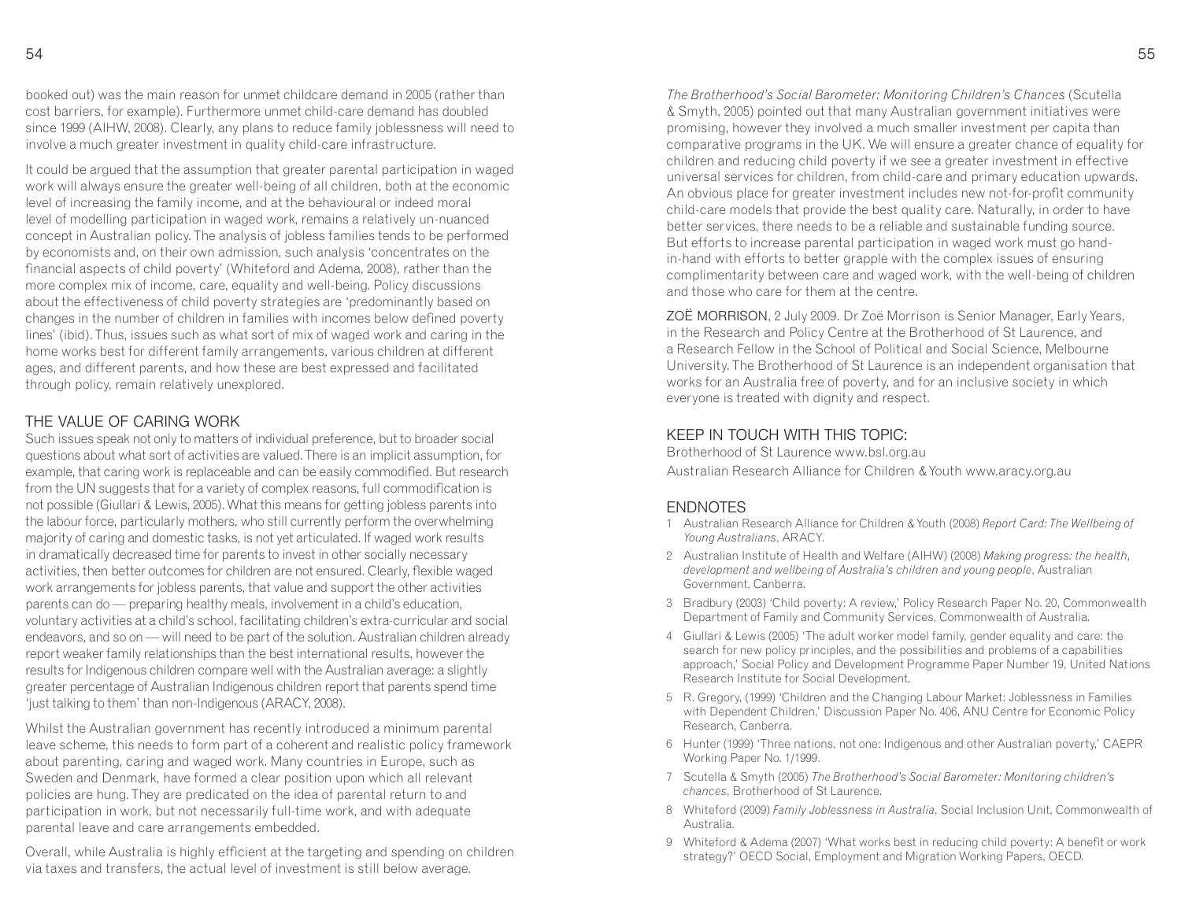booked out) was the main reason for unmet childcare demand in 2005 (rather than cost barriers, for example). Furthermore unmet child-care demand has doubled since 1999 (AIHW, 2008). Clearly, any plans to reduce family joblessness will need to involve a much greater investment in quality child-care infrastructure.

It could be argued that the assumption that greater parental participation in waged work will always ensure the greater well-being of all children, both at the economic level of increasing the family income, and at the behavioural or indeed moral level of modelling participation in waged work, remains a relatively un-nuanced concept in Australian policy. The analysis of jobless families tends to be performed by economists and, on their own admission, such analysis 'concentrates on the financial aspects of child poverty' (Whiteford and Adema, 2008), rather than the more complex mix of income, care, equality and well-being. Policy discussions about the effectiveness of child poverty strategies are 'predominantly based on changes in the number of children in families with incomes below defined poverty lines' (ibid). Thus, issues such as what sort of mix of waged work and caring in the home works best for different family arrangements, various children at different ages, and different parents, and how these are best expressed and facilitated through policy, remain relatively unexplored.

## THE VALUE OF CARING WORK

Such issues speak not only to matters of individual preference, but to broader social questions about what sort of activities are valued. There is an implicit assumption, for example, that caring work is replaceable and can be easily commodified. But research from the UN suggests that for a variety of complex reasons, full commodification is not possible (Giullari & Lewis, 2005). What this means for getting jobless parents into the labour force, particularly mothers, who still currently perform the overwhelming majority of caring and domestic tasks, is not yet articulated. If waged work results in dramatically decreased time for parents to invest in other socially necessary activities, then better outcomes for children are not ensured. Clearly, flexible waged work arrangements for jobless parents, that value and support the other activities parents can do — preparing healthy meals, involvement in a child's education, voluntary activities at a child's school, facilitating children's extra-curricular and social endeavors, and so on — will need to be part of the solution. Australian children already report weaker family relationships than the best international results, however the results for Indigenous children compare well with the Australian average: a slightly greater percentage of Australian Indigenous children report that parents spend time 'just talking to them' than non-Indigenous (ARACY, 2008).

Whilst the Australian government has recently introduced a minimum parental leave scheme, this needs to form part of a coherent and realistic policy framework about parenting, caring and waged work. Many countries in Europe, such as Sweden and Denmark, have formed a clear position upon which all relevant policies are hung. They are predicated on the idea of parental return to and participation in work, but not necessarily full-time work, and with adequate parental leave and care arrangements embedded.

Overall, while Australia is highly efficient at the targeting and spending on children via taxes and transfers, the actual level of investment is still below average. *The Brotherhood's Social Barometer: Monitoring Children's Chances* (Scutella & Smyth, 2005) pointed out that many Australian government initiatives were promising, however they involved a much smaller investment per capita than comparative programs in the UK. We will ensure a greater chance of equality for children and reducing child poverty if we see a greater investment in effective universal services for children, from child-care and primary education upwards. An obvious place for greater investment includes new not-for-profit community child-care models that provide the best quality care. Naturally, in order to have better services, there needs to be a reliable and sustainable funding source. But efforts to increase parental participation in waged work must go hand-in-hand with efforts to better grapple with the complex issues of ensuring complimentarity between care and waged work, with the well-being of children and those who care for them at the centre.

ZOË MORRISON, 2 July 2009. Dr Zoë Morrison is Senior Manager, Early Years, in the Research and Policy Centre at the Brotherhood of St Laurence, and a Research Fellow in the School of Political and Social Science, Melbourne University. The Brotherhood of St Laurence is an independent organisation that works for an Australia free of poverty, and for an inclusive society in which everyone is treated with dignity and respect.

## KEEP IN TOUCH WITH THIS TOPIC:

Brotherhood of St Laurence www.bsl.org.au

Australian Research Alliance for Children & Youth www.aracy.org.au

## ENDNOTES

1. Australian Research Alliance for Children & Youth (2008) *Report Card: The Wellbeing of Young Australians*, ARACY.
2. Australian Institute of Health and Welfare (AIHW) (2008) *Making progress: the health, development and wellbeing of Australia's children and young people*, Australian Government, Canberra.
3. Bradbury (2003) 'Child poverty: A review,' Policy Research Paper No. 20, Commonwealth Department of Family and Community Services, Commonwealth of Australia.
4. Giullari & Lewis (2005) 'The adult worker model family, gender equality and care: the search for new policy principles, and the possibilities and problems of a capabilities approach,' Social Policy and Development Programme Paper Number 19, United Nations Research Institute for Social Development.
5. R. Gregory, (1999) 'Children and the Changing Labour Market: Joblessness in Families with Dependent Children,' Discussion Paper No. 406, ANU Centre for Economic Policy Research, Canberra.
6. Hunter (1999) 'Three nations, not one: Indigenous and other Australian poverty,' CAEPR Working Paper No. 1/1999.
7. Scutella & Smyth (2005) *The Brotherhood's Social Barometer: Monitoring children's chances*, Brotherhood of St Laurence.
8. Whiteford (2009) *Family Joblessness in Australia*, Social Inclusion Unit, Commonwealth of Australia.
9. Whiteford & Adema (2007) 'What works best in reducing child poverty: A benefit or work strategy?' OECD Social, Employment and Migration Working Papers, OECD.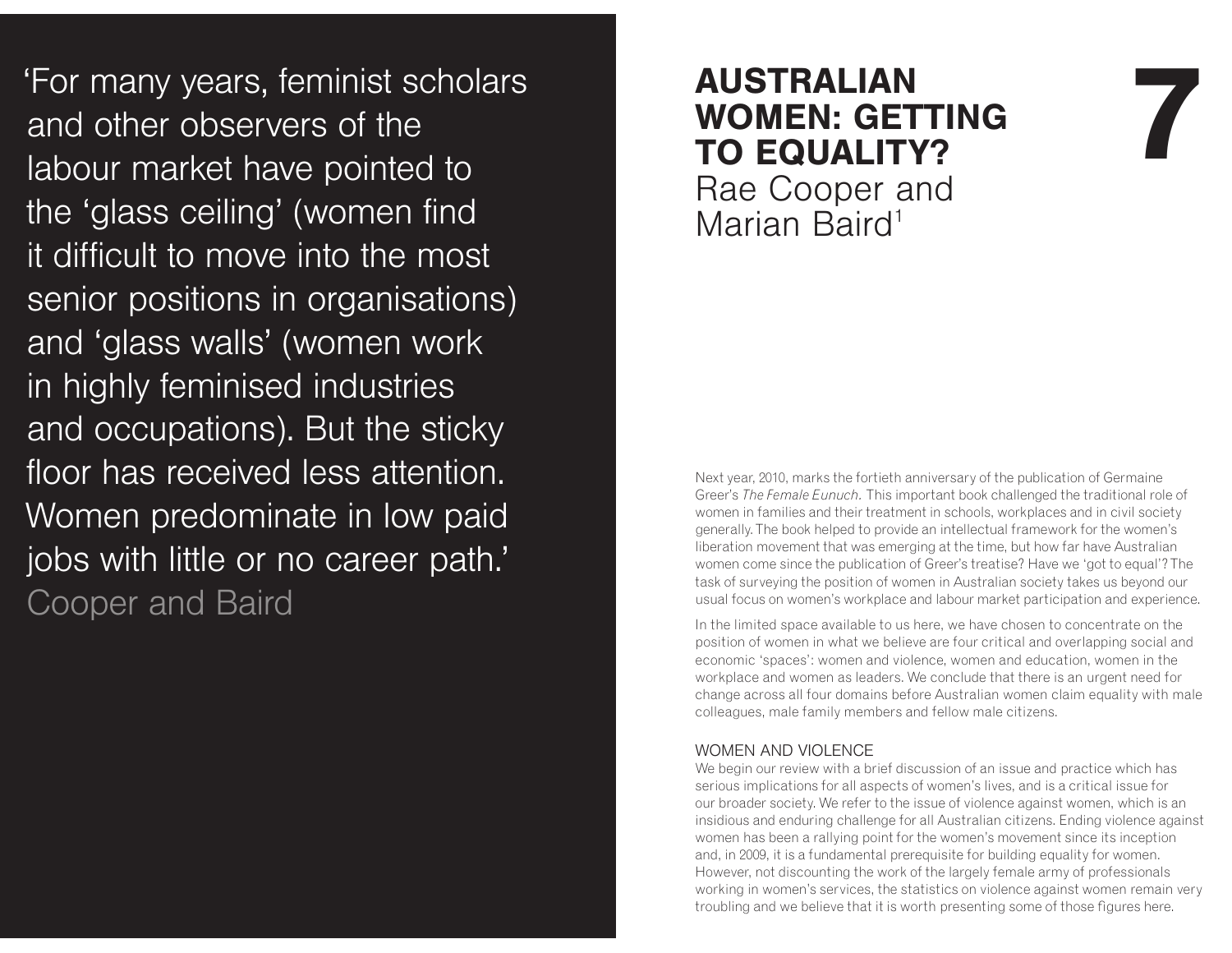> 'For many years, feminist scholars and other observers of the labour market have pointed to the 'glass ceiling' (women find it difficult to move into the most senior positions in organisations) and 'glass walls' (women work in highly feminised industries and occupations). But the sticky floor has received less attention. Women predominate in low paid jobs with little or no career path.'
>
> Cooper and Baird

# 7 AUSTRALIAN WOMEN: GETTING TO EQUALITY?

Rae Cooper and Marian Baird[1]

Next year, 2010, marks the fortieth anniversary of the publication of Germaine Greer's *The Female Eunuch*. This important book challenged the traditional role of women in families and their treatment in schools, workplaces and in civil society generally. The book helped to provide an intellectual framework for the women's liberation movement that was emerging at the time, but how far have Australian women come since the publication of Greer's treatise? Have we 'got to equal'? The task of surveying the position of women in Australian society takes us beyond our usual focus on women's workplace and labour market participation and experience.

In the limited space available to us here, we have chosen to concentrate on the position of women in what we believe are four critical and overlapping social and economic 'spaces': women and violence, women and education, women in the workplace and women as leaders. We conclude that there is an urgent need for change across all four domains before Australian women claim equality with male colleagues, male family members and fellow male citizens.

## WOMEN AND VIOLENCE

We begin our review with a brief discussion of an issue and practice which has serious implications for all aspects of women's lives, and is a critical issue for our broader society. We refer to the issue of violence against women, which is an insidious and enduring challenge for all Australian citizens. Ending violence against women has been a rallying point for the women's movement since its inception and, in 2009, it is a fundamental prerequisite for building equality for women. However, not discounting the work of the largely female army of professionals working in women's services, the statistics on violence against women remain very troubling and we believe that it is worth presenting some of those figures here.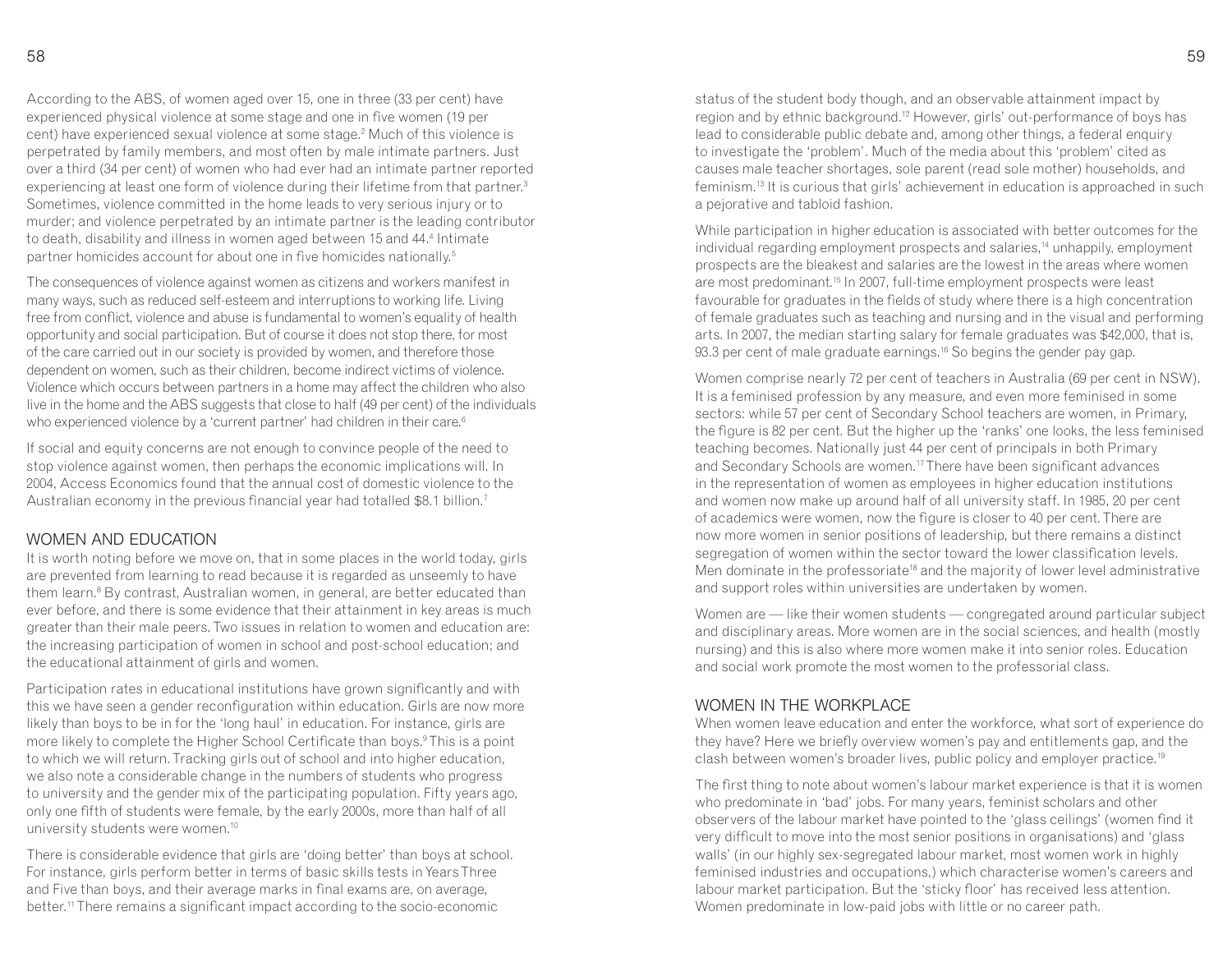According to the ABS, of women aged over 15, one in three (33 per cent) have experienced physical violence at some stage and one in five women (19 per cent) have experienced sexual violence at some stage.[2] Much of this violence is perpetrated by family members, and most often by male intimate partners. Just over a third (34 per cent) of women who had ever had an intimate partner reported experiencing at least one form of violence during their lifetime from that partner.[3] Sometimes, violence committed in the home leads to very serious injury or to murder; and violence perpetrated by an intimate partner is the leading contributor to death, disability and illness in women aged between 15 and 44.[4] Intimate partner homicides account for about one in five homicides nationally.[5]

The consequences of violence against women as citizens and workers manifest in many ways, such as reduced self-esteem and interruptions to working life. Living free from conflict, violence and abuse is fundamental to women's equality of health opportunity and social participation. But of course it does not stop there, for most of the care carried out in our society is provided by women, and therefore those dependent on women, such as their children, become indirect victims of violence. Violence which occurs between partners in a home may affect the children who also live in the home and the ABS suggests that close to half (49 per cent) of the individuals who experienced violence by a 'current partner' had children in their care.[6]

If social and equity concerns are not enough to convince people of the need to stop violence against women, then perhaps the economic implications will. In 2004, Access Economics found that the annual cost of domestic violence to the Australian economy in the previous financial year had totalled $8.1 billion.[7]

## WOMEN AND EDUCATION

It is worth noting before we move on, that in some places in the world today, girls are prevented from learning to read because it is regarded as unseemly to have them learn.[8] By contrast, Australian women, in general, are better educated than ever before, and there is some evidence that their attainment in key areas is much greater than their male peers. Two issues in relation to women and education are: the increasing participation of women in school and post-school education; and the educational attainment of girls and women.

Participation rates in educational institutions have grown significantly and with this we have seen a gender reconfiguration within education. Girls are now more likely than boys to be in for the 'long haul' in education. For instance, girls are more likely to complete the Higher School Certificate than boys.[9] This is a point to which we will return. Tracking girls out of school and into higher education, we also note a considerable change in the numbers of students who progress to university and the gender mix of the participating population. Fifty years ago, only one fifth of students were female, by the early 2000s, more than half of all university students were women.[10]

There is considerable evidence that girls are 'doing better' than boys at school. For instance, girls perform better in terms of basic skills tests in Years Three and Five than boys, and their average marks in final exams are, on average, better.[11] There remains a significant impact according to the socio-economic status of the student body though, and an observable attainment impact by region and by ethnic background.[12] However, girls' out-performance of boys has lead to considerable public debate and, among other things, a federal enquiry to investigate the 'problem'. Much of the media about this 'problem' cited as causes male teacher shortages, sole parent (read sole mother) households, and feminism.[13] It is curious that girls' achievement in education is approached in such a pejorative and tabloid fashion.

While participation in higher education is associated with better outcomes for the individual regarding employment prospects and salaries,[14] unhappily, employment prospects are the bleakest and salaries are the lowest in the areas where women are most predominant.[15] In 2007, full-time employment prospects were least favourable for graduates in the fields of study where there is a high concentration of female graduates such as teaching and nursing and in the visual and performing arts. In 2007, the median starting salary for female graduates was $42,000, that is, 93.3 per cent of male graduate earnings.[16] So begins the gender pay gap.

Women comprise nearly 72 per cent of teachers in Australia (69 per cent in NSW). It is a feminised profession by any measure, and even more feminised in some sectors: while 57 per cent of Secondary School teachers are women, in Primary, the figure is 82 per cent. But the higher up the 'ranks' one looks, the less feminised teaching becomes. Nationally just 44 per cent of principals in both Primary and Secondary Schools are women.[17] There have been significant advances in the representation of women as employees in higher education institutions and women now make up around half of all university staff. In 1985, 20 per cent of academics were women, now the figure is closer to 40 per cent. There are now more women in senior positions of leadership, but there remains a distinct segregation of women within the sector toward the lower classification levels. Men dominate in the professoriate[18] and the majority of lower level administrative and support roles within universities are undertaken by women.

Women are — like their women students — congregated around particular subject and disciplinary areas. More women are in the social sciences, and health (mostly nursing) and this is also where more women make it into senior roles. Education and social work promote the most women to the professorial class.

## WOMEN IN THE WORKPLACE

When women leave education and enter the workforce, what sort of experience do they have? Here we briefly overview women's pay and entitlements gap, and the clash between women's broader lives, public policy and employer practice.[19]

The first thing to note about women's labour market experience is that it is women who predominate in 'bad' jobs. For many years, feminist scholars and other observers of the labour market have pointed to the 'glass ceilings' (women find it very difficult to move into the most senior positions in organisations) and 'glass walls' (in our highly sex-segregated labour market, most women work in highly feminised industries and occupations,) which characterise women's careers and labour market participation. But the 'sticky floor' has received less attention. Women predominate in low-paid jobs with little or no career path.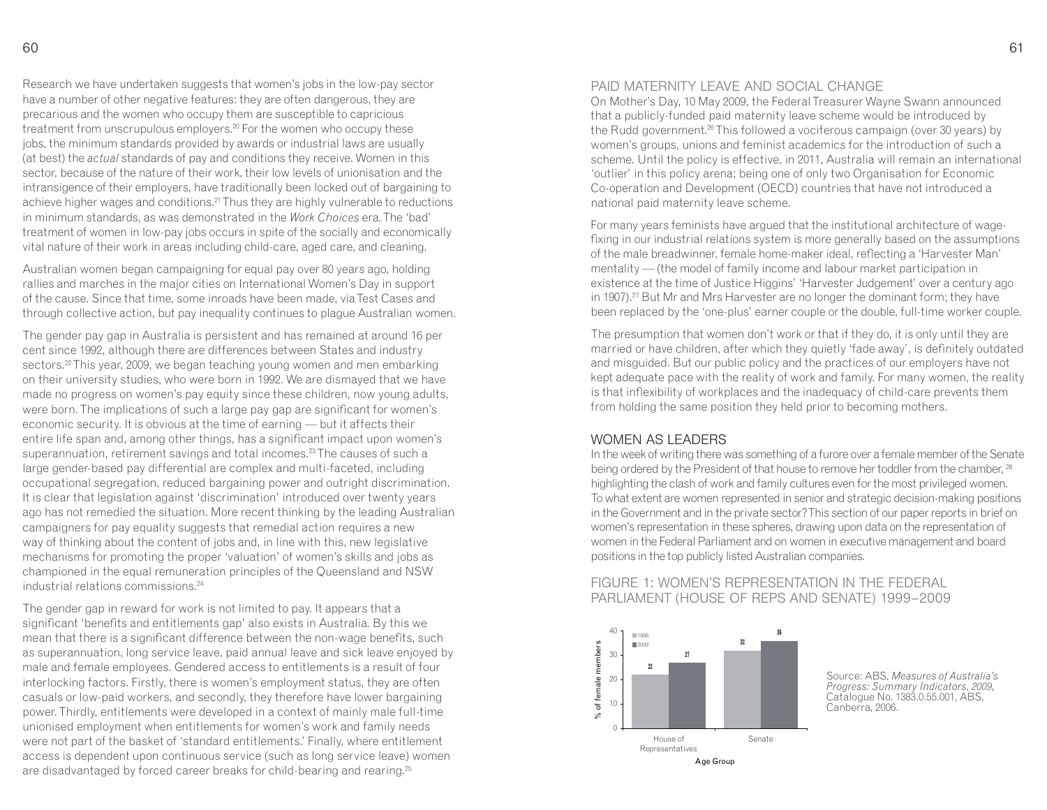Research we have undertaken suggests that women's jobs in the low-pay sector have a number of other negative features: they are often dangerous, they are precarious and the women who occupy them are susceptible to capricious treatment from unscrupulous employers.[20] For the women who occupy these jobs, the minimum standards provided by awards or industrial laws are usually (at best) the *actual* standards of pay and conditions they receive. Women in this sector, because of the nature of their work, their low levels of unionisation and the intransigence of their employers, have traditionally been locked out of bargaining to achieve higher wages and conditions.[21] Thus they are highly vulnerable to reductions in minimum standards, as was demonstrated in the *Work Choices* era. The 'bad' treatment of women in low-pay jobs occurs in spite of the socially and economically vital nature of their work in areas including child-care, aged care, and cleaning.

Australian women began campaigning for equal pay over 80 years ago, holding rallies and marches in the major cities on International Women's Day in support of the cause. Since that time, some inroads have been made, via Test Cases and through collective action, but pay inequality continues to plague Australian women.

The gender pay gap in Australia is persistent and has remained at around 16 per cent since 1992, although there are differences between States and industry sectors.[22] This year, 2009, we began teaching young women and men embarking on their university studies, who were born in 1992. We are dismayed that we have made no progress on women's pay equity since these children, now young adults, were born. The implications of such a large pay gap are significant for women's economic security. It is obvious at the time of earning — but it affects their entire life span and, among other things, has a significant impact upon women's superannuation, retirement savings and total incomes.[23] The causes of such a large gender-based pay differential are complex and multi-faceted, including occupational segregation, reduced bargaining power and outright discrimination. It is clear that legislation against 'discrimination' introduced over twenty years ago has not remedied the situation. More recent thinking by the leading Australian campaigners for pay equality suggests that remedial action requires a new way of thinking about the content of jobs and, in line with this, new legislative mechanisms for promoting the proper 'valuation' of women's skills and jobs as championed in the equal remuneration principles of the Queensland and NSW industrial relations commissions.[24]

The gender gap in reward for work is not limited to pay. It appears that a significant 'benefits and entitlements gap' also exists in Australia. By this we mean that there is a significant difference between the non-wage benefits, such as superannuation, long service leave, paid annual leave and sick leave enjoyed by male and female employees. Gendered access to entitlements is a result of four interlocking factors. Firstly, there is women's employment status, they are often casuals or low-paid workers, and secondly, they therefore have lower bargaining power. Thirdly, entitlements were developed in a context of mainly male full-time unionised employment when entitlements for women's work and family needs were not part of the basket of 'standard entitlements.' Finally, where entitlement access is dependent upon continuous service (such as long service leave) women are disadvantaged by forced career breaks for child-bearing and rearing.[25]

## PAID MATERNITY LEAVE AND SOCIAL CHANGE

On Mother's Day, 10 May 2009, the Federal Treasurer Wayne Swann announced that a publicly-funded paid maternity leave scheme would be introduced by the Rudd government.[26] This followed a vociferous campaign (over 30 years) by women's groups, unions and feminist academics for the introduction of such a scheme. Until the policy is effective, in 2011, Australia will remain an international 'outlier' in this policy arena; being one of only two Organisation for Economic Co-operation and Development (OECD) countries that have not introduced a national paid maternity leave scheme.

For many years feminists have argued that the institutional architecture of wage-fixing in our industrial relations system is more generally based on the assumptions of the male breadwinner, female home-maker ideal, reflecting a 'Harvester Man' mentality — (the model of family income and labour market participation in existence at the time of Justice Higgins' 'Harvester Judgement' over a century ago in 1907).[27] But Mr and Mrs Harvester are no longer the dominant form; they have been replaced by the 'one-plus' earner couple or the double, full-time worker couple.

The presumption that women don't work or that if they do, it is only until they are married or have children, after which they quietly 'fade away', is definitely outdated and misguided. But our public policy and the practices of our employers have not kept adequate pace with the reality of work and family. For many women, the reality is that inflexibility of workplaces and the inadequacy of child-care prevents them from holding the same position they held prior to becoming mothers.

## WOMEN AS LEADERS

In the week of writing there was something of a furore over a female member of the Senate being ordered by the President of that house to remove her toddler from the chamber,[28] highlighting the clash of work and family cultures even for the most privileged women. To what extent are women represented in senior and strategic decision-making positions in the Government and in the private sector? This section of our paper reports in brief on women's representation in these spheres, drawing upon data on the representation of women in the Federal Parliament and on women in executive management and board positions in the top publicly listed Australian companies.

### FIGURE 1: WOMEN'S REPRESENTATION IN THE FEDERAL PARLIAMENT (HOUSE OF REPS AND SENATE) 1999–2009

| Age Group | 1999 (% of female members) | 2009 (% of female members) |
|---|---|---|
| House of Representatives | 22 | 27 |
| Senate | 32 | 36 |

Source: ABS, *Measures of Australia's Progress: Summary Indicators, 2009,* Catalogue No. 1383.0.55.001, ABS, Canberra, 2006.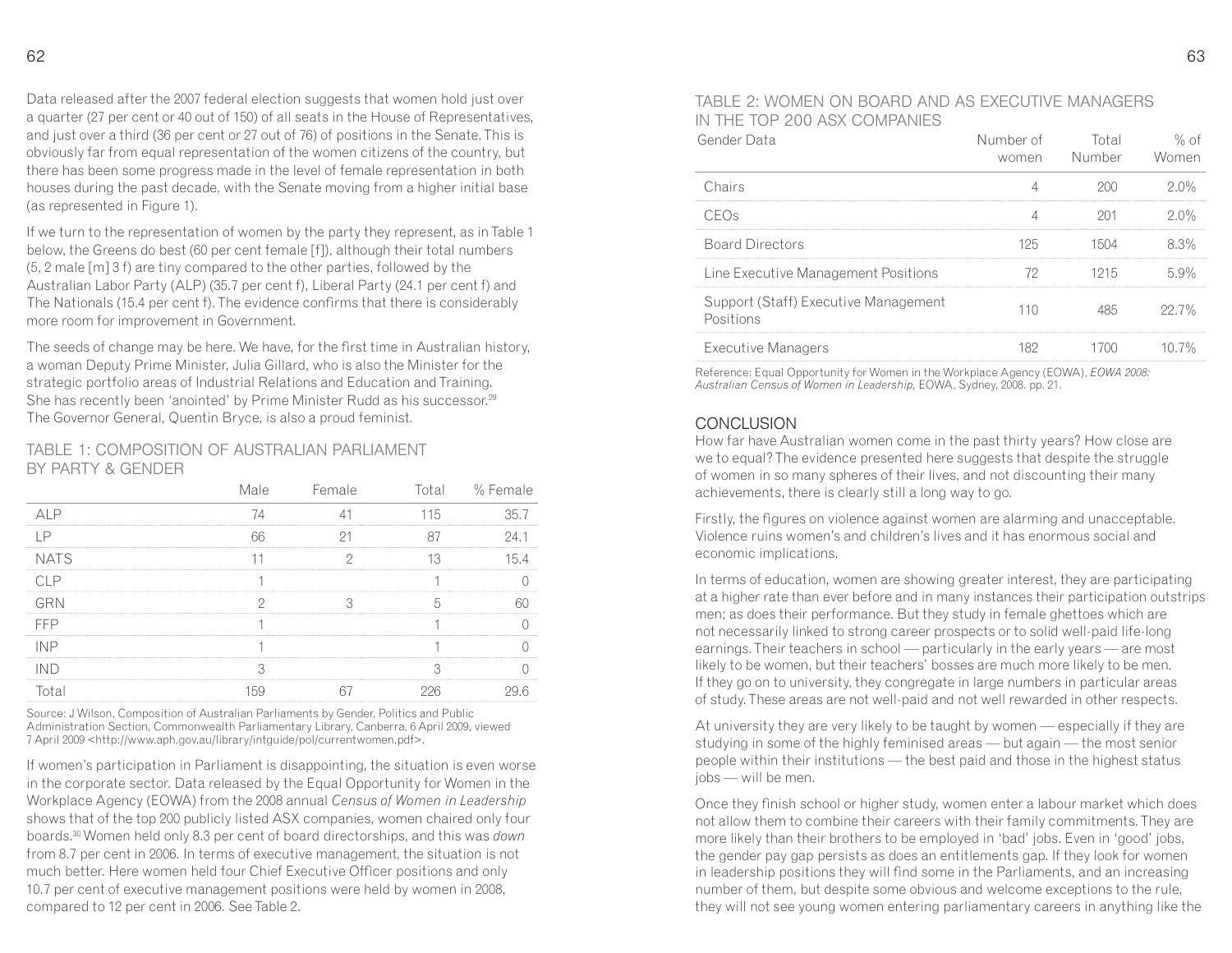Data released after the 2007 federal election suggests that women hold just over a quarter (27 per cent or 40 out of 150) of all seats in the House of Representatives, and just over a third (36 per cent or 27 out of 76) of positions in the Senate. This is obviously far from equal representation of the women citizens of the country, but there has been some progress made in the level of female representation in both houses during the past decade, with the Senate moving from a higher initial base (as represented in Figure 1).

If we turn to the representation of women by the party they represent, as in Table 1 below, the Greens do best (60 per cent female [f]), although their total numbers (5, 2 male [m] 3 f) are tiny compared to the other parties, followed by the Australian Labor Party (ALP) (35.7 per cent f), Liberal Party (24.1 per cent f) and The Nationals (15.4 per cent f). The evidence confirms that there is considerably more room for improvement in Government.

The seeds of change may be here. We have, for the first time in Australian history, a woman Deputy Prime Minister, Julia Gillard, who is also the Minister for the strategic portfolio areas of Industrial Relations and Education and Training. She has recently been 'anointed' by Prime Minister Rudd as his successor.[29] The Governor General, Quentin Bryce, is also a proud feminist.

### TABLE 1: COMPOSITION OF AUSTRALIAN PARLIAMENT BY PARTY & GENDER

| | Male | Female | Total | % Female |
|---|---|---|---|---|
| ALP | 74 | 41 | 115 | 35.7 |
| LP | 66 | 21 | 87 | 24.1 |
| NATS | 11 | 2 | 13 | 15.4 |
| CLP | 1 | | 1 | 0 |
| GRN | 2 | 3 | 5 | 60 |
| FFP | 1 | | 1 | 0 |
| INP | 1 | | 1 | 0 |
| IND | 3 | | 3 | 0 |
| Total | 159 | 67 | 226 | 29.6 |

Source: J Wilson, Composition of Australian Parliaments by Gender, Politics and Public Administration Section, Commonwealth Parliamentary Library, Canberra, 6 April 2009, viewed 7 April 2009 <http://www.aph.gov.au/library/intguide/pol/currentwomen.pdf>.

If women's participation in Parliament is disappointing, the situation is even worse in the corporate sector. Data released by the Equal Opportunity for Women in the Workplace Agency (EOWA) from the 2008 annual *Census of Women in Leadership* shows that of the top 200 publicly listed ASX companies, women chaired only four boards.[30] Women held only 8.3 per cent of board directorships, and this was *down* from 8.7 per cent in 2006. In terms of executive management, the situation is not much better. Here women held four Chief Executive Officer positions and only 10.7 per cent of executive management positions were held by women in 2008, compared to 12 per cent in 2006. See Table 2.

### TABLE 2: WOMEN ON BOARD AND AS EXECUTIVE MANAGERS IN THE TOP 200 ASX COMPANIES

| Gender Data | Number of women | Total Number | % of Women |
|---|---|---|---|
| Chairs | 4 | 200 | 2.0% |
| CEOs | 4 | 201 | 2.0% |
| Board Directors | 125 | 1504 | 8.3% |
| Line Executive Management Positions | 72 | 1215 | 5.9% |
| Support (Staff) Executive Management Positions | 110 | 485 | 22.7% |
| Executive Managers | 182 | 1700 | 10.7% |

Reference: Equal Opportunity for Women in the Workplace Agency (EOWA), *EOWA 2008: Australian Census of Women in Leadership,* EOWA, Sydney, 2008. pp. 21.

## CONCLUSION

How far have Australian women come in the past thirty years? How close are we to equal? The evidence presented here suggests that despite the struggle of women in so many spheres of their lives, and not discounting their many achievements, there is clearly still a long way to go.

Firstly, the figures on violence against women are alarming and unacceptable. Violence ruins women's and children's lives and it has enormous social and economic implications.

In terms of education, women are showing greater interest, they are participating at a higher rate than ever before and in many instances their participation outstrips men; as does their performance. But they study in female ghettoes which are not necessarily linked to strong career prospects or to solid well-paid life-long earnings. Their teachers in school — particularly in the early years — are most likely to be women, but their teachers' bosses are much more likely to be men. If they go on to university, they congregate in large numbers in particular areas of study. These areas are not well-paid and not well rewarded in other respects.

At university they are very likely to be taught by women — especially if they are studying in some of the highly feminised areas — but again — the most senior people within their institutions — the best paid and those in the highest status jobs — will be men.

Once they finish school or higher study, women enter a labour market which does not allow them to combine their careers with their family commitments. They are more likely than their brothers to be employed in 'bad' jobs. Even in 'good' jobs, the gender pay gap persists as does an entitlements gap. If they look for women in leadership positions they will find some in the Parliaments, and an increasing number of them, but despite some obvious and welcome exceptions to the rule, they will not see young women entering parliamentary careers in anything like the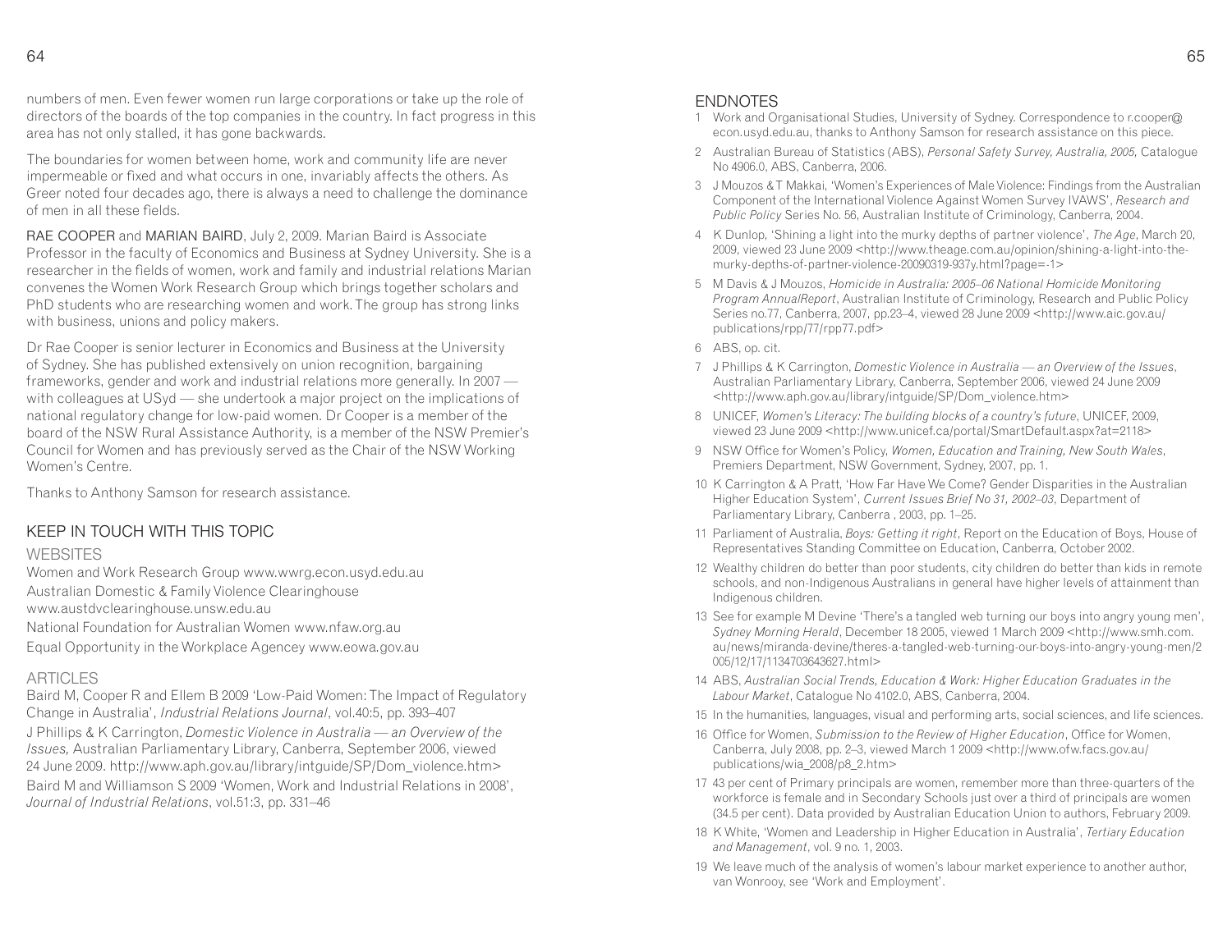numbers of men. Even fewer women run large corporations or take up the role of directors of the boards of the top companies in the country. In fact progress in this area has not only stalled, it has gone backwards.

The boundaries for women between home, work and community life are never impermeable or fixed and what occurs in one, invariably affects the others. As Greer noted four decades ago, there is always a need to challenge the dominance of men in all these fields.

RAE COOPER and MARIAN BAIRD, July 2, 2009. Marian Baird is Associate Professor in the faculty of Economics and Business at Sydney University. She is a researcher in the fields of women, work and family and industrial relations Marian convenes the Women Work Research Group which brings together scholars and PhD students who are researching women and work. The group has strong links with business, unions and policy makers.

Dr Rae Cooper is senior lecturer in Economics and Business at the University of Sydney. She has published extensively on union recognition, bargaining frameworks, gender and work and industrial relations more generally. In 2007 — with colleagues at USyd — she undertook a major project on the implications of national regulatory change for low-paid women. Dr Cooper is a member of the board of the NSW Rural Assistance Authority, is a member of the NSW Premier's Council for Women and has previously served as the Chair of the NSW Working Women's Centre.

Thanks to Anthony Samson for research assistance.

## KEEP IN TOUCH WITH THIS TOPIC

### WEBSITES

Women and Work Research Group www.wwrg.econ.usyd.edu.au
Australian Domestic & Family Violence Clearinghouse www.austdvclearinghouse.unsw.edu.au
National Foundation for Australian Women www.nfaw.org.au
Equal Opportunity in the Workplace Agencey www.eowa.gov.au

### ARTICLES

Baird M, Cooper R and Ellem B 2009 'Low-Paid Women: The Impact of Regulatory Change in Australia', *Industrial Relations Journal*, vol.40:5, pp. 393–407

J Phillips & K Carrington, *Domestic Violence in Australia — an Overview of the Issues,* Australian Parliamentary Library, Canberra, September 2006, viewed 24 June 2009. http://www.aph.gov.au/library/intguide/SP/Dom_violence.htm>

Baird M and Williamson S 2009 'Women, Work and Industrial Relations in 2008', *Journal of Industrial Relations*, vol.51:3, pp. 331–46

## ENDNOTES

1. Work and Organisational Studies, University of Sydney. Correspondence to r.cooper@econ.usyd.edu.au, thanks to Anthony Samson for research assistance on this piece.
2. Australian Bureau of Statistics (ABS), *Personal Safety Survey, Australia, 2005,* Catalogue No 4906.0, ABS, Canberra, 2006.
3. J Mouzos & T Makkai, 'Women's Experiences of Male Violence: Findings from the Australian Component of the International Violence Against Women Survey IVAWS', *Research and Public Policy* Series No. 56, Australian Institute of Criminology, Canberra, 2004.
4. K Dunlop, 'Shining a light into the murky depths of partner violence', *The Age*, March 20, 2009, viewed 23 June 2009 <http://www.theage.com.au/opinion/shining-a-light-into-the-murky-depths-of-partner-violence-20090319-937y.html?page=-1>
5. M Davis & J Mouzos, *Homicide in Australia: 2005–06 National Homicide Monitoring Program AnnualReport*, Australian Institute of Criminology, Research and Public Policy Series no.77, Canberra, 2007, pp.23–4, viewed 28 June 2009 <http://www.aic.gov.au/publications/rpp/77/rpp77.pdf>
6. ABS, op. cit.
7. J Phillips & K Carrington, *Domestic Violence in Australia — an Overview of the Issues*, Australian Parliamentary Library, Canberra, September 2006, viewed 24 June 2009 <http://www.aph.gov.au/library/intguide/SP/Dom_violence.htm>
8. UNICEF, *Women's Literacy: The building blocks of a country's future*, UNICEF, 2009, viewed 23 June 2009 <http://www.unicef.ca/portal/SmartDefault.aspx?at=2118>
9. NSW Office for Women's Policy, *Women, Education and Training, New South Wales*, Premiers Department, NSW Government, Sydney, 2007, pp. 1.
10. K Carrington & A Pratt, 'How Far Have We Come? Gender Disparities in the Australian Higher Education System', *Current Issues Brief No 31, 2002–03*, Department of Parliamentary Library, Canberra , 2003, pp. 1–25.
11. Parliament of Australia, *Boys: Getting it right*, Report on the Education of Boys, House of Representatives Standing Committee on Education, Canberra, October 2002.
12. Wealthy children do better than poor students, city children do better than kids in remote schools, and non-Indigenous Australians in general have higher levels of attainment than Indigenous children.
13. See for example M Devine 'There's a tangled web turning our boys into angry young men', *Sydney Morning Herald*, December 18 2005, viewed 1 March 2009 <http://www.smh.com.au/news/miranda-devine/theres-a-tangled-web-turning-our-boys-into-angry-young-men/2005/12/17/1134703643627.html>
14. ABS, *Australian Social Trends, Education & Work: Higher Education Graduates in the Labour Market*, Catalogue No 4102.0, ABS, Canberra, 2004.
15. In the humanities, languages, visual and performing arts, social sciences, and life sciences.
16. Office for Women, *Submission to the Review of Higher Education*, Office for Women, Canberra, July 2008, pp. 2–3, viewed March 1 2009 <http://www.ofw.facs.gov.au/publications/wia_2008/p8_2.htm>
17. 43 per cent of Primary principals are women, remember more than three-quarters of the workforce is female and in Secondary Schools just over a third of principals are women (34.5 per cent). Data provided by Australian Education Union to authors, February 2009.
18. K White, 'Women and Leadership in Higher Education in Australia', *Tertiary Education and Management*, vol. 9 no. 1, 2003.
19. We leave much of the analysis of women's labour market experience to another author, van Wonrooy, see 'Work and Employment'.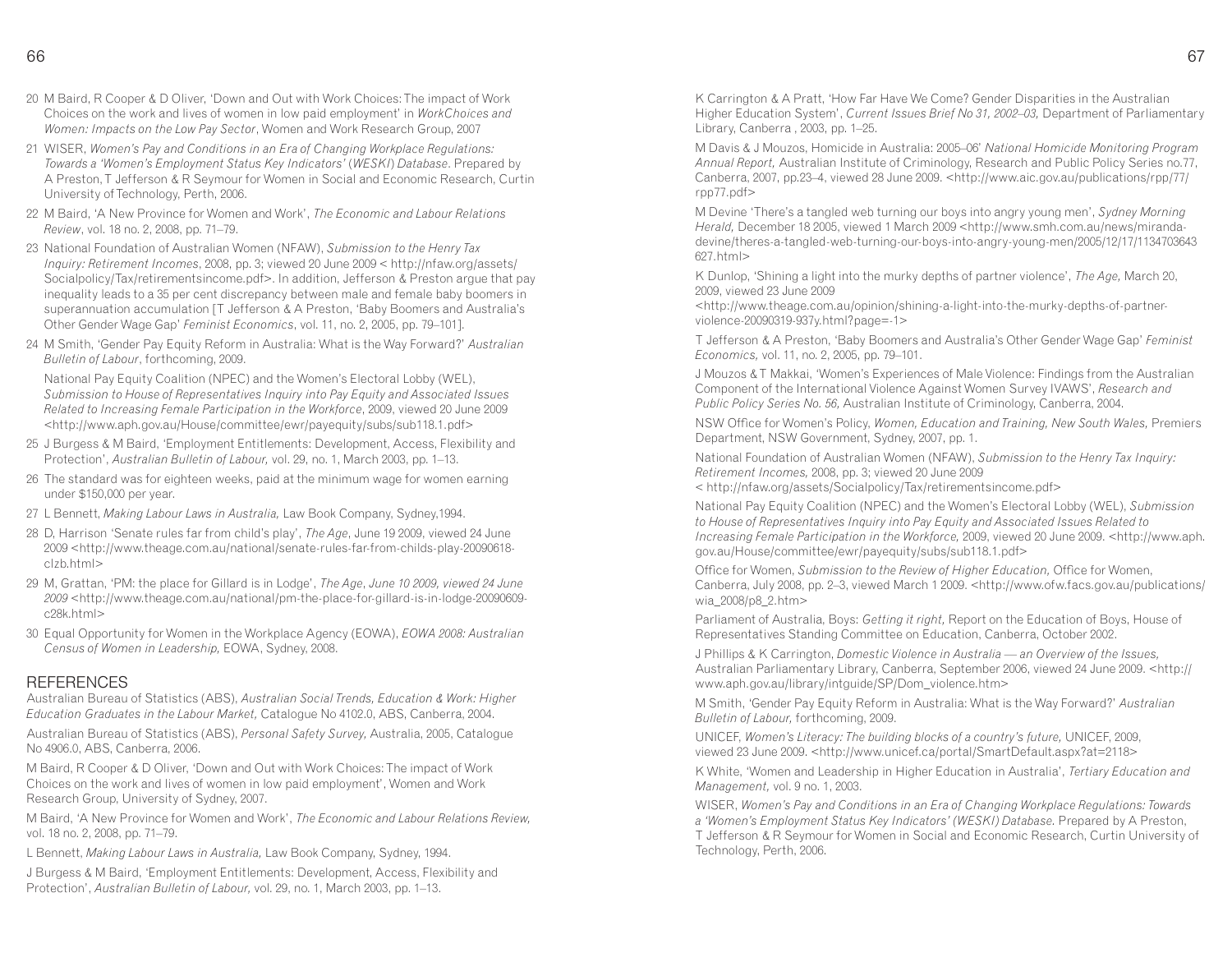20 M Baird, R Cooper & D Oliver, 'Down and Out with Work Choices: The impact of Work Choices on the work and lives of women in low paid employment' in *WorkChoices and Women: Impacts on the Low Pay Sector*, Women and Work Research Group, 2007

21 WISER, *Women's Pay and Conditions in an Era of Changing Workplace Regulations: Towards a 'Women's Employment Status Key Indicators' (WESKI) Database*. Prepared by A Preston, T Jefferson & R Seymour for Women in Social and Economic Research, Curtin University of Technology, Perth, 2006.

22 M Baird, 'A New Province for Women and Work', *The Economic and Labour Relations Review*, vol. 18 no. 2, 2008, pp. 71–79.

23 National Foundation of Australian Women (NFAW), *Submission to the Henry Tax Inquiry: Retirement Incomes*, 2008, pp. 3; viewed 20 June 2009 < http://nfaw.org/assets/Socialpolicy/Tax/retirementsincome.pdf>. In addition, Jefferson & Preston argue that pay inequality leads to a 35 per cent discrepancy between male and female baby boomers in superannuation accumulation [T Jefferson & A Preston, 'Baby Boomers and Australia's Other Gender Wage Gap' *Feminist Economics*, vol. 11, no. 2, 2005, pp. 79–101].

24 M Smith, 'Gender Pay Equity Reform in Australia: What is the Way Forward?' *Australian Bulletin of Labour*, forthcoming, 2009.

National Pay Equity Coalition (NPEC) and the Women's Electoral Lobby (WEL), *Submission to House of Representatives Inquiry into Pay Equity and Associated Issues Related to Increasing Female Participation in the Workforce*, 2009, viewed 20 June 2009 <http://www.aph.gov.au/House/committee/ewr/payequity/subs/sub118.1.pdf>

25 J Burgess & M Baird, 'Employment Entitlements: Development, Access, Flexibility and Protection', *Australian Bulletin of Labour,* vol. 29, no. 1, March 2003, pp. 1–13.

26 The standard was for eighteen weeks, paid at the minimum wage for women earning under $150,000 per year.

27 L Bennett, *Making Labour Laws in Australia,* Law Book Company, Sydney,1994.

28 D, Harrison 'Senate rules far from child's play', *The Age*, June 19 2009, viewed 24 June 2009 <http://www.theage.com.au/national/senate-rules-far-from-childs-play-20090618-clzb.html>

29 M, Grattan, 'PM: the place for Gillard is in Lodge', *The Age*, *June 10 2009, viewed 24 June 2009* <http://www.theage.com.au/national/pm-the-place-for-gillard-is-in-lodge-20090609-c28k.html>

30 Equal Opportunity for Women in the Workplace Agency (EOWA), *EOWA 2008: Australian Census of Women in Leadership,* EOWA, Sydney, 2008.

## REFERENCES

Australian Bureau of Statistics (ABS), *Australian Social Trends, Education & Work: Higher Education Graduates in the Labour Market,* Catalogue No 4102.0, ABS, Canberra, 2004.

Australian Bureau of Statistics (ABS), *Personal Safety Survey,* Australia, 2005, Catalogue No 4906.0, ABS, Canberra, 2006.

M Baird, R Cooper & D Oliver, 'Down and Out with Work Choices: The impact of Work Choices on the work and lives of women in low paid employment', Women and Work Research Group, University of Sydney, 2007.

M Baird, 'A New Province for Women and Work', *The Economic and Labour Relations Review,* vol. 18 no. 2, 2008, pp. 71–79.

L Bennett, *Making Labour Laws in Australia,* Law Book Company, Sydney, 1994.

J Burgess & M Baird, 'Employment Entitlements: Development, Access, Flexibility and Protection', *Australian Bulletin of Labour,* vol. 29, no. 1, March 2003, pp. 1–13.

K Carrington & A Pratt, 'How Far Have We Come? Gender Disparities in the Australian Higher Education System', *Current Issues Brief No 31, 2002–03,* Department of Parliamentary Library, Canberra , 2003, pp. 1–25.

M Davis & J Mouzos, Homicide in Australia: 2005–06' *National Homicide Monitoring Program Annual Report,* Australian Institute of Criminology, Research and Public Policy Series no.77, Canberra, 2007, pp.23–4, viewed 28 June 2009. <http://www.aic.gov.au/publications/rpp/77/rpp77.pdf>

M Devine 'There's a tangled web turning our boys into angry young men', *Sydney Morning Herald,* December 18 2005, viewed 1 March 2009 <http://www.smh.com.au/news/miranda-devine/theres-a-tangled-web-turning-our-boys-into-angry-young-men/2005/12/17/1134703643627.html>

K Dunlop, 'Shining a light into the murky depths of partner violence', *The Age,* March 20, 2009, viewed 23 June 2009 <http://www.theage.com.au/opinion/shining-a-light-into-the-murky-depths-of-partner-violence-20090319-937y.html?page=-1>

T Jefferson & A Preston, 'Baby Boomers and Australia's Other Gender Wage Gap' *Feminist Economics,* vol. 11, no. 2, 2005, pp. 79–101.

J Mouzos & T Makkai, 'Women's Experiences of Male Violence: Findings from the Australian Component of the International Violence Against Women Survey IVAWS', *Research and Public Policy Series No. 56,* Australian Institute of Criminology, Canberra, 2004.

NSW Office for Women's Policy, *Women, Education and Training, New South Wales,* Premiers Department, NSW Government, Sydney, 2007, pp. 1.

National Foundation of Australian Women (NFAW), *Submission to the Henry Tax Inquiry: Retirement Incomes,* 2008, pp. 3; viewed 20 June 2009 < http://nfaw.org/assets/Socialpolicy/Tax/retirementsincome.pdf>

National Pay Equity Coalition (NPEC) and the Women's Electoral Lobby (WEL), *Submission to House of Representatives Inquiry into Pay Equity and Associated Issues Related to Increasing Female Participation in the Workforce,* 2009, viewed 20 June 2009. <http://www.aph.gov.au/House/committee/ewr/payequity/subs/sub118.1.pdf>

Office for Women, *Submission to the Review of Higher Education,* Office for Women, Canberra, July 2008, pp. 2–3, viewed March 1 2009. <http://www.ofw.facs.gov.au/publications/wia_2008/p8_2.htm>

Parliament of Australia, Boys: *Getting it right,* Report on the Education of Boys, House of Representatives Standing Committee on Education, Canberra, October 2002.

J Phillips & K Carrington, *Domestic Violence in Australia — an Overview of the Issues,* Australian Parliamentary Library, Canberra, September 2006, viewed 24 June 2009. <http://www.aph.gov.au/library/intguide/SP/Dom_violence.htm>

M Smith, 'Gender Pay Equity Reform in Australia: What is the Way Forward?' *Australian Bulletin of Labour,* forthcoming, 2009.

UNICEF, *Women's Literacy: The building blocks of a country's future,* UNICEF, 2009, viewed 23 June 2009. <http://www.unicef.ca/portal/SmartDefault.aspx?at=2118>

K White, 'Women and Leadership in Higher Education in Australia', *Tertiary Education and Management,* vol. 9 no. 1, 2003.

WISER, *Women's Pay and Conditions in an Era of Changing Workplace Regulations: Towards a 'Women's Employment Status Key Indicators' (WESKI) Database.* Prepared by A Preston, T Jefferson & R Seymour for Women in Social and Economic Research, Curtin University of Technology, Perth, 2006.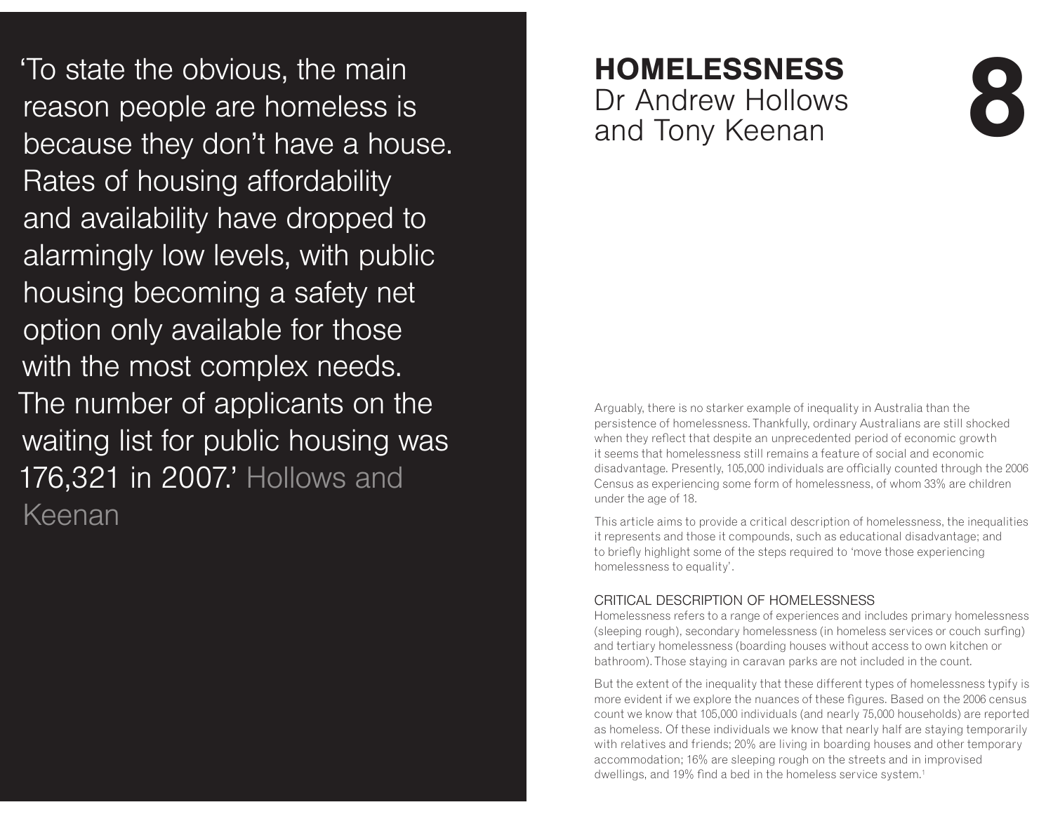> 'To state the obvious, the main reason people are homeless is because they don't have a house. Rates of housing affordability and availability have dropped to alarmingly low levels, with public housing becoming a safety net option only available for those with the most complex needs. The number of applicants on the waiting list for public housing was 176,321 in 2007.' Hollows and Keenan

# 8 HOMELESSNESS

**Dr Andrew Hollows and Tony Keenan**

Arguably, there is no starker example of inequality in Australia than the persistence of homelessness. Thankfully, ordinary Australians are still shocked when they reflect that despite an unprecedented period of economic growth it seems that homelessness still remains a feature of social and economic disadvantage. Presently, 105,000 individuals are officially counted through the 2006 Census as experiencing some form of homelessness, of whom 33% are children under the age of 18.

This article aims to provide a critical description of homelessness, the inequalities it represents and those it compounds, such as educational disadvantage; and to briefly highlight some of the steps required to 'move those experiencing homelessness to equality'.

## CRITICAL DESCRIPTION OF HOMELESSNESS

Homelessness refers to a range of experiences and includes primary homelessness (sleeping rough), secondary homelessness (in homeless services or couch surfing) and tertiary homelessness (boarding houses without access to own kitchen or bathroom). Those staying in caravan parks are not included in the count.

But the extent of the inequality that these different types of homelessness typify is more evident if we explore the nuances of these figures. Based on the 2006 census count we know that 105,000 individuals (and nearly 75,000 households) are reported as homeless. Of these individuals we know that nearly half are staying temporarily with relatives and friends; 20% are living in boarding houses and other temporary accommodation; 16% are sleeping rough on the streets and in improvised dwellings, and 19% find a bed in the homeless service system.[1]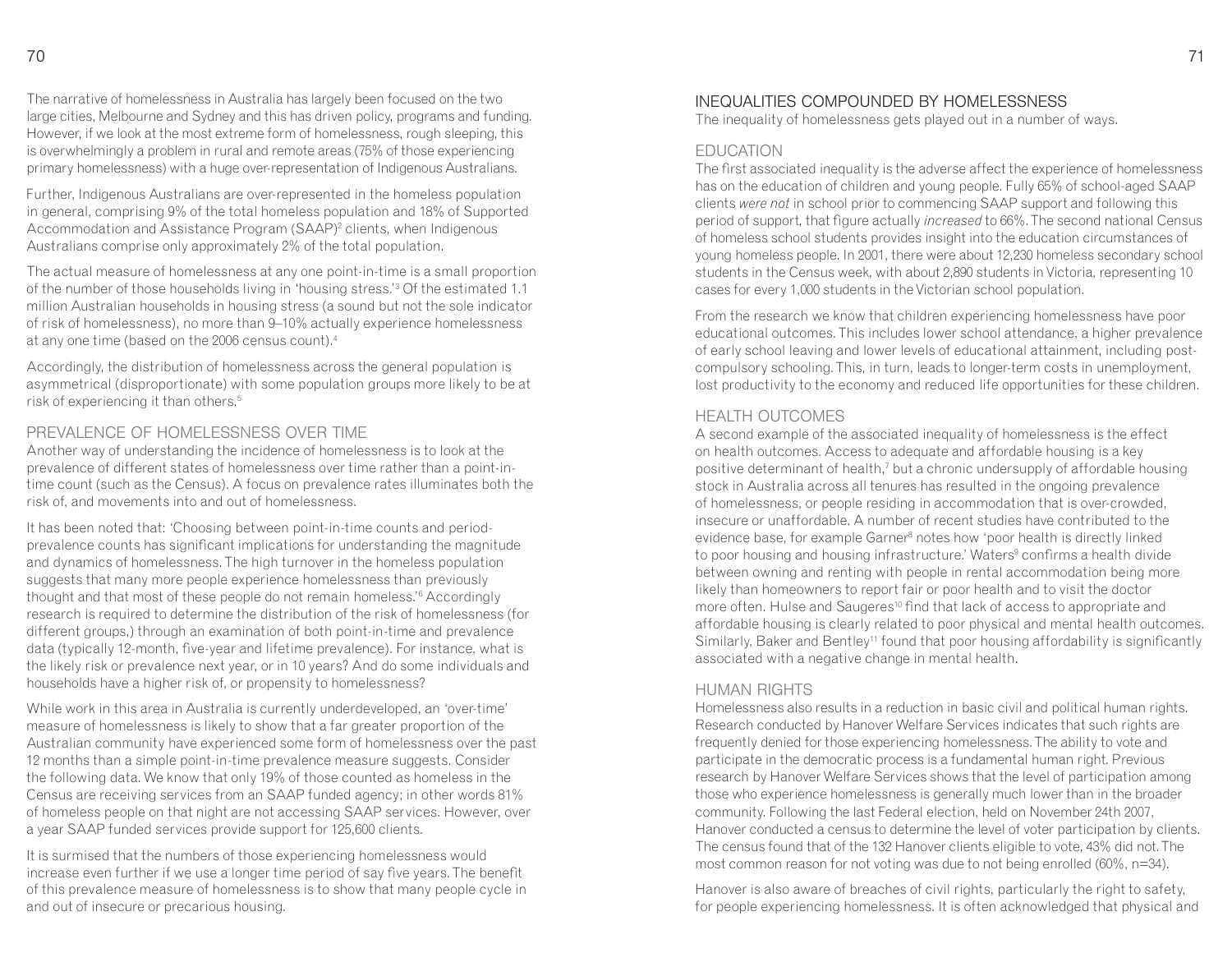The narrative of homelessness in Australia has largely been focused on the two large cities, Melbourne and Sydney and this has driven policy, programs and funding. However, if we look at the most extreme form of homelessness, rough sleeping, this is overwhelmingly a problem in rural and remote areas (75% of those experiencing primary homelessness) with a huge over-representation of Indigenous Australians.

Further, Indigenous Australians are over-represented in the homeless population in general, comprising 9% of the total homeless population and 18% of Supported Accommodation and Assistance Program (SAAP)[2] clients, when Indigenous Australians comprise only approximately 2% of the total population.

The actual measure of homelessness at any one point-in-time is a small proportion of the number of those households living in 'housing stress.'[3] Of the estimated 1.1 million Australian households in housing stress (a sound but not the sole indicator of risk of homelessness), no more than 9–10% actually experience homelessness at any one time (based on the 2006 census count).[4]

Accordingly, the distribution of homelessness across the general population is asymmetrical (disproportionate) with some population groups more likely to be at risk of experiencing it than others.[5]

## PREVALENCE OF HOMELESSNESS OVER TIME

Another way of understanding the incidence of homelessness is to look at the prevalence of different states of homelessness over time rather than a point-in-time count (such as the Census). A focus on prevalence rates illuminates both the risk of, and movements into and out of homelessness.

It has been noted that: 'Choosing between point-in-time counts and period-prevalence counts has significant implications for understanding the magnitude and dynamics of homelessness. The high turnover in the homeless population suggests that many more people experience homelessness than previously thought and that most of these people do not remain homeless.'[6] Accordingly research is required to determine the distribution of the risk of homelessness (for different groups,) through an examination of both point-in-time and prevalence data (typically 12-month, five-year and lifetime prevalence). For instance, what is the likely risk or prevalence next year, or in 10 years? And do some individuals and households have a higher risk of, or propensity to homelessness?

While work in this area in Australia is currently underdeveloped, an 'over-time' measure of homelessness is likely to show that a far greater proportion of the Australian community have experienced some form of homelessness over the past 12 months than a simple point-in-time prevalence measure suggests. Consider the following data. We know that only 19% of those counted as homeless in the Census are receiving services from an SAAP funded agency; in other words 81% of homeless people on that night are not accessing SAAP services. However, over a year SAAP funded services provide support for 125,600 clients.

It is surmised that the numbers of those experiencing homelessness would increase even further if we use a longer time period of say five years. The benefit of this prevalence measure of homelessness is to show that many people cycle in and out of insecure or precarious housing.

## INEQUALITIES COMPOUNDED BY HOMELESSNESS

The inequality of homelessness gets played out in a number of ways.

### EDUCATION

The first associated inequality is the adverse affect the experience of homelessness has on the education of children and young people. Fully 65% of school-aged SAAP clients *were not* in school prior to commencing SAAP support and following this period of support, that figure actually *increased* to 66%. The second national Census of homeless school students provides insight into the education circumstances of young homeless people. In 2001, there were about 12,230 homeless secondary school students in the Census week, with about 2,890 students in Victoria, representing 10 cases for every 1,000 students in the Victorian school population.

From the research we know that children experiencing homelessness have poor educational outcomes. This includes lower school attendance, a higher prevalence of early school leaving and lower levels of educational attainment, including post-compulsory schooling. This, in turn, leads to longer-term costs in unemployment, lost productivity to the economy and reduced life opportunities for these children.

### HEALTH OUTCOMES

A second example of the associated inequality of homelessness is the effect on health outcomes. Access to adequate and affordable housing is a key positive determinant of health,[7] but a chronic undersupply of affordable housing stock in Australia across all tenures has resulted in the ongoing prevalence of homelessness, or people residing in accommodation that is over-crowded, insecure or unaffordable. A number of recent studies have contributed to the evidence base, for example Garner[8] notes how 'poor health is directly linked to poor housing and housing infrastructure.' Waters[9] confirms a health divide between owning and renting with people in rental accommodation being more likely than homeowners to report fair or poor health and to visit the doctor more often. Hulse and Saugeres[10] find that lack of access to appropriate and affordable housing is clearly related to poor physical and mental health outcomes. Similarly, Baker and Bentley[11] found that poor housing affordability is significantly associated with a negative change in mental health.

### HUMAN RIGHTS

Homelessness also results in a reduction in basic civil and political human rights. Research conducted by Hanover Welfare Services indicates that such rights are frequently denied for those experiencing homelessness. The ability to vote and participate in the democratic process is a fundamental human right. Previous research by Hanover Welfare Services shows that the level of participation among those who experience homelessness is generally much lower than in the broader community. Following the last Federal election, held on November 24th 2007, Hanover conducted a census to determine the level of voter participation by clients. The census found that of the 132 Hanover clients eligible to vote, 43% did not. The most common reason for not voting was due to not being enrolled (60%, n=34).

Hanover is also aware of breaches of civil rights, particularly the right to safety, for people experiencing homelessness. It is often acknowledged that physical and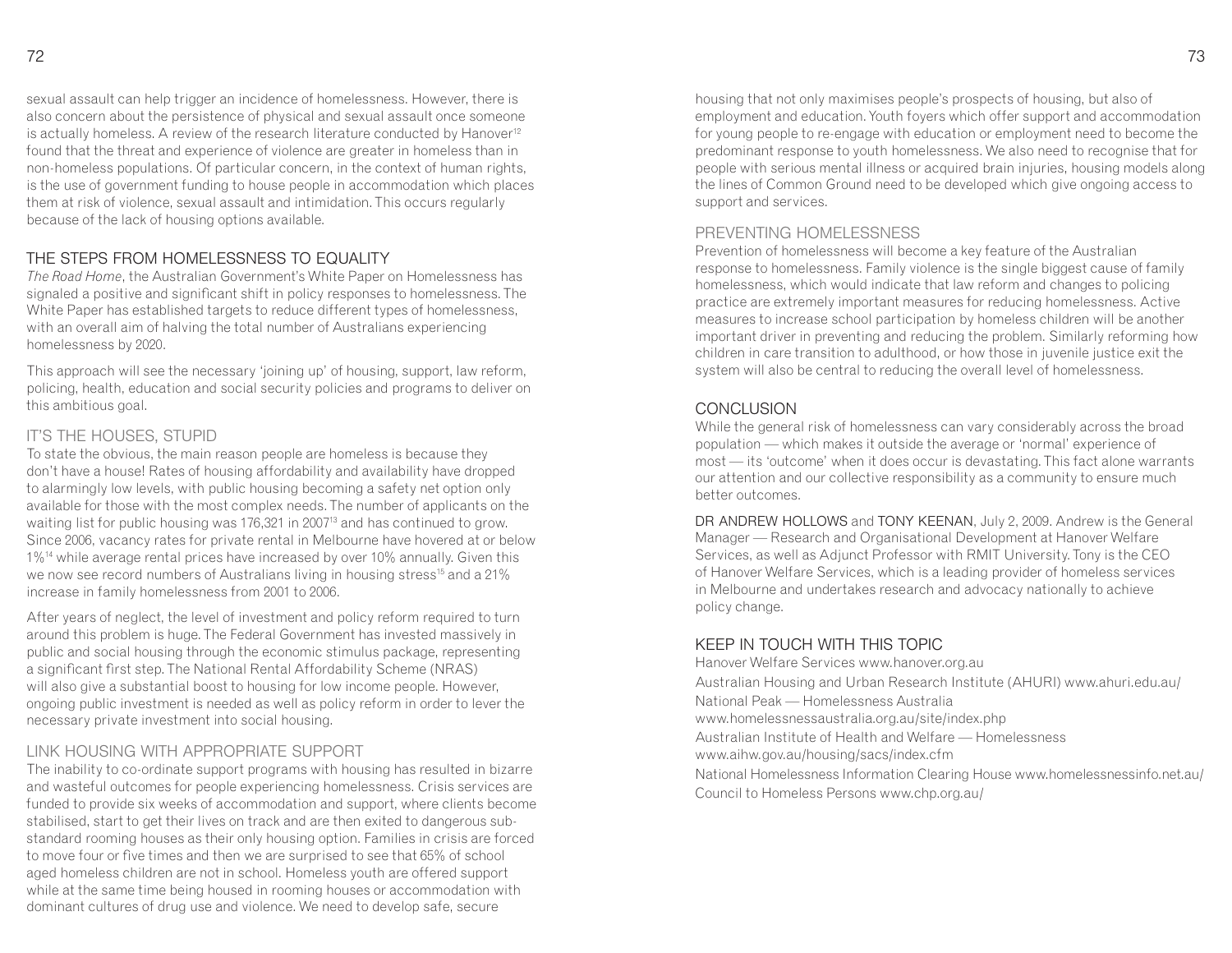sexual assault can help trigger an incidence of homelessness. However, there is also concern about the persistence of physical and sexual assault once someone is actually homeless. A review of the research literature conducted by Hanover[12] found that the threat and experience of violence are greater in homeless than in non-homeless populations. Of particular concern, in the context of human rights, is the use of government funding to house people in accommodation which places them at risk of violence, sexual assault and intimidation. This occurs regularly because of the lack of housing options available.

## THE STEPS FROM HOMELESSNESS TO EQUALITY

*The Road Home*, the Australian Government's White Paper on Homelessness has signaled a positive and significant shift in policy responses to homelessness. The White Paper has established targets to reduce different types of homelessness, with an overall aim of halving the total number of Australians experiencing homelessness by 2020.

This approach will see the necessary 'joining up' of housing, support, law reform, policing, health, education and social security policies and programs to deliver on this ambitious goal.

## IT'S THE HOUSES, STUPID

To state the obvious, the main reason people are homeless is because they don't have a house! Rates of housing affordability and availability have dropped to alarmingly low levels, with public housing becoming a safety net option only available for those with the most complex needs. The number of applicants on the waiting list for public housing was 176,321 in 2007[13] and has continued to grow. Since 2006, vacancy rates for private rental in Melbourne have hovered at or below 1%[14] while average rental prices have increased by over 10% annually. Given this we now see record numbers of Australians living in housing stress[15] and a 21% increase in family homelessness from 2001 to 2006.

After years of neglect, the level of investment and policy reform required to turn around this problem is huge. The Federal Government has invested massively in public and social housing through the economic stimulus package, representing a significant first step. The National Rental Affordability Scheme (NRAS) will also give a substantial boost to housing for low income people. However, ongoing public investment is needed as well as policy reform in order to lever the necessary private investment into social housing.

## LINK HOUSING WITH APPROPRIATE SUPPORT

The inability to co-ordinate support programs with housing has resulted in bizarre and wasteful outcomes for people experiencing homelessness. Crisis services are funded to provide six weeks of accommodation and support, where clients become stabilised, start to get their lives on track and are then exited to dangerous sub-standard rooming houses as their only housing option. Families in crisis are forced to move four or five times and then we are surprised to see that 65% of school aged homeless children are not in school. Homeless youth are offered support while at the same time being housed in rooming houses or accommodation with dominant cultures of drug use and violence. We need to develop safe, secure housing that not only maximises people's prospects of housing, but also of employment and education. Youth foyers which offer support and accommodation for young people to re-engage with education or employment need to become the predominant response to youth homelessness. We also need to recognise that for people with serious mental illness or acquired brain injuries, housing models along the lines of Common Ground need to be developed which give ongoing access to support and services.

## PREVENTING HOMELESSNESS

Prevention of homelessness will become a key feature of the Australian response to homelessness. Family violence is the single biggest cause of family homelessness, which would indicate that law reform and changes to policing practice are extremely important measures for reducing homelessness. Active measures to increase school participation by homeless children will be another important driver in preventing and reducing the problem. Similarly reforming how children in care transition to adulthood, or how those in juvenile justice exit the system will also be central to reducing the overall level of homelessness.

## CONCLUSION

While the general risk of homelessness can vary considerably across the broad population — which makes it outside the average or 'normal' experience of most — its 'outcome' when it does occur is devastating. This fact alone warrants our attention and our collective responsibility as a community to ensure much better outcomes.

DR ANDREW HOLLOWS and TONY KEENAN, July 2, 2009. Andrew is the General Manager — Research and Organisational Development at Hanover Welfare Services, as well as Adjunct Professor with RMIT University. Tony is the CEO of Hanover Welfare Services, which is a leading provider of homeless services in Melbourne and undertakes research and advocacy nationally to achieve policy change.

## KEEP IN TOUCH WITH THIS TOPIC

Hanover Welfare Services www.hanover.org.au

Australian Housing and Urban Research Institute (AHURI) www.ahuri.edu.au/

National Peak — Homelessness Australia
www.homelessnessaustralia.org.au/site/index.php

Australian Institute of Health and Welfare — Homelessness
www.aihw.gov.au/housing/sacs/index.cfm

National Homelessness Information Clearing House www.homelessnessinfo.net.au/

Council to Homeless Persons www.chp.org.au/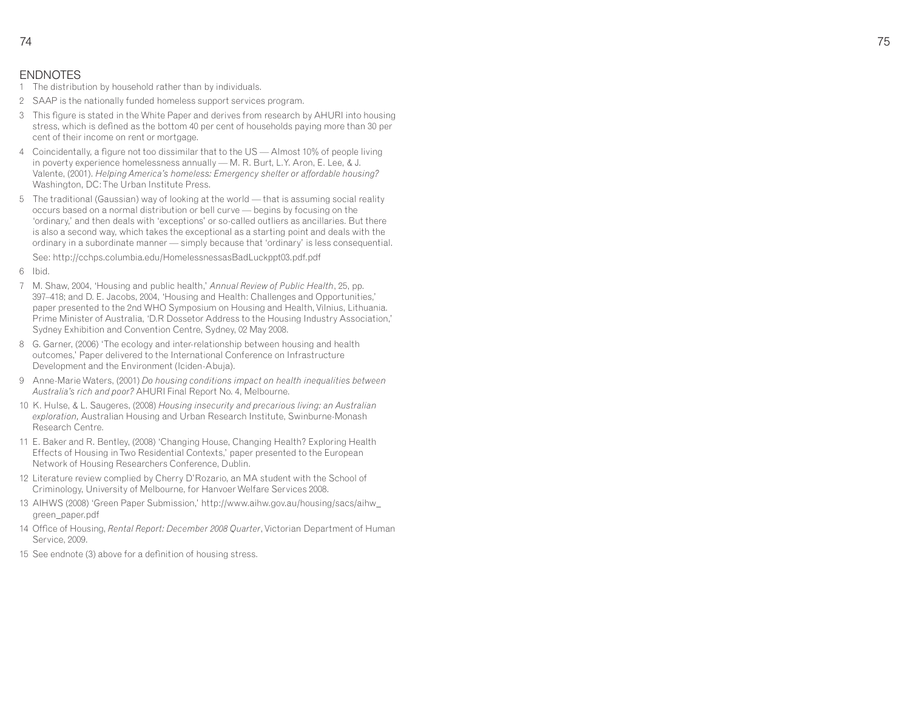## ENDNOTES

1. The distribution by household rather than by individuals.
2. SAAP is the nationally funded homeless support services program.
3. This figure is stated in the White Paper and derives from research by AHURI into housing stress, which is defined as the bottom 40 per cent of households paying more than 30 per cent of their income on rent or mortgage.
4. Coincidentally, a figure not too dissimilar that to the US — Almost 10% of people living in poverty experience homelessness annually — M. R. Burt, L.Y. Aron, E. Lee, & J. Valente, (2001). *Helping America's homeless: Emergency shelter or affordable housing?* Washington, DC: The Urban Institute Press.
5. The traditional (Gaussian) way of looking at the world — that is assuming social reality occurs based on a normal distribution or bell curve — begins by focusing on the 'ordinary,' and then deals with 'exceptions' or so-called outliers as ancillaries. But there is also a second way, which takes the exceptional as a starting point and deals with the ordinary in a subordinate manner — simply because that 'ordinary' is less consequential.

   See: http://cchps.columbia.edu/HomelessnessasBadLuckppt03.pdf.pdf
6. Ibid.
7. M. Shaw, 2004, 'Housing and public health,' *Annual Review of Public Health*, 25, pp. 397–418; and D. E. Jacobs, 2004, 'Housing and Health: Challenges and Opportunities,' paper presented to the 2nd WHO Symposium on Housing and Health, Vilnius, Lithuania. Prime Minister of Australia, 'D.R Dossetor Address to the Housing Industry Association,' Sydney Exhibition and Convention Centre, Sydney, 02 May 2008.
8. G. Garner, (2006) 'The ecology and inter-relationship between housing and health outcomes,' Paper delivered to the International Conference on Infrastructure Development and the Environment (Iciden-Abuja).
9. Anne-Marie Waters, (2001) *Do housing conditions impact on health inequalities between Australia's rich and poor?* AHURI Final Report No. 4, Melbourne.
10. K. Hulse, & L. Saugeres, (2008) *Housing insecurity and precarious living: an Australian exploration,* Australian Housing and Urban Research Institute, Swinburne-Monash Research Centre.
11. E. Baker and R. Bentley, (2008) 'Changing House, Changing Health? Exploring Health Effects of Housing in Two Residential Contexts,' paper presented to the European Network of Housing Researchers Conference, Dublin.
12. Literature review complied by Cherry D'Rozario, an MA student with the School of Criminology, University of Melbourne, for Hanvoer Welfare Services 2008.
13. AIHWS (2008) 'Green Paper Submission,' http://www.aihw.gov.au/housing/sacs/aihw_green_paper.pdf
14. Office of Housing, *Rental Report: December 2008 Quarter*, Victorian Department of Human Service, 2009.
15. See endnote (3) above for a definition of housing stress.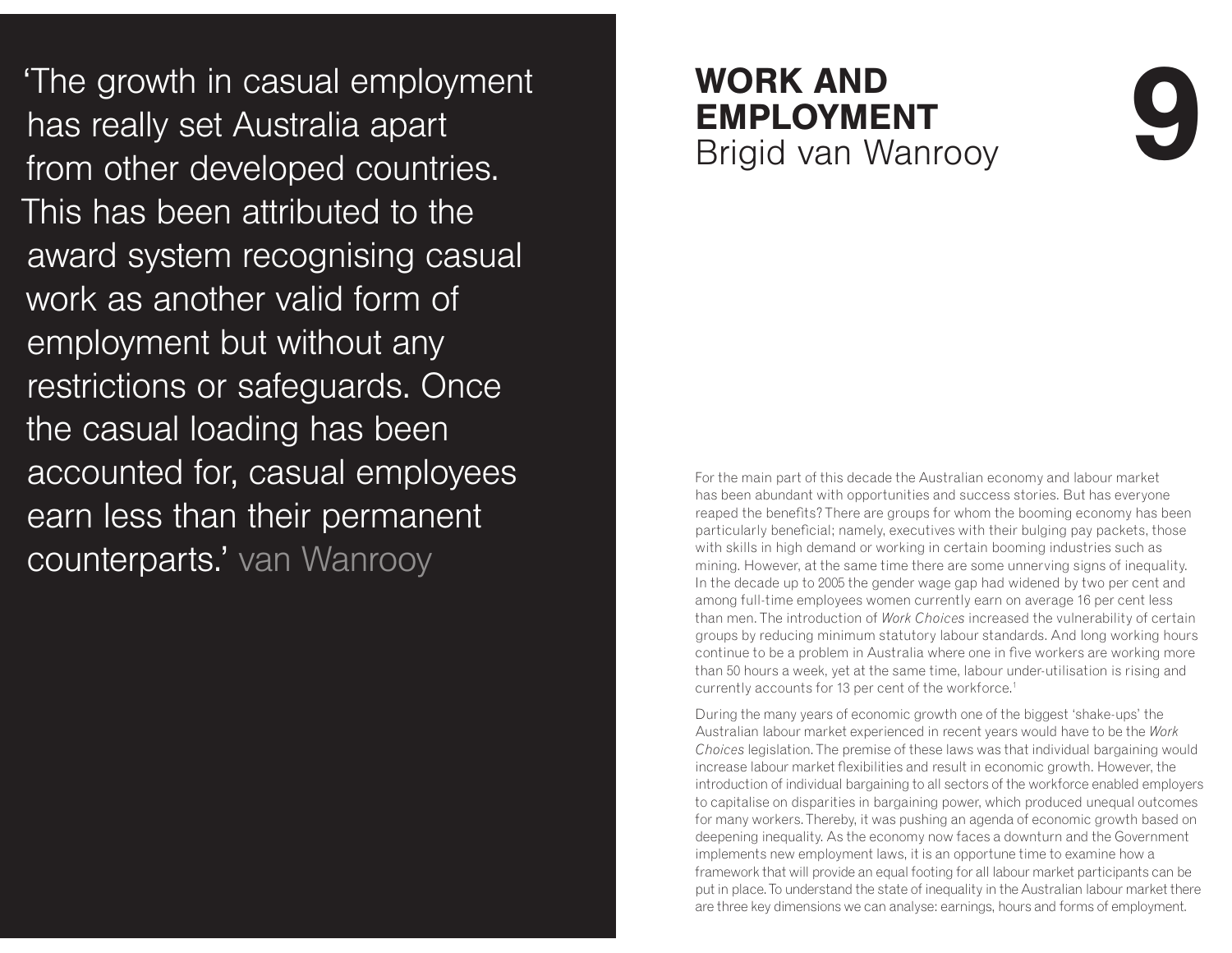> 'The growth in casual employment has really set Australia apart from other developed countries. This has been attributed to the award system recognising casual work as another valid form of employment but without any restrictions or safeguards. Once the casual loading has been accounted for, casual employees earn less than their permanent counterparts.' van Wanrooy

# 9 WORK AND EMPLOYMENT

Brigid van Wanrooy

For the main part of this decade the Australian economy and labour market has been abundant with opportunities and success stories. But has everyone reaped the benefits? There are groups for whom the booming economy has been particularly beneficial; namely, executives with their bulging pay packets, those with skills in high demand or working in certain booming industries such as mining. However, at the same time there are some unnerving signs of inequality. In the decade up to 2005 the gender wage gap had widened by two per cent and among full-time employees women currently earn on average 16 per cent less than men. The introduction of *Work Choices* increased the vulnerability of certain groups by reducing minimum statutory labour standards. And long working hours continue to be a problem in Australia where one in five workers are working more than 50 hours a week, yet at the same time, labour under-utilisation is rising and currently accounts for 13 per cent of the workforce.[1]

During the many years of economic growth one of the biggest 'shake-ups' the Australian labour market experienced in recent years would have to be the *Work Choices* legislation. The premise of these laws was that individual bargaining would increase labour market flexibilities and result in economic growth. However, the introduction of individual bargaining to all sectors of the workforce enabled employers to capitalise on disparities in bargaining power, which produced unequal outcomes for many workers. Thereby, it was pushing an agenda of economic growth based on deepening inequality. As the economy now faces a downturn and the Government implements new employment laws, it is an opportune time to examine how a framework that will provide an equal footing for all labour market participants can be put in place. To understand the state of inequality in the Australian labour market there are three key dimensions we can analyse: earnings, hours and forms of employment.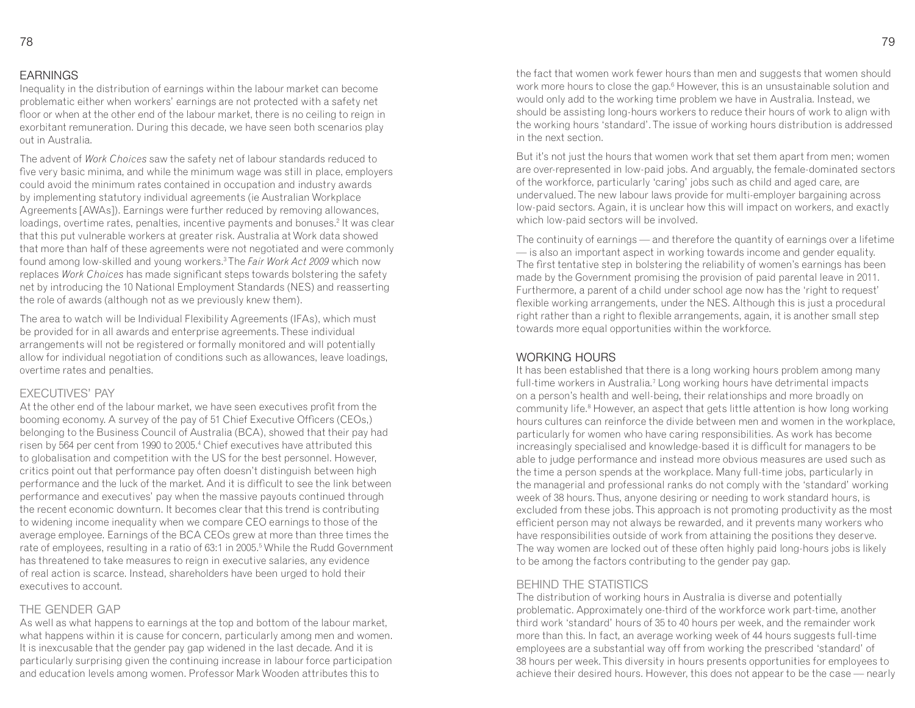## EARNINGS

Inequality in the distribution of earnings within the labour market can become problematic either when workers' earnings are not protected with a safety net floor or when at the other end of the labour market, there is no ceiling to reign in exorbitant remuneration. During this decade, we have seen both scenarios play out in Australia.

The advent of *Work Choices* saw the safety net of labour standards reduced to five very basic minima, and while the minimum wage was still in place, employers could avoid the minimum rates contained in occupation and industry awards by implementing statutory individual agreements (ie Australian Workplace Agreements [AWAs]). Earnings were further reduced by removing allowances, loadings, overtime rates, penalties, incentive payments and bonuses.[2] It was clear that this put vulnerable workers at greater risk. Australia at Work data showed that more than half of these agreements were not negotiated and were commonly found among low-skilled and young workers.[3] The *Fair Work Act 2009* which now replaces *Work Choices* has made significant steps towards bolstering the safety net by introducing the 10 National Employment Standards (NES) and reasserting the role of awards (although not as we previously knew them).

The area to watch will be Individual Flexibility Agreements (IFAs), which must be provided for in all awards and enterprise agreements. These individual arrangements will not be registered or formally monitored and will potentially allow for individual negotiation of conditions such as allowances, leave loadings, overtime rates and penalties.

### EXECUTIVES' PAY

At the other end of the labour market, we have seen executives profit from the booming economy. A survey of the pay of 51 Chief Executive Officers (CEOs,) belonging to the Business Council of Australia (BCA), showed that their pay had risen by 564 per cent from 1990 to 2005.[4] Chief executives have attributed this to globalisation and competition with the US for the best personnel. However, critics point out that performance pay often doesn't distinguish between high performance and the luck of the market. And it is difficult to see the link between performance and executives' pay when the massive payouts continued through the recent economic downturn. It becomes clear that this trend is contributing to widening income inequality when we compare CEO earnings to those of the average employee. Earnings of the BCA CEOs grew at more than three times the rate of employees, resulting in a ratio of 63:1 in 2005.[5] While the Rudd Government has threatened to take measures to reign in executive salaries, any evidence of real action is scarce. Instead, shareholders have been urged to hold their executives to account.

### THE GENDER GAP

As well as what happens to earnings at the top and bottom of the labour market, what happens within it is cause for concern, particularly among men and women. It is inexcusable that the gender pay gap widened in the last decade. And it is particularly surprising given the continuing increase in labour force participation and education levels among women. Professor Mark Wooden attributes this to the fact that women work fewer hours than men and suggests that women should work more hours to close the gap.[6] However, this is an unsustainable solution and would only add to the working time problem we have in Australia. Instead, we should be assisting long-hours workers to reduce their hours of work to align with the working hours 'standard'. The issue of working hours distribution is addressed in the next section.

But it's not just the hours that women work that set them apart from men; women are over-represented in low-paid jobs. And arguably, the female-dominated sectors of the workforce, particularly 'caring' jobs such as child and aged care, are undervalued. The new labour laws provide for multi-employer bargaining across low-paid sectors. Again, it is unclear how this will impact on workers, and exactly which low-paid sectors will be involved.

The continuity of earnings — and therefore the quantity of earnings over a lifetime — is also an important aspect in working towards income and gender equality. The first tentative step in bolstering the reliability of women's earnings has been made by the Government promising the provision of paid parental leave in 2011. Furthermore, a parent of a child under school age now has the 'right to request' flexible working arrangements, under the NES. Although this is just a procedural right rather than a right to flexible arrangements, again, it is another small step towards more equal opportunities within the workforce.

## WORKING HOURS

It has been established that there is a long working hours problem among many full-time workers in Australia.[7] Long working hours have detrimental impacts on a person's health and well-being, their relationships and more broadly on community life.[8] However, an aspect that gets little attention is how long working hours cultures can reinforce the divide between men and women in the workplace, particularly for women who have caring responsibilities. As work has become increasingly specialised and knowledge-based it is difficult for managers to be able to judge performance and instead more obvious measures are used such as the time a person spends at the workplace. Many full-time jobs, particularly in the managerial and professional ranks do not comply with the 'standard' working week of 38 hours. Thus, anyone desiring or needing to work standard hours, is excluded from these jobs. This approach is not promoting productivity as the most efficient person may not always be rewarded, and it prevents many workers who have responsibilities outside of work from attaining the positions they deserve. The way women are locked out of these often highly paid long-hours jobs is likely to be among the factors contributing to the gender pay gap.

### BEHIND THE STATISTICS

The distribution of working hours in Australia is diverse and potentially problematic. Approximately one-third of the workforce work part-time, another third work 'standard' hours of 35 to 40 hours per week, and the remainder work more than this. In fact, an average working week of 44 hours suggests full-time employees are a substantial way off from working the prescribed 'standard' of 38 hours per week. This diversity in hours presents opportunities for employees to achieve their desired hours. However, this does not appear to be the case — nearly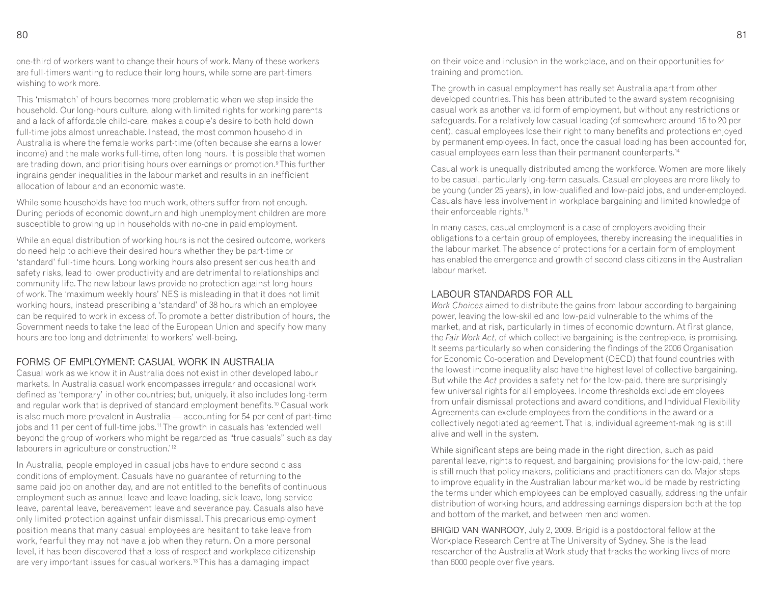one-third of workers want to change their hours of work. Many of these workers are full-timers wanting to reduce their long hours, while some are part-timers wishing to work more.

This 'mismatch' of hours becomes more problematic when we step inside the household. Our long-hours culture, along with limited rights for working parents and a lack of affordable child-care, makes a couple's desire to both hold down full-time jobs almost unreachable. Instead, the most common household in Australia is where the female works part-time (often because she earns a lower income) and the male works full-time, often long hours. It is possible that women are trading down, and prioritising hours over earnings or promotion.[9] This further ingrains gender inequalities in the labour market and results in an inefficient allocation of labour and an economic waste.

While some households have too much work, others suffer from not enough. During periods of economic downturn and high unemployment children are more susceptible to growing up in households with no-one in paid employment.

While an equal distribution of working hours is not the desired outcome, workers do need help to achieve their desired hours whether they be part-time or 'standard' full-time hours. Long working hours also present serious health and safety risks, lead to lower productivity and are detrimental to relationships and community life. The new labour laws provide no protection against long hours of work. The 'maximum weekly hours' NES is misleading in that it does not limit working hours, instead prescribing a 'standard' of 38 hours which an employee can be required to work in excess of. To promote a better distribution of hours, the Government needs to take the lead of the European Union and specify how many hours are too long and detrimental to workers' well-being.

## FORMS OF EMPLOYMENT: CASUAL WORK IN AUSTRALIA

Casual work as we know it in Australia does not exist in other developed labour markets. In Australia casual work encompasses irregular and occasional work defined as 'temporary' in other countries; but, uniquely, it also includes long-term and regular work that is deprived of standard employment benefits.[10] Casual work is also much more prevalent in Australia — accounting for 54 per cent of part-time jobs and 11 per cent of full-time jobs.[11] The growth in casuals has 'extended well beyond the group of workers who might be regarded as "true casuals" such as day labourers in agriculture or construction.'[12]

In Australia, people employed in casual jobs have to endure second class conditions of employment. Casuals have no guarantee of returning to the same paid job on another day, and are not entitled to the benefits of continuous employment such as annual leave and leave loading, sick leave, long service leave, parental leave, bereavement leave and severance pay. Casuals also have only limited protection against unfair dismissal. This precarious employment position means that many casual employees are hesitant to take leave from work, fearful they may not have a job when they return. On a more personal level, it has been discovered that a loss of respect and workplace citizenship are very important issues for casual workers.[13] This has a damaging impact on their voice and inclusion in the workplace, and on their opportunities for training and promotion.

The growth in casual employment has really set Australia apart from other developed countries. This has been attributed to the award system recognising casual work as another valid form of employment, but without any restrictions or safeguards. For a relatively low casual loading (of somewhere around 15 to 20 per cent), casual employees lose their right to many benefits and protections enjoyed by permanent employees. In fact, once the casual loading has been accounted for, casual employees earn less than their permanent counterparts.[14]

Casual work is unequally distributed among the workforce. Women are more likely to be casual, particularly long-term casuals. Casual employees are more likely to be young (under 25 years), in low-qualified and low-paid jobs, and under-employed. Casuals have less involvement in workplace bargaining and limited knowledge of their enforceable rights.[15]

In many cases, casual employment is a case of employers avoiding their obligations to a certain group of employees, thereby increasing the inequalities in the labour market. The absence of protections for a certain form of employment has enabled the emergence and growth of second class citizens in the Australian labour market.

## LABOUR STANDARDS FOR ALL

*Work Choices* aimed to distribute the gains from labour according to bargaining power, leaving the low-skilled and low-paid vulnerable to the whims of the market, and at risk, particularly in times of economic downturn. At first glance, the *Fair Work Act*, of which collective bargaining is the centrepiece, is promising. It seems particularly so when considering the findings of the 2006 Organisation for Economic Co-operation and Development (OECD) that found countries with the lowest income inequality also have the highest level of collective bargaining. But while the *Act* provides a safety net for the low-paid, there are surprisingly few universal rights for all employees. Income thresholds exclude employees from unfair dismissal protections and award conditions, and Individual Flexibility Agreements can exclude employees from the conditions in the award or a collectively negotiated agreement. That is, individual agreement-making is still alive and well in the system.

While significant steps are being made in the right direction, such as paid parental leave, rights to request, and bargaining provisions for the low-paid, there is still much that policy makers, politicians and practitioners can do. Major steps to improve equality in the Australian labour market would be made by restricting the terms under which employees can be employed casually, addressing the unfair distribution of working hours, and addressing earnings dispersion both at the top and bottom of the market, and between men and women.

BRIGID VAN WANROOY, July 2, 2009. Brigid is a postdoctoral fellow at the Workplace Research Centre at The University of Sydney. She is the lead researcher of the Australia at Work study that tracks the working lives of more than 6000 people over five years.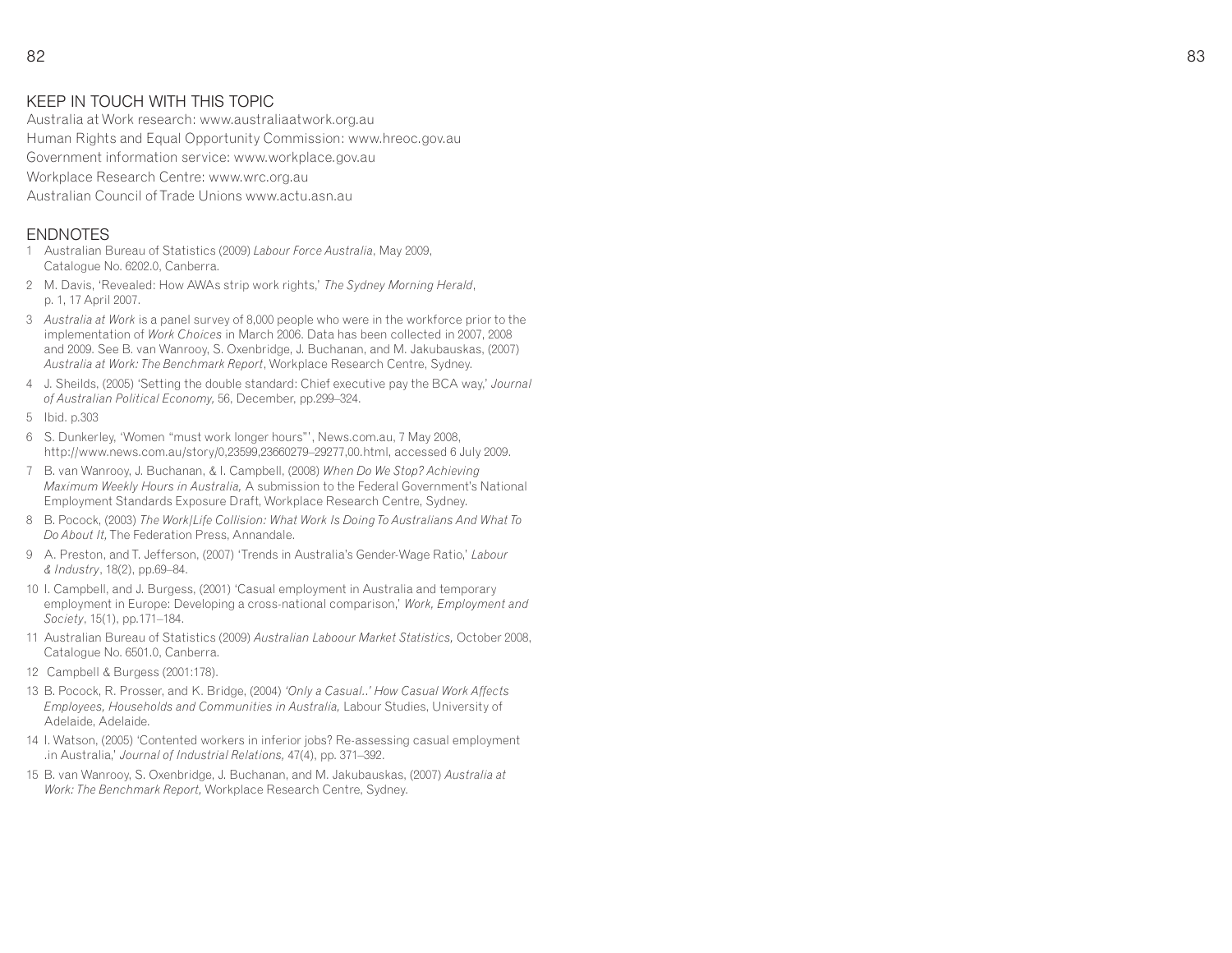## KEEP IN TOUCH WITH THIS TOPIC

Australia at Work research: www.australiaatwork.org.au
Human Rights and Equal Opportunity Commission: www.hreoc.gov.au
Government information service: www.workplace.gov.au
Workplace Research Centre: www.wrc.org.au
Australian Council of Trade Unions www.actu.asn.au

## ENDNOTES

1 Australian Bureau of Statistics (2009) *Labour Force Australia*, May 2009, Catalogue No. 6202.0, Canberra.

2 M. Davis, 'Revealed: How AWAs strip work rights,' *The Sydney Morning Herald*, p. 1, 17 April 2007.

3 *Australia at Work* is a panel survey of 8,000 people who were in the workforce prior to the implementation of *Work Choices* in March 2006. Data has been collected in 2007, 2008 and 2009. See B. van Wanrooy, S. Oxenbridge, J. Buchanan, and M. Jakubauskas, (2007) *Australia at Work: The Benchmark Report*, Workplace Research Centre, Sydney.

4 J. Sheilds, (2005) 'Setting the double standard: Chief executive pay the BCA way,' *Journal of Australian Political Economy,* 56, December, pp.299–324.

5 Ibid. p.303

6 S. Dunkerley, 'Women "must work longer hours"', News.com.au, 7 May 2008, http://www.news.com.au/story/0,23599,23660279–29277,00.html, accessed 6 July 2009.

7 B. van Wanrooy, J. Buchanan, & I. Campbell, (2008) *When Do We Stop? Achieving Maximum Weekly Hours in Australia,* A submission to the Federal Government's National Employment Standards Exposure Draft, Workplace Research Centre, Sydney.

8 B. Pocock, (2003) *The Work/Life Collision: What Work Is Doing To Australians And What To Do About It,* The Federation Press, Annandale.

9 A. Preston, and T. Jefferson, (2007) 'Trends in Australia's Gender-Wage Ratio,' *Labour & Industry*, 18(2), pp.69–84.

10 I. Campbell, and J. Burgess, (2001) 'Casual employment in Australia and temporary employment in Europe: Developing a cross-national comparison,' *Work, Employment and Society*, 15(1), pp.171–184.

11 Australian Bureau of Statistics (2009) *Australian Laboour Market Statistics,* October 2008, Catalogue No. 6501.0, Canberra.

12 Campbell & Burgess (2001:178).

13 B. Pocock, R. Prosser, and K. Bridge, (2004) *'Only a Casual..' How Casual Work Affects Employees, Households and Communities in Australia,* Labour Studies, University of Adelaide, Adelaide.

14 I. Watson, (2005) 'Contented workers in inferior jobs? Re-assessing casual employment .in Australia,' *Journal of Industrial Relations,* 47(4), pp. 371–392.

15 B. van Wanrooy, S. Oxenbridge, J. Buchanan, and M. Jakubauskas, (2007) *Australia at Work: The Benchmark Report,* Workplace Research Centre, Sydney.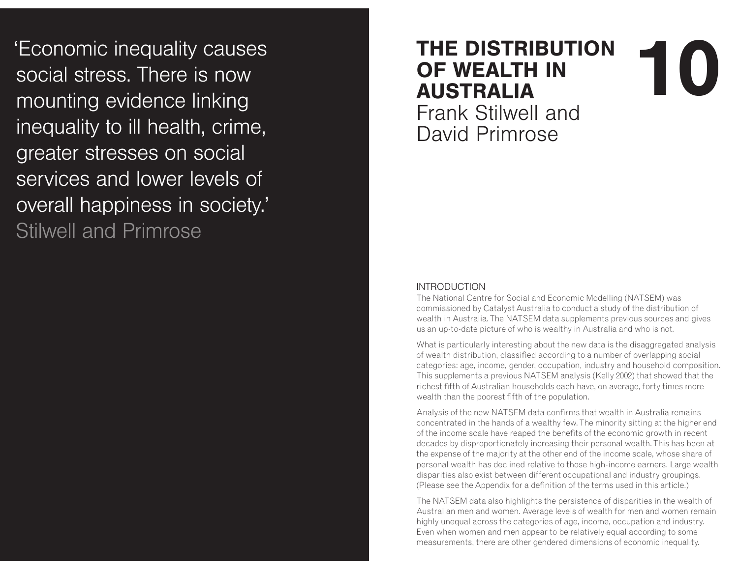'Economic inequality causes social stress. There is now mounting evidence linking inequality to ill health, crime, greater stresses on social services and lower levels of overall happiness in society.'
Stilwell and Primrose

# 10 THE DISTRIBUTION OF WEALTH IN AUSTRALIA

Frank Stilwell and David Primrose

## INTRODUCTION

The National Centre for Social and Economic Modelling (NATSEM) was commissioned by Catalyst Australia to conduct a study of the distribution of wealth in Australia. The NATSEM data supplements previous sources and gives us an up-to-date picture of who is wealthy in Australia and who is not.

What is particularly interesting about the new data is the disaggregated analysis of wealth distribution, classified according to a number of overlapping social categories: age, income, gender, occupation, industry and household composition. This supplements a previous NATSEM analysis (Kelly 2002) that showed that the richest fifth of Australian households each have, on average, forty times more wealth than the poorest fifth of the population.

Analysis of the new NATSEM data confirms that wealth in Australia remains concentrated in the hands of a wealthy few. The minority sitting at the higher end of the income scale have reaped the benefits of the economic growth in recent decades by disproportionately increasing their personal wealth. This has been at the expense of the majority at the other end of the income scale, whose share of personal wealth has declined relative to those high-income earners. Large wealth disparities also exist between different occupational and industry groupings. (Please see the Appendix for a definition of the terms used in this article.)

The NATSEM data also highlights the persistence of disparities in the wealth of Australian men and women. Average levels of wealth for men and women remain highly unequal across the categories of age, income, occupation and industry. Even when women and men appear to be relatively equal according to some measurements, there are other gendered dimensions of economic inequality.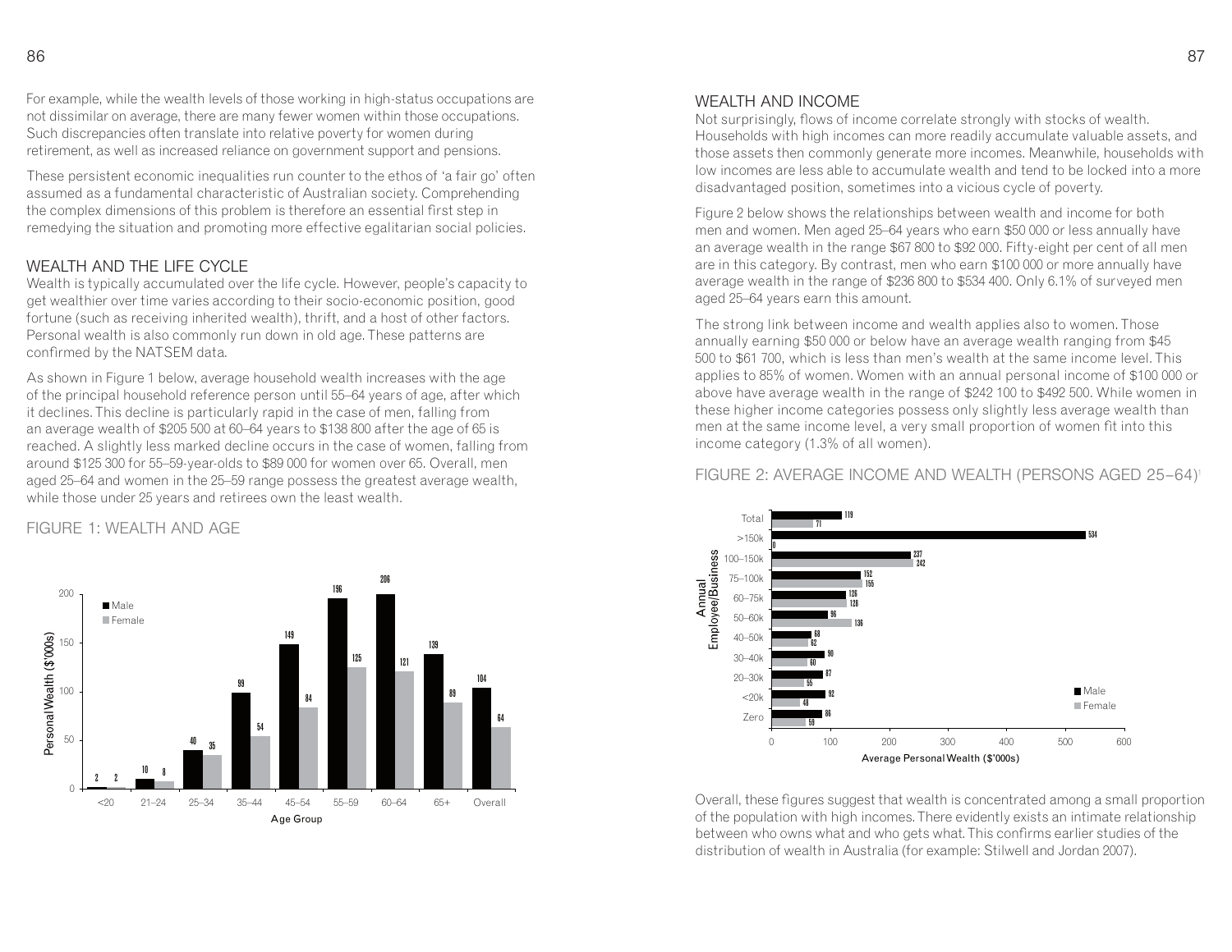For example, while the wealth levels of those working in high-status occupations are not dissimilar on average, there are many fewer women within those occupations. Such discrepancies often translate into relative poverty for women during retirement, as well as increased reliance on government support and pensions.

These persistent economic inequalities run counter to the ethos of 'a fair go' often assumed as a fundamental characteristic of Australian society. Comprehending the complex dimensions of this problem is therefore an essential first step in remedying the situation and promoting more effective egalitarian social policies.

## WEALTH AND THE LIFE CYCLE

Wealth is typically accumulated over the life cycle. However, people's capacity to get wealthier over time varies according to their socio-economic position, good fortune (such as receiving inherited wealth), thrift, and a host of other factors. Personal wealth is also commonly run down in old age. These patterns are confirmed by the NATSEM data.

As shown in Figure 1 below, average household wealth increases with the age of the principal household reference person until 55–64 years of age, after which it declines. This decline is particularly rapid in the case of men, falling from an average wealth of $205 500 at 60–64 years to $138 800 after the age of 65 is reached. A slightly less marked decline occurs in the case of women, falling from around $125 300 for 55–59-year-olds to $89 000 for women over 65. Overall, men aged 25–64 and women in the 25–59 range possess the greatest average wealth, while those under 25 years and retirees own the least wealth.

FIGURE 1: WEALTH AND AGE

Personal Wealth ($'000s)

| Age Group | Male | Female |
|---|---|---|
| <20 | 2 | 2 |
| 21–24 | 10 | 8 |
| 25–34 | 40 | 35 |
| 35–44 | 99 | 54 |
| 45–54 | 149 | 84 |
| 55–59 | 196 | 125 |
| 60–64 | 206 | 121 |
| 65+ | 139 | 89 |
| Overall | 104 | 64 |

## WEALTH AND INCOME

Not surprisingly, flows of income correlate strongly with stocks of wealth. Households with high incomes can more readily accumulate valuable assets, and those assets then commonly generate more incomes. Meanwhile, households with low incomes are less able to accumulate wealth and tend to be locked into a more disadvantaged position, sometimes into a vicious cycle of poverty.

Figure 2 below shows the relationships between wealth and income for both men and women. Men aged 25–64 years who earn $50 000 or less annually have an average wealth in the range $67 800 to $92 000. Fifty-eight per cent of all men are in this category. By contrast, men who earn $100 000 or more annually have average wealth in the range of $236 800 to $534 400. Only 6.1% of surveyed men aged 25–64 years earn this amount.

The strong link between income and wealth applies also to women. Those annually earning $50 000 or below have an average wealth ranging from $45 500 to $61 700, which is less than men's wealth at the same income level. This applies to 85% of women. Women with an annual personal income of $100 000 or above have average wealth in the range of $242 100 to $492 500. While women in these higher income categories possess only slightly less average wealth than men at the same income level, a very small proportion of women fit into this income category (1.3% of all women).

FIGURE 2: AVERAGE INCOME AND WEALTH (PERSONS AGED 25–64)[1]

Average Personal Wealth ($'000s)

| Annual Employee/Business Income | Male | Female |
|---|---|---|
| Total | 119 | 71 |
| >150k | 534 | 0 |
| 100–150k | 237 | 242 |
| 75–100k | 152 | 155 |
| 60–75k | 126 | 128 |
| 50–60k | 96 | 136 |
| 40–50k | 68 | 62 |
| 30–40k | 90 | 60 |
| 20–30k | 87 | 55 |
| <20k | 92 | 48 |
| Zero | 86 | 59 |

Overall, these figures suggest that wealth is concentrated among a small proportion of the population with high incomes. There evidently exists an intimate relationship between who owns what and who gets what. This confirms earlier studies of the distribution of wealth in Australia (for example: Stilwell and Jordan 2007).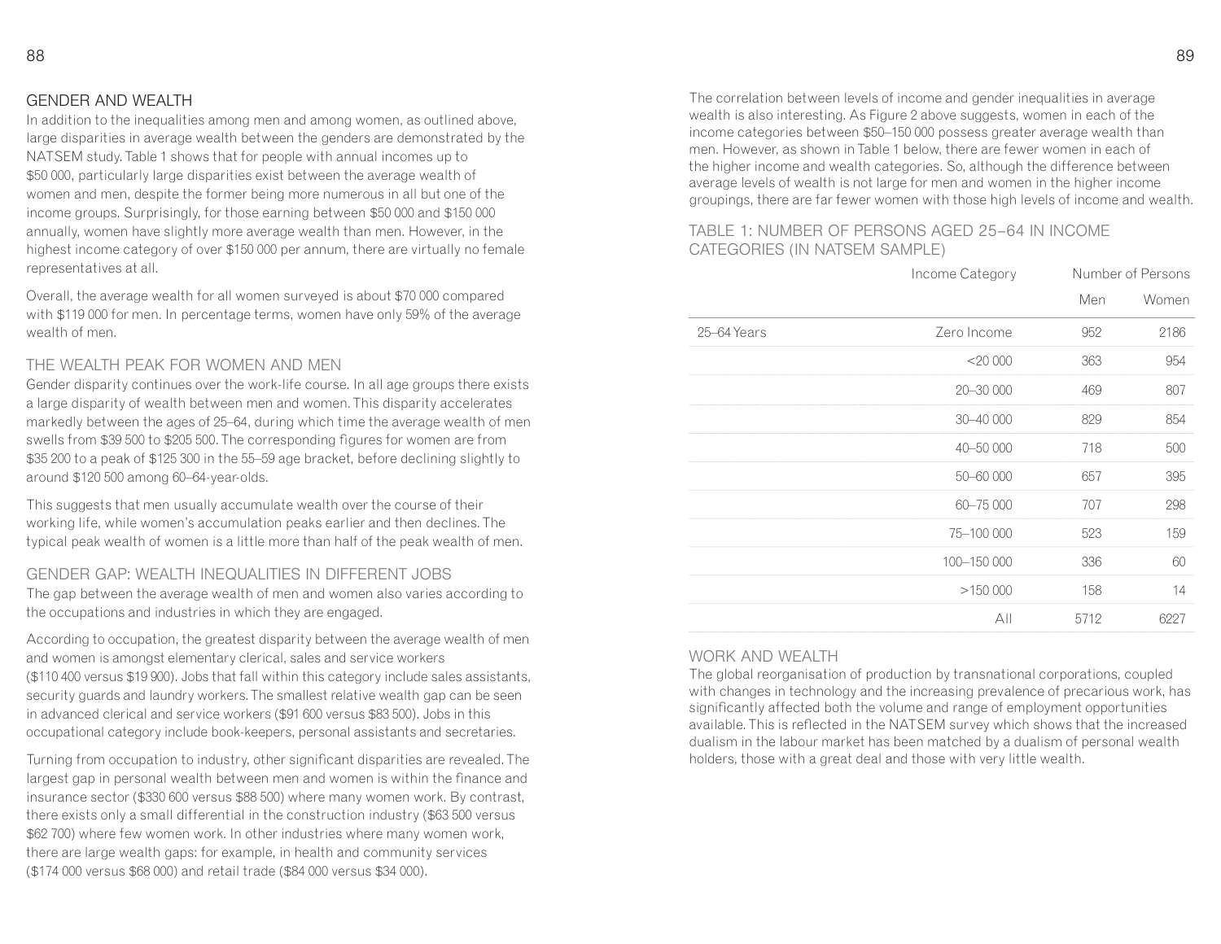## GENDER AND WEALTH

In addition to the inequalities among men and among women, as outlined above, large disparities in average wealth between the genders are demonstrated by the NATSEM study. Table 1 shows that for people with annual incomes up to $50 000, particularly large disparities exist between the average wealth of women and men, despite the former being more numerous in all but one of the income groups. Surprisingly, for those earning between $50 000 and $150 000 annually, women have slightly more average wealth than men. However, in the highest income category of over $150 000 per annum, there are virtually no female representatives at all.

Overall, the average wealth for all women surveyed is about $70 000 compared with $119 000 for men. In percentage terms, women have only 59% of the average wealth of men.

## THE WEALTH PEAK FOR WOMEN AND MEN

Gender disparity continues over the work-life course. In all age groups there exists a large disparity of wealth between men and women. This disparity accelerates markedly between the ages of 25–64, during which time the average wealth of men swells from $39 500 to $205 500. The corresponding figures for women are from $35 200 to a peak of $125 300 in the 55–59 age bracket, before declining slightly to around $120 500 among 60–64-year-olds.

This suggests that men usually accumulate wealth over the course of their working life, while women's accumulation peaks earlier and then declines. The typical peak wealth of women is a little more than half of the peak wealth of men.

## GENDER GAP: WEALTH INEQUALITIES IN DIFFERENT JOBS

The gap between the average wealth of men and women also varies according to the occupations and industries in which they are engaged.

According to occupation, the greatest disparity between the average wealth of men and women is amongst elementary clerical, sales and service workers ($110 400 versus $19 900). Jobs that fall within this category include sales assistants, security guards and laundry workers. The smallest relative wealth gap can be seen in advanced clerical and service workers ($91 600 versus $83 500). Jobs in this occupational category include book-keepers, personal assistants and secretaries.

Turning from occupation to industry, other significant disparities are revealed. The largest gap in personal wealth between men and women is within the finance and insurance sector ($330 600 versus $88 500) where many women work. By contrast, there exists only a small differential in the construction industry ($63 500 versus $62 700) where few women work. In other industries where many women work, there are large wealth gaps: for example, in health and community services ($174 000 versus $68 000) and retail trade ($84 000 versus $34 000).

The correlation between levels of income and gender inequalities in average wealth is also interesting. As Figure 2 above suggests, women in each of the income categories between $50–150 000 possess greater average wealth than men. However, as shown in Table 1 below, there are fewer women in each of the higher income and wealth categories. So, although the difference between average levels of wealth is not large for men and women in the higher income groupings, there are far fewer women with those high levels of income and wealth.

### TABLE 1: NUMBER OF PERSONS AGED 25–64 IN INCOME CATEGORIES (IN NATSEM SAMPLE)

| | Income Category | Number of Persons | |
|---|---|---|---|
| | | Men | Women |
| 25–64 Years | Zero Income | 952 | 2186 |
| | <20 000 | 363 | 954 |
| | 20–30 000 | 469 | 807 |
| | 30–40 000 | 829 | 854 |
| | 40–50 000 | 718 | 500 |
| | 50–60 000 | 657 | 395 |
| | 60–75 000 | 707 | 298 |
| | 75–100 000 | 523 | 159 |
| | 100–150 000 | 336 | 60 |
| | >150 000 | 158 | 14 |
| | All | 5712 | 6227 |

## WORK AND WEALTH

The global reorganisation of production by transnational corporations, coupled with changes in technology and the increasing prevalence of precarious work, has significantly affected both the volume and range of employment opportunities available. This is reflected in the NATSEM survey which shows that the increased dualism in the labour market has been matched by a dualism of personal wealth holders, those with a great deal and those with very little wealth.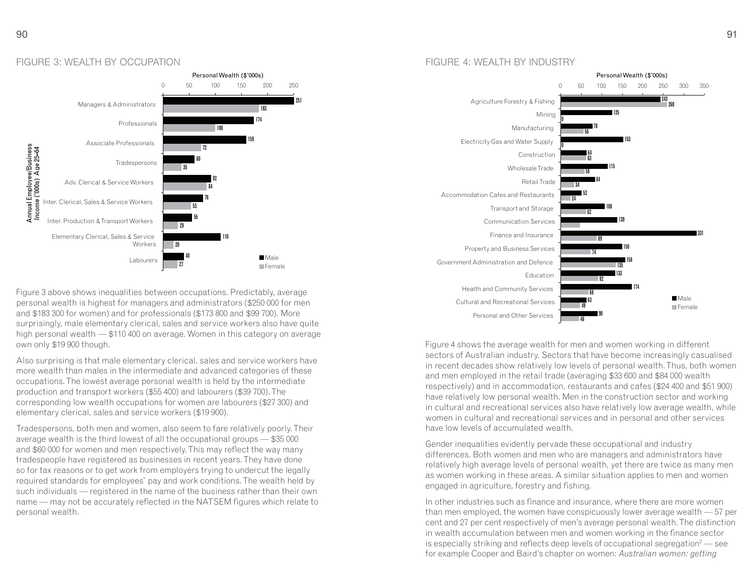## FIGURE 3: WEALTH BY OCCUPATION

Personal Wealth ($'000s)

Annual Employee/Business Income ('000s) Age 25–64

| Occupation | Male | Female |
|---|---|---|
| Managers & Administrators | 251 | 183 |
| Professionals | 174 | 100 |
| Associate Professionals | 159 | 72 |
| Tradespersons | 60 | 35 |
| Adv. Clerical & Service Workers | 92 | 84 |
| Inter. Clerical, Sales & Service Workers | 76 | 53 |
| Inter. Production & Transport Workers | 55 | 29 |
| Elementary Clerical, Sales & Service Workers | 110 | 20 |
| Labourers | 40 | 27 |

Figure 3 above shows inequalities between occupations. Predictably, average personal wealth is highest for managers and administrators ($250 000 for men and $183 300 for women) and for professionals ($173 800 and $99 700). More surprisingly, male elementary clerical, sales and service workers also have quite high personal wealth — $110 400 on average. Women in this category on average own only $19 900 though.

Also surprising is that male elementary clerical, sales and service workers have more wealth than males in the intermediate and advanced categories of these occupations. The lowest average personal wealth is held by the intermediate production and transport workers ($55 400) and labourers ($39 700). The corresponding low wealth occupations for women are labourers ($27 300) and elementary clerical, sales and service workers ($19 900).

Tradespersons, both men and women, also seem to fare relatively poorly. Their average wealth is the third lowest of all the occupational groups — $35 000 and $60 000 for women and men respectively. This may reflect the way many tradespeople have registered as businesses in recent years. They have done so for tax reasons or to get work from employers trying to undercut the legally required standards for employees' pay and work conditions. The wealth held by such individuals — registered in the name of the business rather than their own name — may not be accurately reflected in the NATSEM figures which relate to personal wealth.

## FIGURE 4: WEALTH BY INDUSTRY

Personal Wealth ($'000s)

| Industry | Male | Female |
|---|---|---|
| Agriculture Forestry & Fishing | 243 | 260 |
| Mining | 125 | 0 |
| Manufacturing | 78 | 56 |
| Electricity Gas and Water Supply | 153 | 0 |
| Construction | 64 | 63 |
| Wholesale Trade | 115 | 58 |
| Retail Trade | 84 | 34 |
| Accommodation Cafes and Restaurants | 52 | 24 |
| Transport and Storage | 108 | 62 |
| Communication Services | 139 | |
| Finance and Insurance | 331 | 89 |
| Property and Business Services | 150 | 74 |
| Government Administration and Defence | 158 | 135 |
| Education | 133 | 92 |
| Health and Community Services | 174 | 68 |
| Cultural and Recreational Services | 63 | 49 |
| Personal and Other Services | 90 | 46 |

Figure 4 shows the average wealth for men and women working in different sectors of Australian industry. Sectors that have become increasingly casualised in recent decades show relatively low levels of personal wealth. Thus, both women and men employed in the retail trade (averaging $33 600 and $84 000 wealth respectively) and in accommodation, restaurants and cafes ($24 400 and $51 900) have relatively low personal wealth. Men in the construction sector and working in cultural and recreational services also have relatively low average wealth, while women in cultural and recreational services and in personal and other services have low levels of accumulated wealth.

Gender inequalities evidently pervade these occupational and industry differences. Both women and men who are managers and administrators have relatively high average levels of personal wealth, yet there are twice as many men as women working in these areas. A similar situation applies to men and women engaged in agriculture, forestry and fishing.

In other industries such as finance and insurance, where there are more women than men employed, the women have conspicuously lower average wealth — 57 per cent and 27 per cent respectively of men's average personal wealth. The distinction in wealth accumulation between men and women working in the finance sector is especially striking and reflects deep levels of occupational segregation[2] — see for example Cooper and Baird's chapter on women: *Australian women: getting*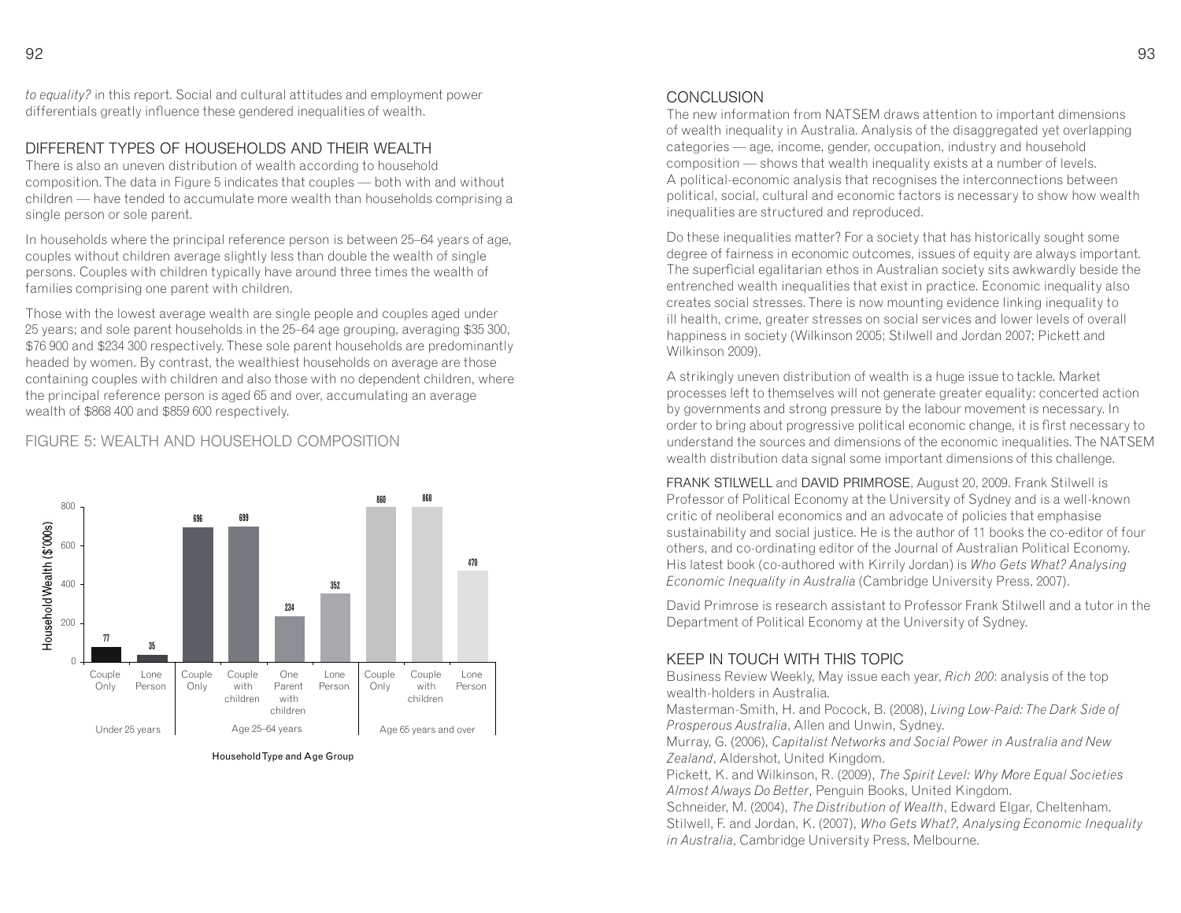*to equality?* in this report. Social and cultural attitudes and employment power differentials greatly influence these gendered inequalities of wealth.

## DIFFERENT TYPES OF HOUSEHOLDS AND THEIR WEALTH

There is also an uneven distribution of wealth according to household composition. The data in Figure 5 indicates that couples — both with and without children — have tended to accumulate more wealth than households comprising a single person or sole parent.

In households where the principal reference person is between 25–64 years of age, couples without children average slightly less than double the wealth of single persons. Couples with children typically have around three times the wealth of families comprising one parent with children.

Those with the lowest average wealth are single people and couples aged under 25 years; and sole parent households in the 25–64 age grouping, averaging $35 300, $76 900 and $234 300 respectively. These sole parent households are predominantly headed by women. By contrast, the wealthiest households on average are those containing couples with children and also those with no dependent children, where the principal reference person is aged 65 and over, accumulating an average wealth of $868 400 and $859 600 respectively.

FIGURE 5: WEALTH AND HOUSEHOLD COMPOSITION

| Age Group | Household Type | Household Wealth ($'000s) |
|---|---|---|
| Under 25 years | Couple Only | 77 |
| Under 25 years | Lone Person | 35 |
| Age 25–64 years | Couple Only | 696 |
| Age 25–64 years | Couple with children | 699 |
| Age 25–64 years | One Parent with children | 234 |
| Age 25–64 years | Lone Person | 352 |
| Age 65 years and over | Couple Only | 860 |
| Age 65 years and over | Couple with children | 868 |
| Age 65 years and over | Lone Person | 470 |

Household Type and Age Group

## CONCLUSION

The new information from NATSEM draws attention to important dimensions of wealth inequality in Australia. Analysis of the disaggregated yet overlapping categories — age, income, gender, occupation, industry and household composition — shows that wealth inequality exists at a number of levels. A political-economic analysis that recognises the interconnections between political, social, cultural and economic factors is necessary to show how wealth inequalities are structured and reproduced.

Do these inequalities matter? For a society that has historically sought some degree of fairness in economic outcomes, issues of equity are always important. The superficial egalitarian ethos in Australian society sits awkwardly beside the entrenched wealth inequalities that exist in practice. Economic inequality also creates social stresses. There is now mounting evidence linking inequality to ill health, crime, greater stresses on social services and lower levels of overall happiness in society (Wilkinson 2005; Stilwell and Jordan 2007; Pickett and Wilkinson 2009).

A strikingly uneven distribution of wealth is a huge issue to tackle. Market processes left to themselves will not generate greater equality: concerted action by governments and strong pressure by the labour movement is necessary. In order to bring about progressive political economic change, it is first necessary to understand the sources and dimensions of the economic inequalities. The NATSEM wealth distribution data signal some important dimensions of this challenge.

FRANK STILWELL and DAVID PRIMROSE, August 20, 2009. Frank Stilwell is Professor of Political Economy at the University of Sydney and is a well-known critic of neoliberal economics and an advocate of policies that emphasise sustainability and social justice. He is the author of 11 books the co-editor of four others, and co-ordinating editor of the Journal of Australian Political Economy. His latest book (co-authored with Kirrily Jordan) is *Who Gets What? Analysing Economic Inequality in Australia* (Cambridge University Press, 2007).

David Primrose is research assistant to Professor Frank Stilwell and a tutor in the Department of Political Economy at the University of Sydney.

## KEEP IN TOUCH WITH THIS TOPIC

Business Review Weekly, May issue each year, *Rich 200*: analysis of the top wealth-holders in Australia.

Masterman-Smith, H. and Pocock, B. (2008), *Living Low-Paid: The Dark Side of Prosperous Australia*, Allen and Unwin, Sydney.

Murray, G. (2006), *Capitalist Networks and Social Power in Australia and New Zealand*, Aldershot, United Kingdom.

Pickett, K. and Wilkinson, R. (2009), *The Spirit Level: Why More Equal Societies Almost Always Do Better*, Penguin Books, United Kingdom.

Schneider, M. (2004), *The Distribution of Wealth*, Edward Elgar, Cheltenham.

Stilwell, F. and Jordan, K. (2007), *Who Gets What?, Analysing Economic Inequality in Australia*, Cambridge University Press, Melbourne.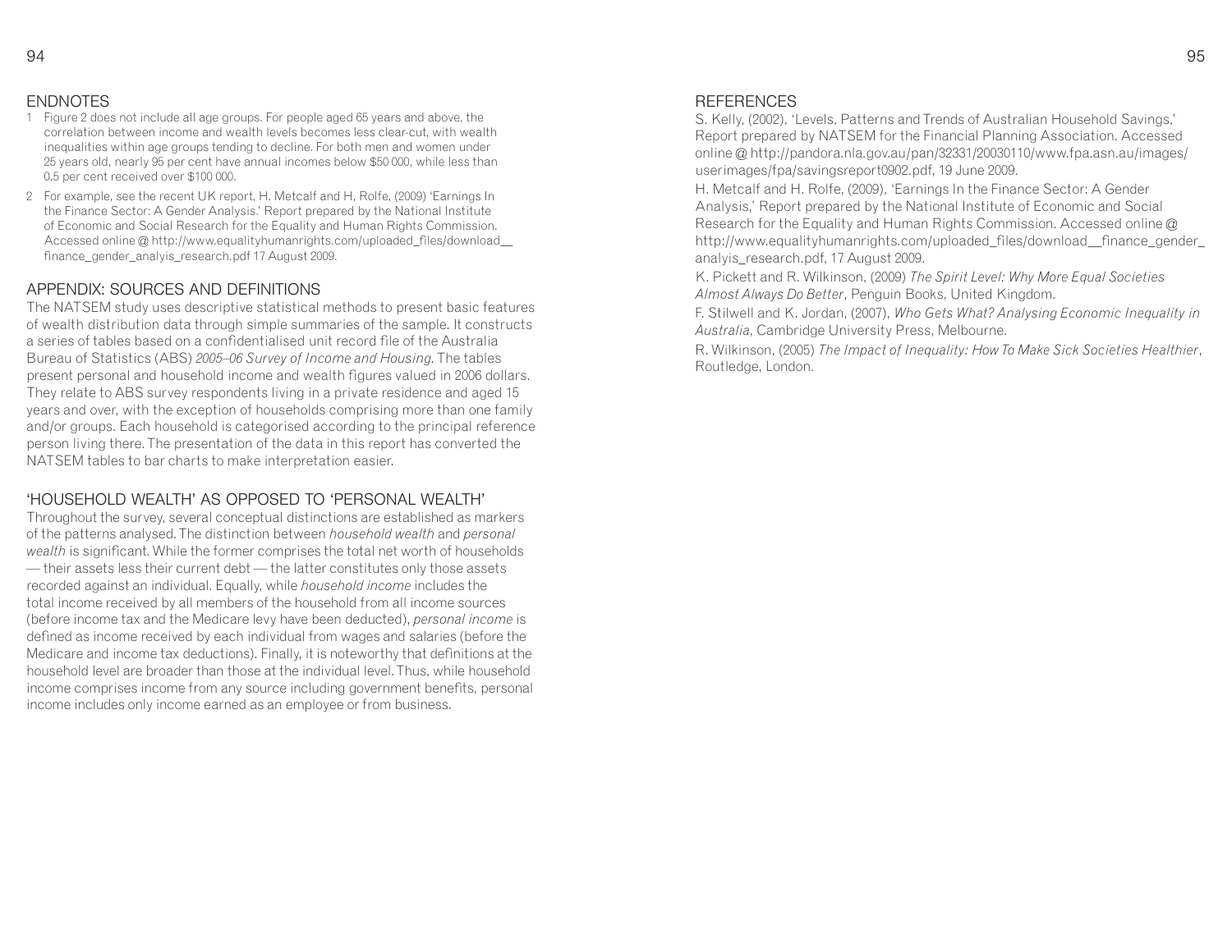## ENDNOTES

1. Figure 2 does not include all age groups. For people aged 65 years and above, the correlation between income and wealth levels becomes less clear-cut, with wealth inequalities within age groups tending to decline. For both men and women under 25 years old, nearly 95 per cent have annual incomes below $50 000, while less than 0.5 per cent received over $100 000.
2. For example, see the recent UK report, H. Metcalf and H, Rolfe, (2009) 'Earnings In the Finance Sector: A Gender Analysis.' Report prepared by the National Institute of Economic and Social Research for the Equality and Human Rights Commission. Accessed online @ http://www.equalityhumanrights.com/uploaded_files/download__finance_gender_analyis_research.pdf 17 August 2009.

## APPENDIX: SOURCES AND DEFINITIONS

The NATSEM study uses descriptive statistical methods to present basic features of wealth distribution data through simple summaries of the sample. It constructs a series of tables based on a confidentialised unit record file of the Australia Bureau of Statistics (ABS) *2005–06 Survey of Income and Housing.* The tables present personal and household income and wealth figures valued in 2006 dollars. They relate to ABS survey respondents living in a private residence and aged 15 years and over, with the exception of households comprising more than one family and/or groups. Each household is categorised according to the principal reference person living there. The presentation of the data in this report has converted the NATSEM tables to bar charts to make interpretation easier.

## 'HOUSEHOLD WEALTH' AS OPPOSED TO 'PERSONAL WEALTH'

Throughout the survey, several conceptual distinctions are established as markers of the patterns analysed. The distinction between *household wealth* and *personal wealth* is significant. While the former comprises the total net worth of households — their assets less their current debt — the latter constitutes only those assets recorded against an individual. Equally, while *household income* includes the total income received by all members of the household from all income sources (before income tax and the Medicare levy have been deducted), *personal income* is defined as income received by each individual from wages and salaries (before the Medicare and income tax deductions). Finally, it is noteworthy that definitions at the household level are broader than those at the individual level. Thus, while household income comprises income from any source including government benefits, personal income includes only income earned as an employee or from business.

## REFERENCES

S. Kelly, (2002), 'Levels, Patterns and Trends of Australian Household Savings,' Report prepared by NATSEM for the Financial Planning Association. Accessed online @ http://pandora.nla.gov.au/pan/32331/20030110/www.fpa.asn.au/images/userimages/fpa/savingsreport0902.pdf, 19 June 2009.

H. Metcalf and H. Rolfe, (2009), 'Earnings In the Finance Sector: A Gender Analysis,' Report prepared by the National Institute of Economic and Social Research for the Equality and Human Rights Commission. Accessed online @ http://www.equalityhumanrights.com/uploaded_files/download__finance_gender_analyis_research.pdf, 17 August 2009.

K. Pickett and R. Wilkinson, (2009) *The Spirit Level: Why More Equal Societies Almost Always Do Better*, Penguin Books, United Kingdom.

F. Stilwell and K. Jordan, (2007), *Who Gets What? Analysing Economic Inequality in Australia*, Cambridge University Press, Melbourne.

R. Wilkinson, (2005) *The Impact of Inequality: How To Make Sick Societies Healthier*, Routledge, London.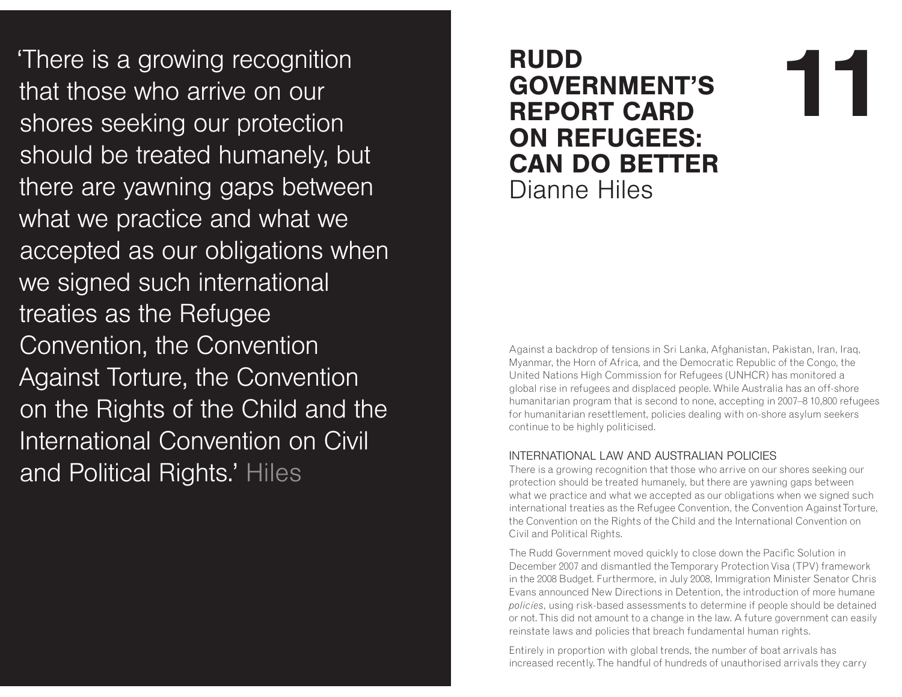‘There is a growing recognition that those who arrive on our shores seeking our protection should be treated humanely, but there are yawning gaps between what we practice and what we accepted as our obligations when we signed such international treaties as the Refugee Convention, the Convention Against Torture, the Convention on the Rights of the Child and the International Convention on Civil and Political Rights.’ Hiles

# 11 RUDD GOVERNMENT’S REPORT CARD ON REFUGEES: CAN DO BETTER

Dianne Hiles

Against a backdrop of tensions in Sri Lanka, Afghanistan, Pakistan, Iran, Iraq, Myanmar, the Horn of Africa, and the Democratic Republic of the Congo, the United Nations High Commission for Refugees (UNHCR) has monitored a global rise in refugees and displaced people. While Australia has an off-shore humanitarian program that is second to none, accepting in 2007–8 10,800 refugees for humanitarian resettlement, policies dealing with on-shore asylum seekers continue to be highly politicised.

## INTERNATIONAL LAW AND AUSTRALIAN POLICIES

There is a growing recognition that those who arrive on our shores seeking our protection should be treated humanely, but there are yawning gaps between what we practice and what we accepted as our obligations when we signed such international treaties as the Refugee Convention, the Convention Against Torture, the Convention on the Rights of the Child and the International Convention on Civil and Political Rights.

The Rudd Government moved quickly to close down the Pacific Solution in December 2007 and dismantled the Temporary Protection Visa (TPV) framework in the 2008 Budget. Furthermore, in July 2008, Immigration Minister Senator Chris Evans announced New Directions in Detention, the introduction of more humane *policies*, using risk-based assessments to determine if people should be detained or not. This did not amount to a change in the law. A future government can easily reinstate laws and policies that breach fundamental human rights.

Entirely in proportion with global trends, the number of boat arrivals has increased recently. The handful of hundreds of unauthorised arrivals they carry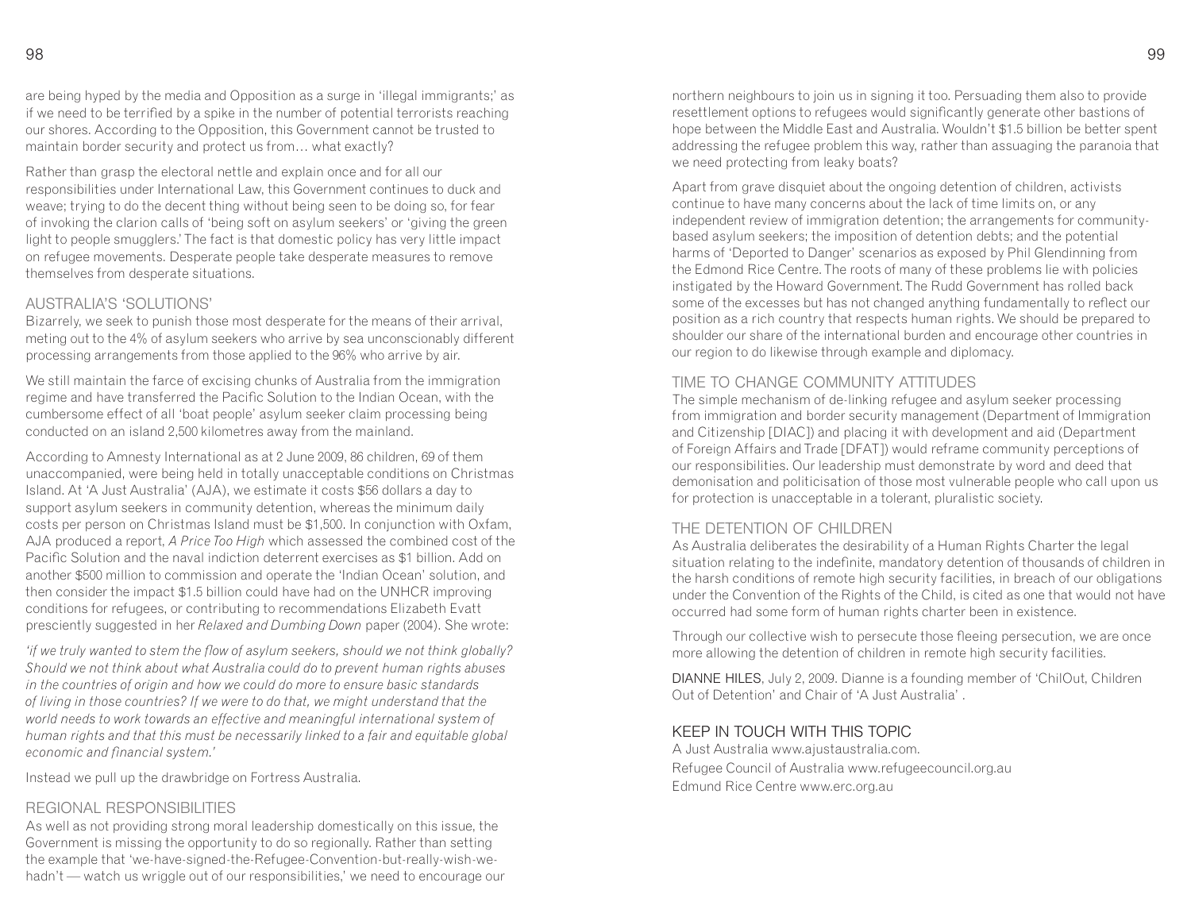are being hyped by the media and Opposition as a surge in 'illegal immigrants;' as if we need to be terrified by a spike in the number of potential terrorists reaching our shores. According to the Opposition, this Government cannot be trusted to maintain border security and protect us from… what exactly?

Rather than grasp the electoral nettle and explain once and for all our responsibilities under International Law, this Government continues to duck and weave; trying to do the decent thing without being seen to be doing so, for fear of invoking the clarion calls of 'being soft on asylum seekers' or 'giving the green light to people smugglers.' The fact is that domestic policy has very little impact on refugee movements. Desperate people take desperate measures to remove themselves from desperate situations.

## AUSTRALIA'S 'SOLUTIONS'

Bizarrely, we seek to punish those most desperate for the means of their arrival, meting out to the 4% of asylum seekers who arrive by sea unconscionably different processing arrangements from those applied to the 96% who arrive by air.

We still maintain the farce of excising chunks of Australia from the immigration regime and have transferred the Pacific Solution to the Indian Ocean, with the cumbersome effect of all 'boat people' asylum seeker claim processing being conducted on an island 2,500 kilometres away from the mainland.

According to Amnesty International as at 2 June 2009, 86 children, 69 of them unaccompanied, were being held in totally unacceptable conditions on Christmas Island. At 'A Just Australia' (AJA), we estimate it costs $56 dollars a day to support asylum seekers in community detention, whereas the minimum daily costs per person on Christmas Island must be $1,500. In conjunction with Oxfam, AJA produced a report, *A Price Too High* which assessed the combined cost of the Pacific Solution and the naval indiction deterrent exercises as $1 billion. Add on another $500 million to commission and operate the 'Indian Ocean' solution, and then consider the impact $1.5 billion could have had on the UNHCR improving conditions for refugees, or contributing to recommendations Elizabeth Evatt presciently suggested in her *Relaxed and Dumbing Down* paper (2004). She wrote:

*'if we truly wanted to stem the flow of asylum seekers, should we not think globally? Should we not think about what Australia could do to prevent human rights abuses in the countries of origin and how we could do more to ensure basic standards of living in those countries? If we were to do that, we might understand that the world needs to work towards an effective and meaningful international system of human rights and that this must be necessarily linked to a fair and equitable global economic and financial system.'*

Instead we pull up the drawbridge on Fortress Australia.

## REGIONAL RESPONSIBILITIES

As well as not providing strong moral leadership domestically on this issue, the Government is missing the opportunity to do so regionally. Rather than setting the example that 'we-have-signed-the-Refugee-Convention-but-really-wish-we-hadn't — watch us wriggle out of our responsibilities,' we need to encourage our northern neighbours to join us in signing it too. Persuading them also to provide resettlement options to refugees would significantly generate other bastions of hope between the Middle East and Australia. Wouldn't $1.5 billion be better spent addressing the refugee problem this way, rather than assuaging the paranoia that we need protecting from leaky boats?

Apart from grave disquiet about the ongoing detention of children, activists continue to have many concerns about the lack of time limits on, or any independent review of immigration detention; the arrangements for community-based asylum seekers; the imposition of detention debts; and the potential harms of 'Deported to Danger' scenarios as exposed by Phil Glendinning from the Edmond Rice Centre. The roots of many of these problems lie with policies instigated by the Howard Government. The Rudd Government has rolled back some of the excesses but has not changed anything fundamentally to reflect our position as a rich country that respects human rights. We should be prepared to shoulder our share of the international burden and encourage other countries in our region to do likewise through example and diplomacy.

## TIME TO CHANGE COMMUNITY ATTITUDES

The simple mechanism of de-linking refugee and asylum seeker processing from immigration and border security management (Department of Immigration and Citizenship [DIAC]) and placing it with development and aid (Department of Foreign Affairs and Trade [DFAT]) would reframe community perceptions of our responsibilities. Our leadership must demonstrate by word and deed that demonisation and politicisation of those most vulnerable people who call upon us for protection is unacceptable in a tolerant, pluralistic society.

## THE DETENTION OF CHILDREN

As Australia deliberates the desirability of a Human Rights Charter the legal situation relating to the indefinite, mandatory detention of thousands of children in the harsh conditions of remote high security facilities, in breach of our obligations under the Convention of the Rights of the Child, is cited as one that would not have occurred had some form of human rights charter been in existence.

Through our collective wish to persecute those fleeing persecution, we are once more allowing the detention of children in remote high security facilities.

DIANNE HILES, July 2, 2009. Dianne is a founding member of 'ChilOut, Children Out of Detention' and Chair of 'A Just Australia' .

## KEEP IN TOUCH WITH THIS TOPIC

A Just Australia www.ajustaustralia.com.
Refugee Council of Australia www.refugeecouncil.org.au
Edmund Rice Centre www.erc.org.au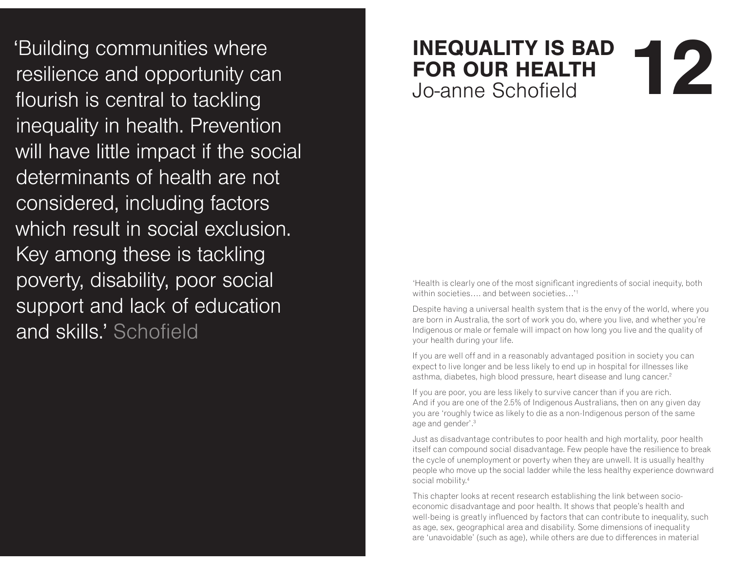'Building communities where resilience and opportunity can flourish is central to tackling inequality in health. Prevention will have little impact if the social determinants of health are not considered, including factors which result in social exclusion. Key among these is tackling poverty, disability, poor social support and lack of education and skills.' Schofield

# 12 INEQUALITY IS BAD FOR OUR HEALTH

Jo-anne Schofield

'Health is clearly one of the most significant ingredients of social inequity, both within societies…. and between societies…'[1]

Despite having a universal health system that is the envy of the world, where you are born in Australia, the sort of work you do, where you live, and whether you're Indigenous or male or female will impact on how long you live and the quality of your health during your life.

If you are well off and in a reasonably advantaged position in society you can expect to live longer and be less likely to end up in hospital for illnesses like asthma, diabetes, high blood pressure, heart disease and lung cancer.[2]

If you are poor, you are less likely to survive cancer than if you are rich. And if you are one of the 2.5% of Indigenous Australians, then on any given day you are 'roughly twice as likely to die as a non-Indigenous person of the same age and gender'.[3]

Just as disadvantage contributes to poor health and high mortality, poor health itself can compound social disadvantage. Few people have the resilience to break the cycle of unemployment or poverty when they are unwell. It is usually healthy people who move up the social ladder while the less healthy experience downward social mobility.[4]

This chapter looks at recent research establishing the link between socio-economic disadvantage and poor health. It shows that people's health and well-being is greatly influenced by factors that can contribute to inequality, such as age, sex, geographical area and disability. Some dimensions of inequality are 'unavoidable' (such as age), while others are due to differences in material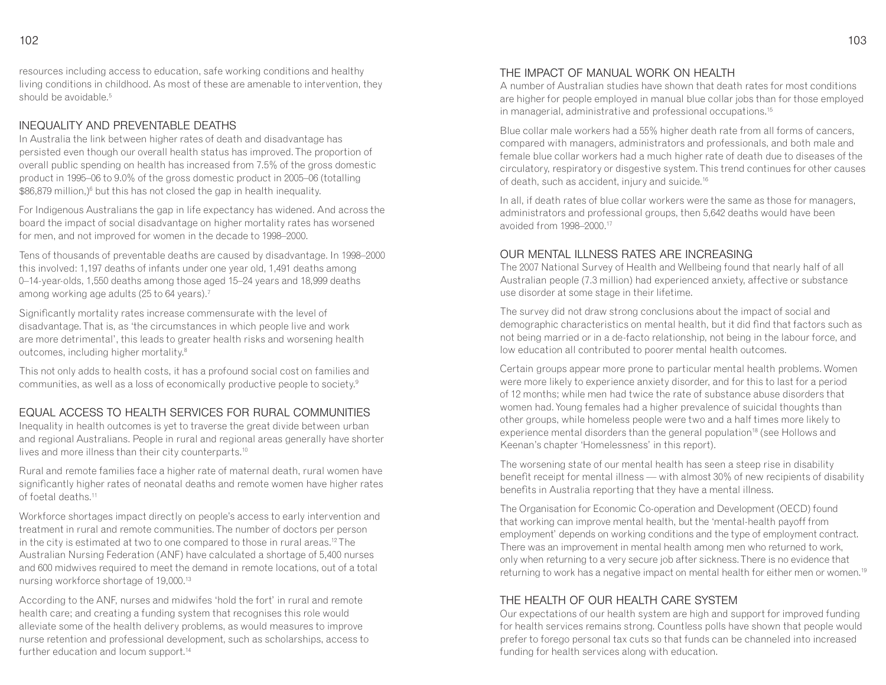resources including access to education, safe working conditions and healthy living conditions in childhood. As most of these are amenable to intervention, they should be avoidable.[5]

## INEQUALITY AND PREVENTABLE DEATHS

In Australia the link between higher rates of death and disadvantage has persisted even though our overall health status has improved. The proportion of overall public spending on health has increased from 7.5% of the gross domestic product in 1995–06 to 9.0% of the gross domestic product in 2005–06 (totalling $86,879 million,)[6] but this has not closed the gap in health inequality.

For Indigenous Australians the gap in life expectancy has widened. And across the board the impact of social disadvantage on higher mortality rates has worsened for men, and not improved for women in the decade to 1998–2000.

Tens of thousands of preventable deaths are caused by disadvantage. In 1998–2000 this involved: 1,197 deaths of infants under one year old, 1,491 deaths among 0–14-year-olds, 1,550 deaths among those aged 15–24 years and 18,999 deaths among working age adults (25 to 64 years).[7]

Significantly mortality rates increase commensurate with the level of disadvantage. That is, as 'the circumstances in which people live and work are more detrimental', this leads to greater health risks and worsening health outcomes, including higher mortality.[8]

This not only adds to health costs, it has a profound social cost on families and communities, as well as a loss of economically productive people to society.[9]

## EQUAL ACCESS TO HEALTH SERVICES FOR RURAL COMMUNITIES

Inequality in health outcomes is yet to traverse the great divide between urban and regional Australians. People in rural and regional areas generally have shorter lives and more illness than their city counterparts.[10]

Rural and remote families face a higher rate of maternal death, rural women have significantly higher rates of neonatal deaths and remote women have higher rates of foetal deaths.[11]

Workforce shortages impact directly on people's access to early intervention and treatment in rural and remote communities. The number of doctors per person in the city is estimated at two to one compared to those in rural areas.[12] The Australian Nursing Federation (ANF) have calculated a shortage of 5,400 nurses and 600 midwives required to meet the demand in remote locations, out of a total nursing workforce shortage of 19,000.[13]

According to the ANF, nurses and midwifes 'hold the fort' in rural and remote health care; and creating a funding system that recognises this role would alleviate some of the health delivery problems, as would measures to improve nurse retention and professional development, such as scholarships, access to further education and locum support.[14]

## THE IMPACT OF MANUAL WORK ON HEALTH

A number of Australian studies have shown that death rates for most conditions are higher for people employed in manual blue collar jobs than for those employed in managerial, administrative and professional occupations.[15]

Blue collar male workers had a 55% higher death rate from all forms of cancers, compared with managers, administrators and professionals, and both male and female blue collar workers had a much higher rate of death due to diseases of the circulatory, respiratory or disgestive system. This trend continues for other causes of death, such as accident, injury and suicide.[16]

In all, if death rates of blue collar workers were the same as those for managers, administrators and professional groups, then 5,642 deaths would have been avoided from 1998–2000.[17]

## OUR MENTAL ILLNESS RATES ARE INCREASING

The 2007 National Survey of Health and Wellbeing found that nearly half of all Australian people (7.3 million) had experienced anxiety, affective or substance use disorder at some stage in their lifetime.

The survey did not draw strong conclusions about the impact of social and demographic characteristics on mental health, but it did find that factors such as not being married or in a de-facto relationship, not being in the labour force, and low education all contributed to poorer mental health outcomes.

Certain groups appear more prone to particular mental health problems. Women were more likely to experience anxiety disorder, and for this to last for a period of 12 months; while men had twice the rate of substance abuse disorders that women had. Young females had a higher prevalence of suicidal thoughts than other groups, while homeless people were two and a half times more likely to experience mental disorders than the general population[18] (see Hollows and Keenan's chapter 'Homelessness' in this report).

The worsening state of our mental health has seen a steep rise in disability benefit receipt for mental illness — with almost 30% of new recipients of disability benefits in Australia reporting that they have a mental illness.

The Organisation for Economic Co-operation and Development (OECD) found that working can improve mental health, but the 'mental-health payoff from employment' depends on working conditions and the type of employment contract. There was an improvement in mental health among men who returned to work, only when returning to a very secure job after sickness. There is no evidence that returning to work has a negative impact on mental health for either men or women.[19]

## THE HEALTH OF OUR HEALTH CARE SYSTEM

Our expectations of our health system are high and support for improved funding for health services remains strong. Countless polls have shown that people would prefer to forego personal tax cuts so that funds can be channeled into increased funding for health services along with education.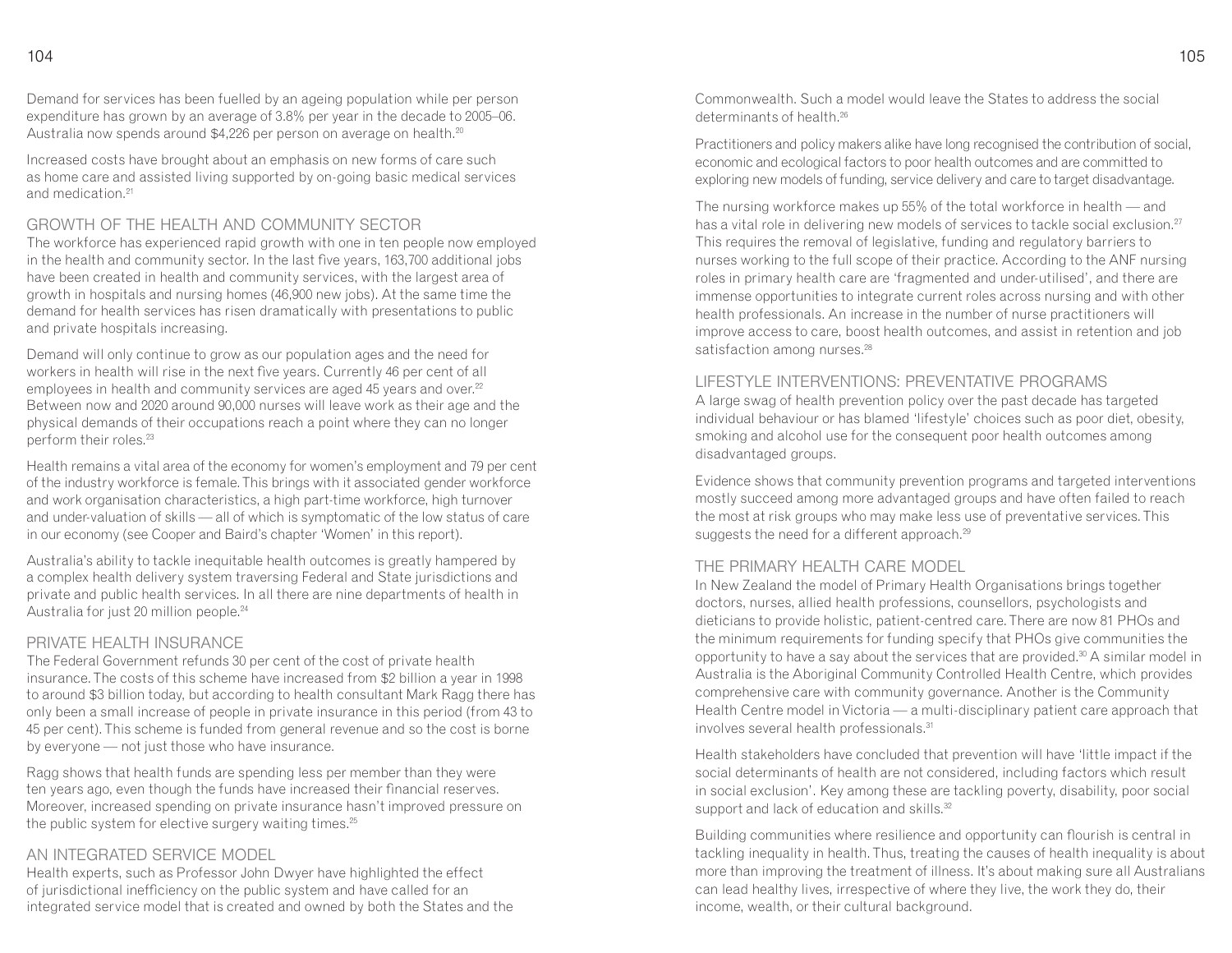Demand for services has been fuelled by an ageing population while per person expenditure has grown by an average of 3.8% per year in the decade to 2005–06. Australia now spends around $4,226 per person on average on health.[20]

Increased costs have brought about an emphasis on new forms of care such as home care and assisted living supported by on-going basic medical services and medication.[21]

## GROWTH OF THE HEALTH AND COMMUNITY SECTOR

The workforce has experienced rapid growth with one in ten people now employed in the health and community sector. In the last five years, 163,700 additional jobs have been created in health and community services, with the largest area of growth in hospitals and nursing homes (46,900 new jobs). At the same time the demand for health services has risen dramatically with presentations to public and private hospitals increasing.

Demand will only continue to grow as our population ages and the need for workers in health will rise in the next five years. Currently 46 per cent of all employees in health and community services are aged 45 years and over.[22] Between now and 2020 around 90,000 nurses will leave work as their age and the physical demands of their occupations reach a point where they can no longer perform their roles.[23]

Health remains a vital area of the economy for women's employment and 79 per cent of the industry workforce is female. This brings with it associated gender workforce and work organisation characteristics, a high part-time workforce, high turnover and under-valuation of skills — all of which is symptomatic of the low status of care in our economy (see Cooper and Baird's chapter 'Women' in this report).

Australia's ability to tackle inequitable health outcomes is greatly hampered by a complex health delivery system traversing Federal and State jurisdictions and private and public health services. In all there are nine departments of health in Australia for just 20 million people.[24]

## PRIVATE HEALTH INSURANCE

The Federal Government refunds 30 per cent of the cost of private health insurance. The costs of this scheme have increased from $2 billion a year in 1998 to around $3 billion today, but according to health consultant Mark Ragg there has only been a small increase of people in private insurance in this period (from 43 to 45 per cent). This scheme is funded from general revenue and so the cost is borne by everyone — not just those who have insurance.

Ragg shows that health funds are spending less per member than they were ten years ago, even though the funds have increased their financial reserves. Moreover, increased spending on private insurance hasn't improved pressure on the public system for elective surgery waiting times.[25]

## AN INTEGRATED SERVICE MODEL

Health experts, such as Professor John Dwyer have highlighted the effect of jurisdictional inefficiency on the public system and have called for an integrated service model that is created and owned by both the States and the Commonwealth. Such a model would leave the States to address the social determinants of health.[26]

Practitioners and policy makers alike have long recognised the contribution of social, economic and ecological factors to poor health outcomes and are committed to exploring new models of funding, service delivery and care to target disadvantage.

The nursing workforce makes up 55% of the total workforce in health — and has a vital role in delivering new models of services to tackle social exclusion.[27] This requires the removal of legislative, funding and regulatory barriers to nurses working to the full scope of their practice. According to the ANF nursing roles in primary health care are 'fragmented and under-utilised', and there are immense opportunities to integrate current roles across nursing and with other health professionals. An increase in the number of nurse practitioners will improve access to care, boost health outcomes, and assist in retention and job satisfaction among nurses.[28]

## LIFESTYLE INTERVENTIONS: PREVENTATIVE PROGRAMS

A large swag of health prevention policy over the past decade has targeted individual behaviour or has blamed 'lifestyle' choices such as poor diet, obesity, smoking and alcohol use for the consequent poor health outcomes among disadvantaged groups.

Evidence shows that community prevention programs and targeted interventions mostly succeed among more advantaged groups and have often failed to reach the most at risk groups who may make less use of preventative services. This suggests the need for a different approach.[29]

## THE PRIMARY HEALTH CARE MODEL

In New Zealand the model of Primary Health Organisations brings together doctors, nurses, allied health professions, counsellors, psychologists and dieticians to provide holistic, patient-centred care. There are now 81 PHOs and the minimum requirements for funding specify that PHOs give communities the opportunity to have a say about the services that are provided.[30] A similar model in Australia is the Aboriginal Community Controlled Health Centre, which provides comprehensive care with community governance. Another is the Community Health Centre model in Victoria — a multi-disciplinary patient care approach that involves several health professionals.[31]

Health stakeholders have concluded that prevention will have 'little impact if the social determinants of health are not considered, including factors which result in social exclusion'. Key among these are tackling poverty, disability, poor social support and lack of education and skills.[32]

Building communities where resilience and opportunity can flourish is central in tackling inequality in health. Thus, treating the causes of health inequality is about more than improving the treatment of illness. It's about making sure all Australians can lead healthy lives, irrespective of where they live, the work they do, their income, wealth, or their cultural background.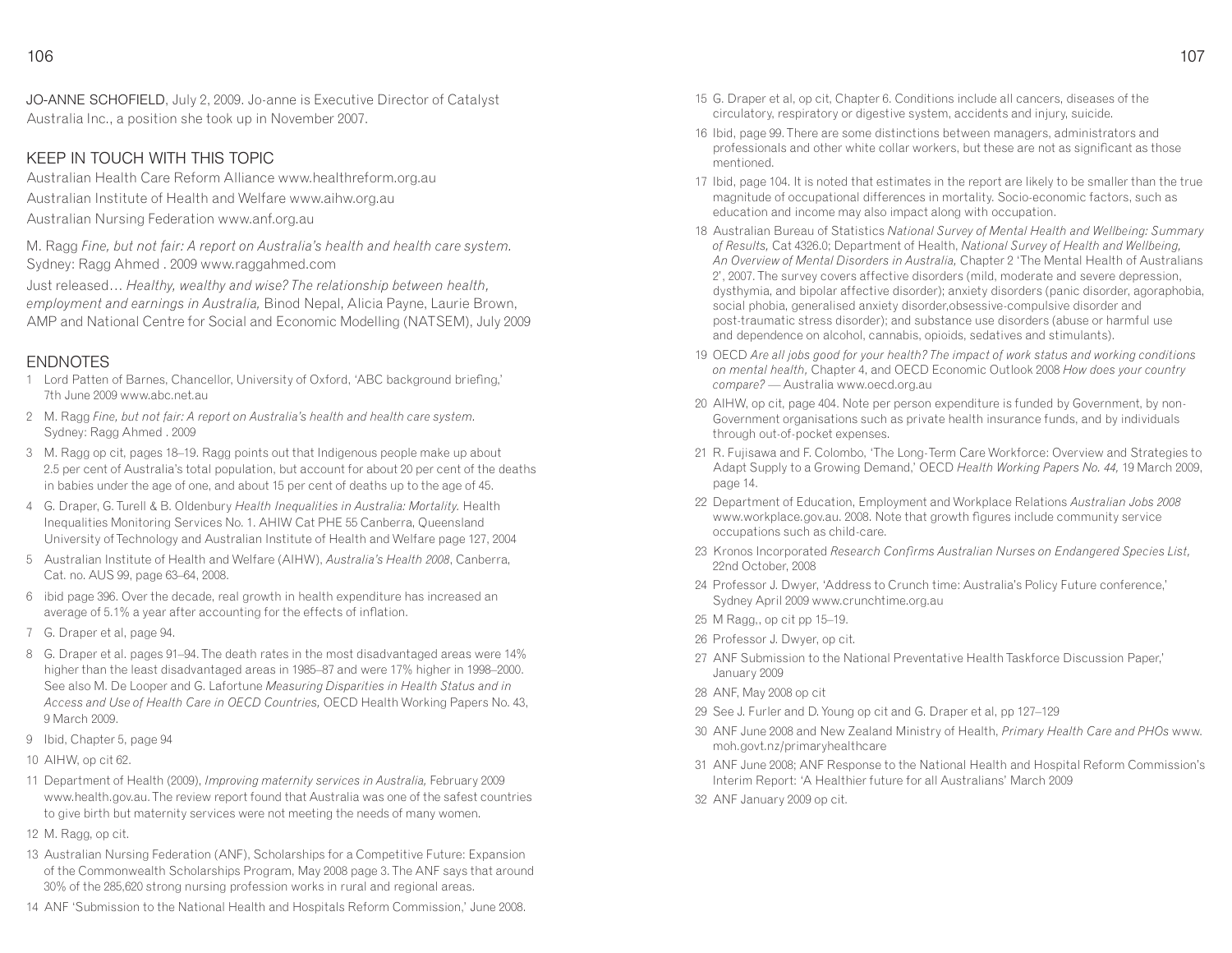JO-ANNE SCHOFIELD, July 2, 2009. Jo-anne is Executive Director of Catalyst Australia Inc., a position she took up in November 2007.

## KEEP IN TOUCH WITH THIS TOPIC

Australian Health Care Reform Alliance www.healthreform.org.au

Australian Institute of Health and Welfare www.aihw.org.au

Australian Nursing Federation www.anf.org.au

M. Ragg *Fine, but not fair: A report on Australia's health and health care system.* Sydney: Ragg Ahmed . 2009 www.raggahmed.com

Just released… *Healthy, wealthy and wise? The relationship between health, employment and earnings in Australia,* Binod Nepal, Alicia Payne, Laurie Brown, AMP and National Centre for Social and Economic Modelling (NATSEM), July 2009

## ENDNOTES

1 Lord Patten of Barnes, Chancellor, University of Oxford, 'ABC background briefing,' 7th June 2009 www.abc.net.au

2 M. Ragg *Fine, but not fair: A report on Australia's health and health care system.* Sydney: Ragg Ahmed . 2009

3 M. Ragg op cit, pages 18–19. Ragg points out that Indigenous people make up about 2.5 per cent of Australia's total population, but account for about 20 per cent of the deaths in babies under the age of one, and about 15 per cent of deaths up to the age of 45.

4 G. Draper, G. Turell & B. Oldenbury *Health Inequalities in Australia: Mortality.* Health Inequalities Monitoring Services No. 1. AHIW Cat PHE 55 Canberra, Queensland University of Technology and Australian Institute of Health and Welfare page 127, 2004

5 Australian Institute of Health and Welfare (AIHW), *Australia's Health 2008*, Canberra, Cat. no. AUS 99, page 63–64, 2008.

6 ibid page 396. Over the decade, real growth in health expenditure has increased an average of 5.1% a year after accounting for the effects of inflation.

7 G. Draper et al, page 94.

8 G. Draper et al. pages 91–94. The death rates in the most disadvantaged areas were 14% higher than the least disadvantaged areas in 1985–87 and were 17% higher in 1998–2000. See also M. De Looper and G. Lafortune *Measuring Disparities in Health Status and in Access and Use of Health Care in OECD Countries,* OECD Health Working Papers No. 43, 9 March 2009.

9 Ibid, Chapter 5, page 94

10 AIHW, op cit 62.

11 Department of Health (2009), *Improving maternity services in Australia,* February 2009 www.health.gov.au. The review report found that Australia was one of the safest countries to give birth but maternity services were not meeting the needs of many women.

12 M. Ragg, op cit.

13 Australian Nursing Federation (ANF), Scholarships for a Competitive Future: Expansion of the Commonwealth Scholarships Program, May 2008 page 3. The ANF says that around 30% of the 285,620 strong nursing profession works in rural and regional areas.

14 ANF 'Submission to the National Health and Hospitals Reform Commission,' June 2008.

15 G. Draper et al, op cit, Chapter 6. Conditions include all cancers, diseases of the circulatory, respiratory or digestive system, accidents and injury, suicide.

16 Ibid, page 99. There are some distinctions between managers, administrators and professionals and other white collar workers, but these are not as significant as those mentioned.

17 Ibid, page 104. It is noted that estimates in the report are likely to be smaller than the true magnitude of occupational differences in mortality. Socio-economic factors, such as education and income may also impact along with occupation.

18 Australian Bureau of Statistics *National Survey of Mental Health and Wellbeing: Summary of Results,* Cat 4326.0; Department of Health, *National Survey of Health and Wellbeing, An Overview of Mental Disorders in Australia,* Chapter 2 'The Mental Health of Australians 2', 2007. The survey covers affective disorders (mild, moderate and severe depression, dysthymia, and bipolar affective disorder); anxiety disorders (panic disorder, agoraphobia, social phobia, generalised anxiety disorder,obsessive-compulsive disorder and post-traumatic stress disorder); and substance use disorders (abuse or harmful use and dependence on alcohol, cannabis, opioids, sedatives and stimulants).

19 OECD *Are all jobs good for your health? The impact of work status and working conditions on mental health,* Chapter 4, and OECD Economic Outlook 2008 *How does your country compare?* — Australia www.oecd.org.au

20 AIHW, op cit, page 404. Note per person expenditure is funded by Government, by non-Government organisations such as private health insurance funds, and by individuals through out-of-pocket expenses.

21 R. Fujisawa and F. Colombo, 'The Long-Term Care Workforce: Overview and Strategies to Adapt Supply to a Growing Demand,' OECD *Health Working Papers No. 44,* 19 March 2009, page 14.

22 Department of Education, Employment and Workplace Relations *Australian Jobs 2008* www.workplace.gov.au. 2008. Note that growth figures include community service occupations such as child-care.

23 Kronos Incorporated *Research Confirms Australian Nurses on Endangered Species List,* 22nd October, 2008

24 Professor J. Dwyer, 'Address to Crunch time: Australia's Policy Future conference,' Sydney April 2009 www.crunchtime.org.au

25 M Ragg,, op cit pp 15–19.

26 Professor J. Dwyer, op cit.

27 ANF Submission to the National Preventative Health Taskforce Discussion Paper,' January 2009

28 ANF, May 2008 op cit

29 See J. Furler and D. Young op cit and G. Draper et al, pp 127–129

30 ANF June 2008 and New Zealand Ministry of Health, *Primary Health Care and PHOs* www.moh.govt.nz/primaryhealthcare

31 ANF June 2008; ANF Response to the National Health and Hospital Reform Commission's Interim Report: 'A Healthier future for all Australians' March 2009

32 ANF January 2009 op cit.